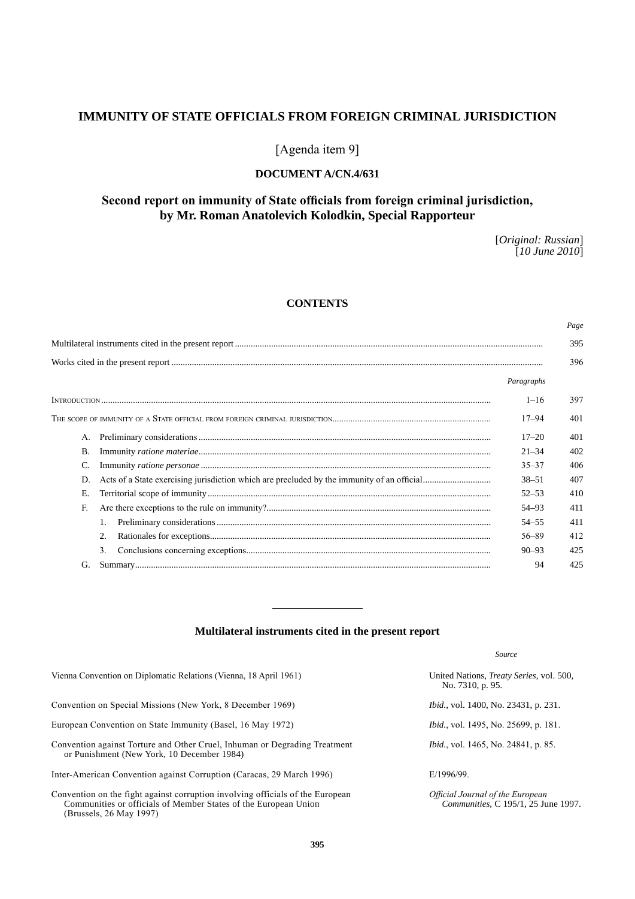# IMMUNITY OF STATE OFFICIALS FROM FOREIGN CRIMINAL JURISDICTION

[Agenda item 9]

**DOCUMENT A/CN.4/631**

## Second report on immunity of State officials from foreign criminal jurisdiction, by Mr. Roman Anatolevich Kolodkin, Special Rapporteur

[*Original: Russian*]
[*10 June 2010*]

### CONTENTS

| | | | *Page* |
|---|---|---|---|
| Multilateral instruments cited in the present report | | | 395 |
| Works cited in the present report | | | 396 |
| | | *Paragraphs* | |
| INTRODUCTION | | 1–16 | 397 |
| THE SCOPE OF IMMUNITY OF A STATE OFFICIAL FROM FOREIGN CRIMINAL JURISDICTION | | 17–94 | 401 |
| A. | Preliminary considerations | 17–20 | 401 |
| B. | Immunity *ratione materiae* | 21–34 | 402 |
| C. | Immunity *ratione personae* | 35–37 | 406 |
| D. | Acts of a State exercising jurisdiction which are precluded by the immunity of an official | 38–51 | 407 |
| E. | Territorial scope of immunity | 52–53 | 410 |
| F. | Are there exceptions to the rule on immunity? | 54–93 | 411 |
| | 1. Preliminary considerations | 54–55 | 411 |
| | 2. Rationales for exceptions | 56–89 | 412 |
| | 3. Conclusions concerning exceptions | 90–93 | 425 |
| G. | Summary | 94 | 425 |

---

### Multilateral instruments cited in the present report

| | *Source* |
|---|---|
| Vienna Convention on Diplomatic Relations (Vienna, 18 April 1961) | United Nations, *Treaty Series*, vol. 500, No. 7310, p. 95. |
| Convention on Special Missions (New York, 8 December 1969) | *Ibid.*, vol. 1400, No. 23431, p. 231. |
| European Convention on State Immunity (Basel, 16 May 1972) | *Ibid.*, vol. 1495, No. 25699, p. 181. |
| Convention against Torture and Other Cruel, Inhuman or Degrading Treatment or Punishment (New York, 10 December 1984) | *Ibid.*, vol. 1465, No. 24841, p. 85. |
| Inter-American Convention against Corruption (Caracas, 29 March 1996) | E/1996/99. |
| Convention on the fight against corruption involving officials of the European Communities or officials of Member States of the European Union (Brussels, 26 May 1997) | *Official Journal of the European Communities*, C 195/1, 25 June 1997. |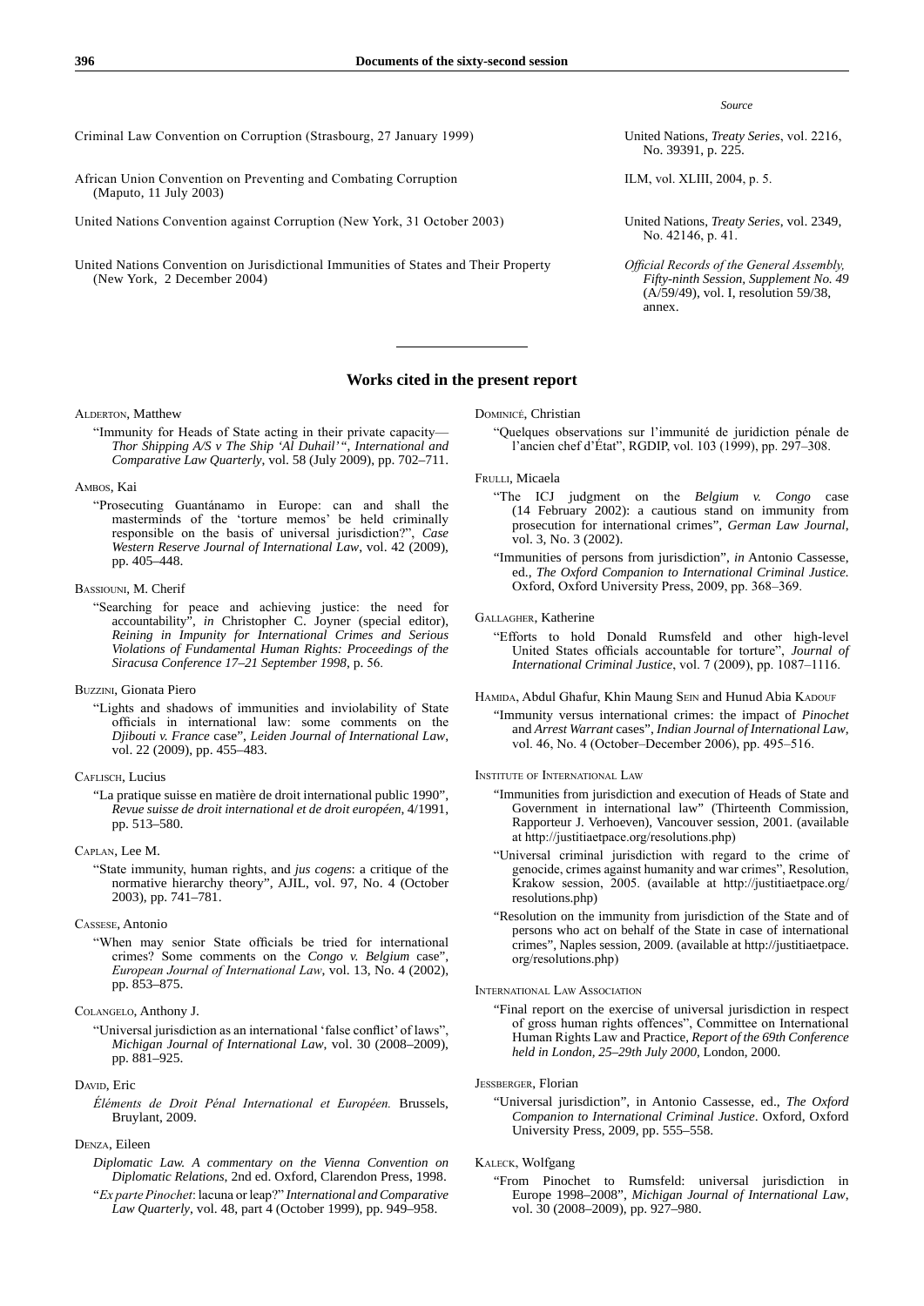| | Source |
|---|---|
| Criminal Law Convention on Corruption (Strasbourg, 27 January 1999) | United Nations, *Treaty Series*, vol. 2216, No. 39391, p. 225. |
| African Union Convention on Preventing and Combating Corruption (Maputo, 11 July 2003) | ILM, vol. XLIII, 2004, p. 5. |
| United Nations Convention against Corruption (New York, 31 October 2003) | United Nations, *Treaty Series*, vol. 2349, No. 42146, p. 41. |
| United Nations Convention on Jurisdictional Immunities of States and Their Property (New York, 2 December 2004) | *Official Records of the General Assembly, Fifty-ninth Session, Supplement No. 49* (A/59/49), vol. I, resolution 59/38, annex. |

## Works cited in the present report

Alderton, Matthew

"Immunity for Heads of State acting in their private capacity—*Thor Shipping A/S v The Ship 'Al Duhail'*", *International and Comparative Law Quarterly*, vol. 58 (July 2009), pp. 702–711.

Ambos, Kai

"Prosecuting Guantánamo in Europe: can and shall the masterminds of the 'torture memos' be held criminally responsible on the basis of universal jurisdiction?", *Case Western Reserve Journal of International Law*, vol. 42 (2009), pp. 405–448.

Bassiouni, M. Cherif

"Searching for peace and achieving justice: the need for accountability", *in* Christopher C. Joyner (special editor), *Reining in Impunity for International Crimes and Serious Violations of Fundamental Human Rights: Proceedings of the Siracusa Conference 17–21 September 1998*, p. 56.

Buzzini, Gionata Piero

"Lights and shadows of immunities and inviolability of State officials in international law: some comments on the *Djibouti v. France* case", *Leiden Journal of International Law*, vol. 22 (2009), pp. 455–483.

Caflisch, Lucius

"La pratique suisse en matière de droit international public 1990", *Revue suisse de droit international et de droit européen*, 4/1991, pp. 513–580.

Caplan, Lee M.

"State immunity, human rights, and *jus cogens*: a critique of the normative hierarchy theory", AJIL, vol. 97, No. 4 (October 2003), pp. 741–781.

Cassese, Antonio

"When may senior State officials be tried for international crimes? Some comments on the *Congo v. Belgium* case", *European Journal of International Law*, vol. 13, No. 4 (2002), pp. 853–875.

Colangelo, Anthony J.

"Universal jurisdiction as an international 'false conflict' of laws", *Michigan Journal of International Law*, vol. 30 (2008–2009), pp. 881–925.

David, Eric

*Éléments de Droit Pénal International et Européen.* Brussels, Bruylant, 2009.

Denza, Eileen

*Diplomatic Law. A commentary on the Vienna Convention on Diplomatic Relations*, 2nd ed. Oxford, Clarendon Press, 1998.

"*Ex parte Pinochet*: lacuna or leap?" *International and Comparative Law Quarterly*, vol. 48, part 4 (October 1999), pp. 949–958.

Dominicé, Christian

"Quelques observations sur l'immunité de juridiction pénale de l'ancien chef d'État", RGDIP, vol. 103 (1999), pp. 297–308.

Frulli, Micaela

"The ICJ judgment on the *Belgium v. Congo* case (14 February 2002): a cautious stand on immunity from prosecution for international crimes", *German Law Journal*, vol. 3, No. 3 (2002).

"Immunities of persons from jurisdiction", *in* Antonio Cassese, ed., *The Oxford Companion to International Criminal Justice.* Oxford, Oxford University Press, 2009, pp. 368–369.

Gallagher, Katherine

"Efforts to hold Donald Rumsfeld and other high-level United States officials accountable for torture", *Journal of International Criminal Justice*, vol. 7 (2009), pp. 1087–1116.

Hamida, Abdul Ghafur, Khin Maung Sein and Hunud Abia Kadouf

"Immunity versus international crimes: the impact of *Pinochet* and *Arrest Warrant* cases", *Indian Journal of International Law*, vol. 46, No. 4 (October–December 2006), pp. 495–516.

Institute of International Law

"Immunities from jurisdiction and execution of Heads of State and Government in international law" (Thirteenth Commission, Rapporteur J. Verhoeven), Vancouver session, 2001. (available at http://justitiaetpace.org/resolutions.php)

"Universal criminal jurisdiction with regard to the crime of genocide, crimes against humanity and war crimes", Resolution, Krakow session, 2005. (available at http://justitiaetpace.org/resolutions.php)

"Resolution on the immunity from jurisdiction of the State and of persons who act on behalf of the State in case of international crimes", Naples session, 2009. (available at http://justitiaetpace.org/resolutions.php)

International Law Association

"Final report on the exercise of universal jurisdiction in respect of gross human rights offences", Committee on International Human Rights Law and Practice, *Report of the 69th Conference held in London, 25–29th July 2000*, London, 2000.

Jessberger, Florian

"Universal jurisdiction", in Antonio Cassese, ed., *The Oxford Companion to International Criminal Justice*. Oxford, Oxford University Press, 2009, pp. 555–558.

Kaleck, Wolfgang

"From Pinochet to Rumsfeld: universal jurisdiction in Europe 1998–2008", *Michigan Journal of International Law*, vol. 30 (2008–2009), pp. 927–980.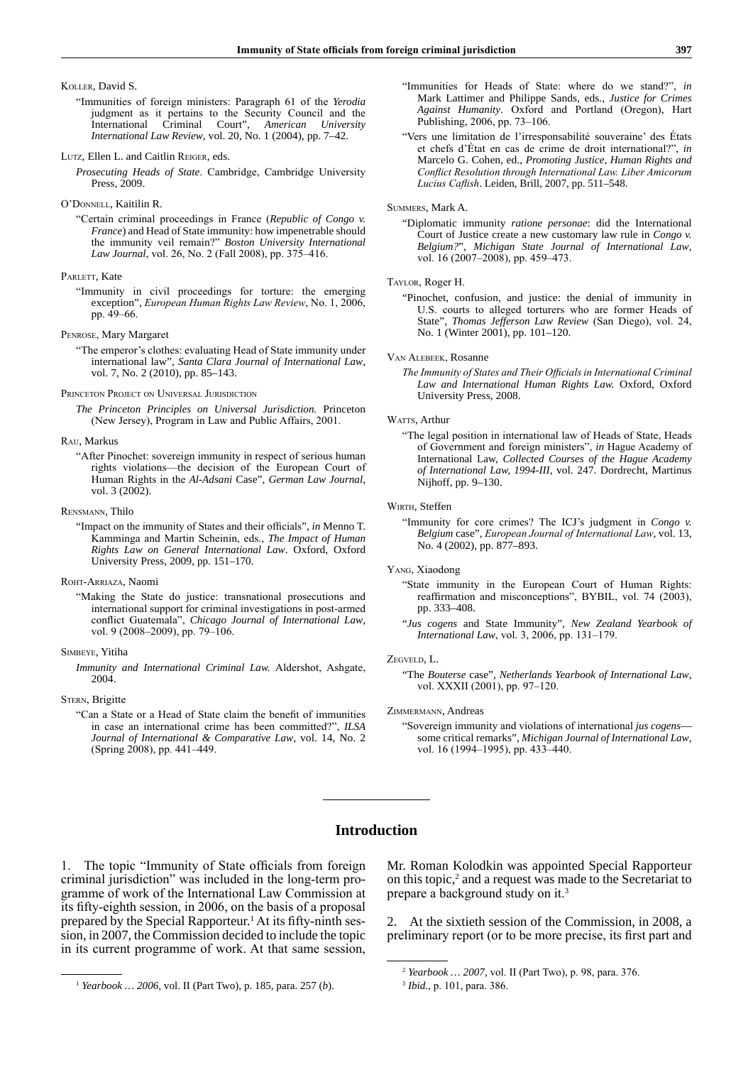Koller, David S.

"Immunities of foreign ministers: Paragraph 61 of the *Yerodia* judgment as it pertains to the Security Council and the International Criminal Court", *American University International Law Review*, vol. 20, No. 1 (2004), pp. 7–42.

Lutz, Ellen L. and Caitlin Reiger, eds.

*Prosecuting Heads of State*. Cambridge, Cambridge University Press, 2009.

O'Donnell, Kaitilin R.

"Certain criminal proceedings in France (*Republic of Congo v. France*) and Head of State immunity: how impenetrable should the immunity veil remain?" *Boston University International Law Journal*, vol. 26, No. 2 (Fall 2008), pp. 375–416.

Parlett, Kate

"Immunity in civil proceedings for torture: the emerging exception", *European Human Rights Law Review*, No. 1, 2006, pp. 49–66.

Penrose, Mary Margaret

"The emperor's clothes: evaluating Head of State immunity under international law", *Santa Clara Journal of International Law*, vol. 7, No. 2 (2010), pp. 85–143.

Princeton Project on Universal Jurisdiction

*The Princeton Principles on Universal Jurisdiction.* Princeton (New Jersey), Program in Law and Public Affairs, 2001.

Rau, Markus

"After Pinochet: sovereign immunity in respect of serious human rights violations—the decision of the European Court of Human Rights in the *Al-Adsani* Case", *German Law Journal*, vol. 3 (2002).

Rensmann, Thilo

"Impact on the immunity of States and their officials", *in* Menno T. Kamminga and Martin Scheinin, eds., *The Impact of Human Rights Law on General International Law*. Oxford, Oxford University Press, 2009, pp. 151–170.

Roht-Arriaza, Naomi

"Making the State do justice: transnational prosecutions and international support for criminal investigations in post-armed conflict Guatemala", *Chicago Journal of International Law*, vol. 9 (2008–2009), pp. 79–106.

Simbeye, Yitiha

*Immunity and International Criminal Law.* Aldershot, Ashgate, 2004.

Stern, Brigitte

"Can a State or a Head of State claim the benefit of immunities in case an international crime has been committed?", *ILSA Journal of International & Comparative Law*, vol. 14, No. 2 (Spring 2008), pp. 441–449.

"Immunities for Heads of State: where do we stand?", *in* Mark Lattimer and Philippe Sands, eds., *Justice for Crimes Against Humanity*. Oxford and Portland (Oregon), Hart Publishing, 2006, pp. 73–106.

"Vers une limitation de l'irresponsabilité souveraine' des États et chefs d'État en cas de crime de droit international?", *in* Marcelo G. Cohen, ed., *Promoting Justice, Human Rights and Conflict Resolution through International Law. Liber Amicorum Lucius Caflish*. Leiden, Brill, 2007, pp. 511–548.

Summers, Mark A.

"Diplomatic immunity *ratione personae*: did the International Court of Justice create a new customary law rule in *Congo v. Belgium?*", *Michigan State Journal of International Law*, vol. 16 (2007–2008), pp. 459–473.

Taylor, Roger H.

"Pinochet, confusion, and justice: the denial of immunity in U.S. courts to alleged torturers who are former Heads of State", *Thomas Jefferson Law Review* (San Diego), vol. 24, No. 1 (Winter 2001), pp. 101–120.

Van Alebeek, Rosanne

*The Immunity of States and Their Officials in International Criminal Law and International Human Rights Law.* Oxford, Oxford University Press, 2008.

Watts, Arthur

"The legal position in international law of Heads of State, Heads of Government and foreign ministers", *in* Hague Academy of International Law, *Collected Courses of the Hague Academy of International Law, 1994-III*, vol. 247. Dordrecht, Martinus Nijhoff, pp. 9–130.

Wirth, Steffen

"Immunity for core crimes? The ICJ's judgment in *Congo v. Belgium* case", *European Journal of International Law*, vol. 13, No. 4 (2002), pp. 877–893.

Yang, Xiaodong

"State immunity in the European Court of Human Rights: reaffirmation and misconceptions", BYBIL, vol. 74 (2003), pp. 333–408.

"*Jus cogens* and State Immunity", *New Zealand Yearbook of International Law*, vol. 3, 2006, pp. 131–179.

Zegveld, L.

"The *Bouterse* case", *Netherlands Yearbook of International Law*, vol. XXXII (2001), pp. 97–120.

Zimmermann, Andreas

"Sovereign immunity and violations of international *jus cogens*—some critical remarks", *Michigan Journal of International Law*, vol. 16 (1994–1995), pp. 433–440.

## Introduction

1. The topic "Immunity of State officials from foreign criminal jurisdiction" was included in the long-term programme of work of the International Law Commission at its fifty-eighth session, in 2006, on the basis of a proposal prepared by the Special Rapporteur.[1] At its fifty-ninth session, in 2007, the Commission decided to include the topic in its current programme of work. At that same session, Mr. Roman Kolodkin was appointed Special Rapporteur on this topic,[2] and a request was made to the Secretariat to prepare a background study on it.[3]

2. At the sixtieth session of the Commission, in 2008, a preliminary report (or to be more precise, its first part and

[1] *Yearbook … 2006*, vol. II (Part Two), p. 185, para. 257 (*b*).

[2] *Yearbook … 2007*, vol. II (Part Two), p. 98, para. 376.

[3] *Ibid.*, p. 101, para. 386.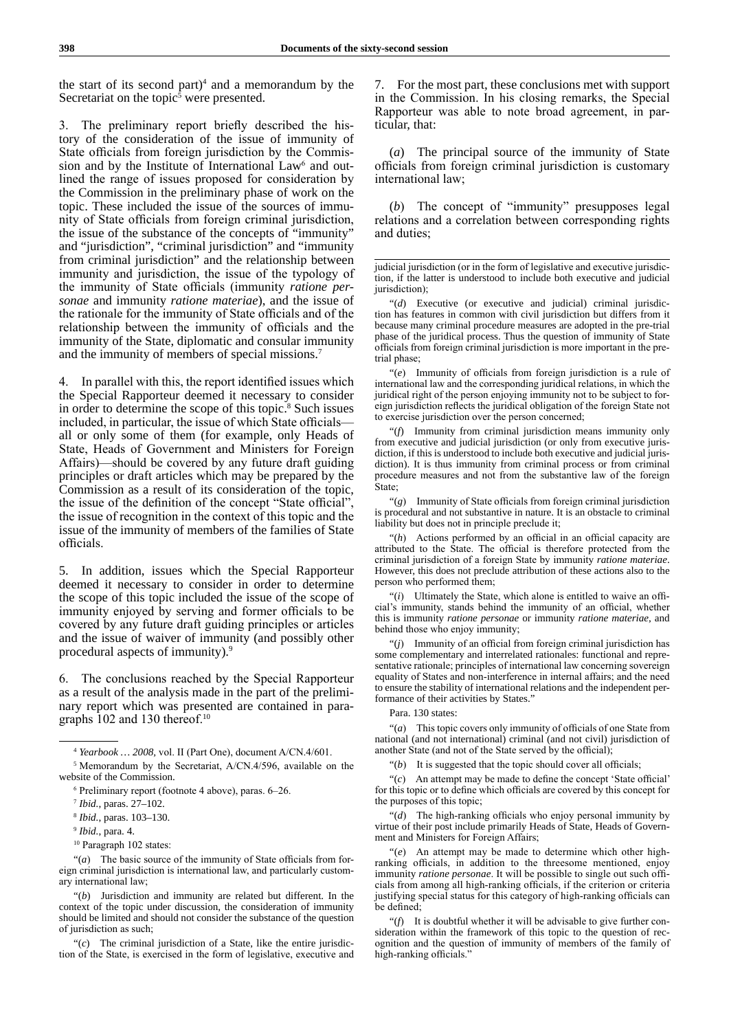the start of its second part)[4] and a memorandum by the Secretariat on the topic[5] were presented.

3. The preliminary report briefly described the history of the consideration of the issue of immunity of State officials from foreign jurisdiction by the Commission and by the Institute of International Law[6] and outlined the range of issues proposed for consideration by the Commission in the preliminary phase of work on the topic. These included the issue of the sources of immunity of State officials from foreign criminal jurisdiction, the issue of the substance of the concepts of "immunity" and "jurisdiction", "criminal jurisdiction" and "immunity from criminal jurisdiction" and the relationship between immunity and jurisdiction, the issue of the typology of the immunity of State officials (immunity *ratione personae* and immunity *ratione materiae*), and the issue of the rationale for the immunity of State officials and of the relationship between the immunity of officials and the immunity of the State, diplomatic and consular immunity and the immunity of members of special missions.[7]

4. In parallel with this, the report identified issues which the Special Rapporteur deemed it necessary to consider in order to determine the scope of this topic.[8] Such issues included, in particular, the issue of which State officials—all or only some of them (for example, only Heads of State, Heads of Government and Ministers for Foreign Affairs)—should be covered by any future draft guiding principles or draft articles which may be prepared by the Commission as a result of its consideration of the topic, the issue of the definition of the concept "State official", the issue of recognition in the context of this topic and the issue of the immunity of members of the families of State officials.

5. In addition, issues which the Special Rapporteur deemed it necessary to consider in order to determine the scope of this topic included the issue of the scope of immunity enjoyed by serving and former officials to be covered by any future draft guiding principles or articles and the issue of waiver of immunity (and possibly other procedural aspects of immunity).[9]

6. The conclusions reached by the Special Rapporteur as a result of the analysis made in the part of the preliminary report which was presented are contained in paragraphs 102 and 130 thereof.[10]

7. For the most part, these conclusions met with support in the Commission. In his closing remarks, the Special Rapporteur was able to note broad agreement, in particular, that:

(*a*) The principal source of the immunity of State officials from foreign criminal jurisdiction is customary international law;

(*b*) The concept of "immunity" presupposes legal relations and a correlation between corresponding rights and duties;

---

[4] *Yearbook … 2008*, vol. II (Part One), document A/CN.4/601.

[5] Memorandum by the Secretariat, A/CN.4/596, available on the website of the Commission.

[6] Preliminary report (footnote 4 above), paras. 6–26.

[7] *Ibid.*, paras. 27–102.

[8] *Ibid.*, paras. 103–130.

[9] *Ibid.*, para. 4.

[10] Paragraph 102 states:

"(*a*) The basic source of the immunity of State officials from foreign criminal jurisdiction is international law, and particularly customary international law;

"(*b*) Jurisdiction and immunity are related but different. In the context of the topic under discussion, the consideration of immunity should be limited and should not consider the substance of the question of jurisdiction as such;

"(*c*) The criminal jurisdiction of a State, like the entire jurisdiction of the State, is exercised in the form of legislative, executive and judicial jurisdiction (or in the form of legislative and executive jurisdiction, if the latter is understood to include both executive and judicial jurisdiction);

"(*d*) Executive (or executive and judicial) criminal jurisdiction has features in common with civil jurisdiction but differs from it because many criminal procedure measures are adopted in the pre-trial phase of the juridical process. Thus the question of immunity of State officials from foreign criminal jurisdiction is more important in the pre-trial phase;

"(*e*) Immunity of officials from foreign jurisdiction is a rule of international law and the corresponding juridical relations, in which the juridical right of the person enjoying immunity not to be subject to foreign jurisdiction reflects the juridical obligation of the foreign State not to exercise jurisdiction over the person concerned;

"(*f*) Immunity from criminal jurisdiction means immunity only from executive and judicial jurisdiction (or only from executive jurisdiction, if this is understood to include both executive and judicial jurisdiction). It is thus immunity from criminal process or from criminal procedure measures and not from the substantive law of the foreign State;

"(*g*) Immunity of State officials from foreign criminal jurisdiction is procedural and not substantive in nature. It is an obstacle to criminal liability but does not in principle preclude it;

"(*h*) Actions performed by an official in an official capacity are attributed to the State. The official is therefore protected from the criminal jurisdiction of a foreign State by immunity *ratione materiae*. However, this does not preclude attribution of these actions also to the person who performed them;

"(*i*) Ultimately the State, which alone is entitled to waive an official's immunity, stands behind the immunity of an official, whether this is immunity *ratione personae* or immunity *ratione materiae*, and behind those who enjoy immunity;

"(*j*) Immunity of an official from foreign criminal jurisdiction has some complementary and interrelated rationales: functional and representative rationale; principles of international law concerning sovereign equality of States and non-interference in internal affairs; and the need to ensure the stability of international relations and the independent performance of their activities by States."

Para. 130 states:

"(*a*) This topic covers only immunity of officials of one State from national (and not international) criminal (and not civil) jurisdiction of another State (and not of the State served by the official);

"(*b*) It is suggested that the topic should cover all officials;

"(*c*) An attempt may be made to define the concept 'State official' for this topic or to define which officials are covered by this concept for the purposes of this topic;

"(*d*) The high-ranking officials who enjoy personal immunity by virtue of their post include primarily Heads of State, Heads of Government and Ministers for Foreign Affairs;

"(*e*) An attempt may be made to determine which other high-ranking officials, in addition to the threesome mentioned, enjoy immunity *ratione personae*. It will be possible to single out such officials from among all high-ranking officials, if the criterion or criteria justifying special status for this category of high-ranking officials can be defined;

"(*f*) It is doubtful whether it will be advisable to give further consideration within the framework of this topic to the question of recognition and the question of immunity of members of the family of high-ranking officials."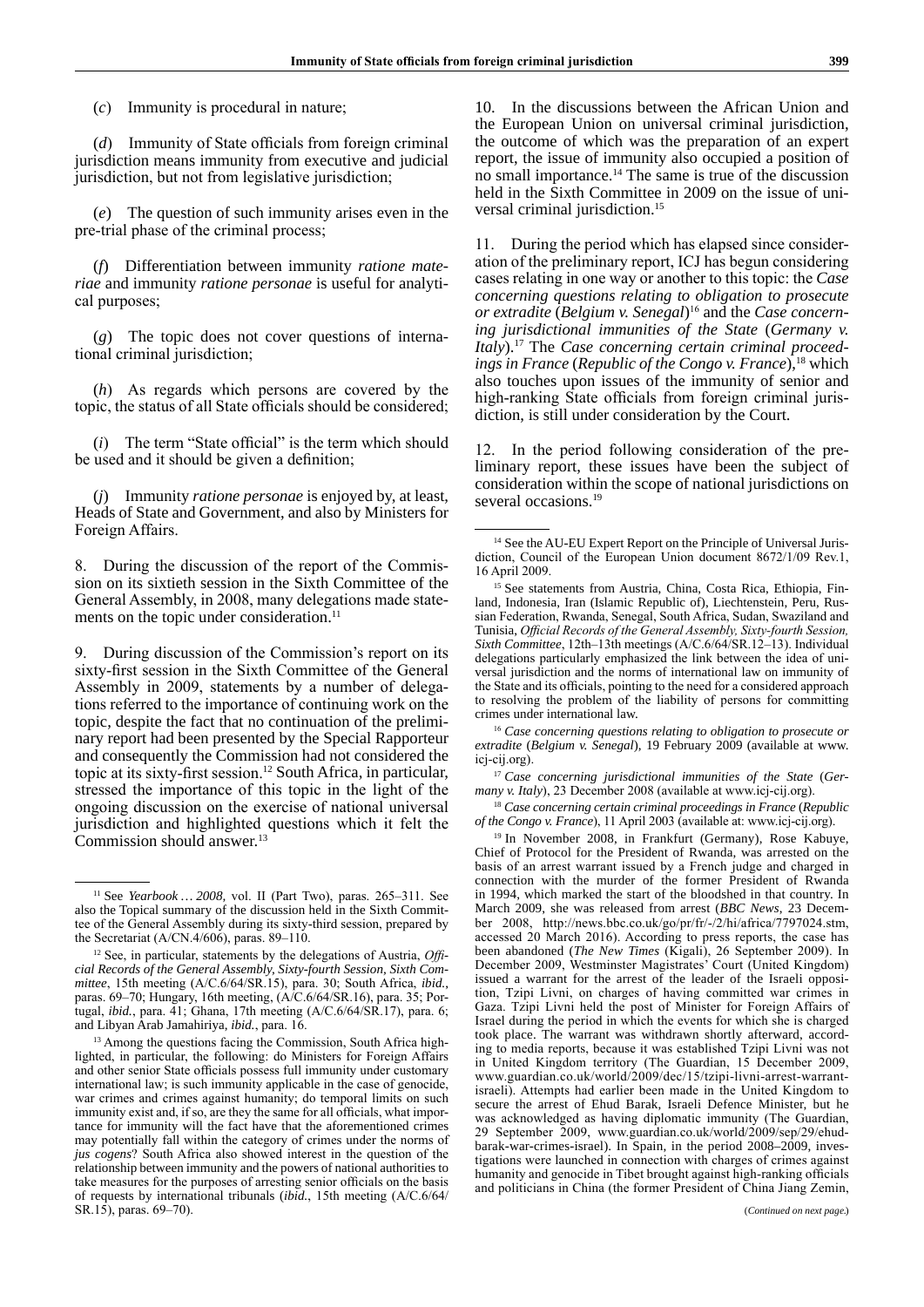(*c*) Immunity is procedural in nature;

(*d*) Immunity of State officials from foreign criminal jurisdiction means immunity from executive and judicial jurisdiction, but not from legislative jurisdiction;

(*e*) The question of such immunity arises even in the pre-trial phase of the criminal process;

(*f*) Differentiation between immunity *ratione materiae* and immunity *ratione personae* is useful for analytical purposes;

(*g*) The topic does not cover questions of international criminal jurisdiction;

(*h*) As regards which persons are covered by the topic, the status of all State officials should be considered;

(*i*) The term "State official" is the term which should be used and it should be given a definition;

(*j*) Immunity *ratione personae* is enjoyed by, at least, Heads of State and Government, and also by Ministers for Foreign Affairs.

8. During the discussion of the report of the Commission on its sixtieth session in the Sixth Committee of the General Assembly, in 2008, many delegations made statements on the topic under consideration.[11]

9. During discussion of the Commission's report on its sixty-first session in the Sixth Committee of the General Assembly in 2009, statements by a number of delegations referred to the importance of continuing work on the topic, despite the fact that no continuation of the preliminary report had been presented by the Special Rapporteur and consequently the Commission had not considered the topic at its sixty-first session.[12] South Africa, in particular, stressed the importance of this topic in the light of the ongoing discussion on the exercise of national universal jurisdiction and highlighted questions which it felt the Commission should answer.[13]

10. In the discussions between the African Union and the European Union on universal criminal jurisdiction, the outcome of which was the preparation of an expert report, the issue of immunity also occupied a position of no small importance.[14] The same is true of the discussion held in the Sixth Committee in 2009 on the issue of universal criminal jurisdiction.[15]

11. During the period which has elapsed since consideration of the preliminary report, ICJ has begun considering cases relating in one way or another to this topic: the *Case concerning questions relating to obligation to prosecute or extradite* (*Belgium v. Senegal*)[16] and the *Case concerning jurisdictional immunities of the State* (*Germany v. Italy*).[17] The *Case concerning certain criminal proceedings in France* (*Republic of the Congo v. France*),[18] which also touches upon issues of the immunity of senior and high-ranking State officials from foreign criminal jurisdiction, is still under consideration by the Court.

12. In the period following consideration of the preliminary report, these issues have been the subject of consideration within the scope of national jurisdictions on several occasions.[19]

---

[11] See *Yearbook … 2008,* vol. II (Part Two), paras. 265–311. See also the Topical summary of the discussion held in the Sixth Committee of the General Assembly during its sixty-third session, prepared by the Secretariat (A/CN.4/606), paras. 89–110.

[12] See, in particular, statements by the delegations of Austria, *Official Records of the General Assembly, Sixty-fourth Session, Sixth Committee*, 15th meeting (A/C.6/64/SR.15), para. 30; South Africa, *ibid.*, paras. 69–70; Hungary, 16th meeting, (A/C.6/64/SR.16), para. 35; Portugal, *ibid.*, para. 41; Ghana, 17th meeting (A/C.6/64/SR.17), para. 6; and Libyan Arab Jamahiriya, *ibid.*, para. 16.

[13] Among the questions facing the Commission, South Africa highlighted, in particular, the following: do Ministers for Foreign Affairs and other senior State officials possess full immunity under customary international law; is such immunity applicable in the case of genocide, war crimes and crimes against humanity; do temporal limits on such immunity exist and, if so, are they the same for all officials, what importance for immunity will the fact have that the aforementioned crimes may potentially fall within the category of crimes under the norms of *jus cogens*? South Africa also showed interest in the question of the relationship between immunity and the powers of national authorities to take measures for the purposes of arresting senior officials on the basis of requests by international tribunals (*ibid.*, 15th meeting (A/C.6/64/SR.15), paras. 69–70).

[14] See the AU-EU Expert Report on the Principle of Universal Jurisdiction, Council of the European Union document 8672/1/09 Rev.1, 16 April 2009.

[15] See statements from Austria, China, Costa Rica, Ethiopia, Finland, Indonesia, Iran (Islamic Republic of), Liechtenstein, Peru, Russian Federation, Rwanda, Senegal, South Africa, Sudan, Swaziland and Tunisia, *Official Records of the General Assembly, Sixty-fourth Session, Sixth Committee*, 12th–13th meetings (A/C.6/64/SR.12–13). Individual delegations particularly emphasized the link between the idea of universal jurisdiction and the norms of international law on immunity of the State and its officials, pointing to the need for a considered approach to resolving the problem of the liability of persons for committing crimes under international law.

[16] *Case concerning questions relating to obligation to prosecute or extradite* (*Belgium v. Senegal*), 19 February 2009 (available at www.icj-cij.org).

[17] *Case concerning jurisdictional immunities of the State* (*Germany v. Italy*), 23 December 2008 (available at www.icj-cij.org).

[18] *Case concerning certain criminal proceedings in France* (*Republic of the Congo v. France*), 11 April 2003 (available at: www.icj-cij.org).

[19] In November 2008, in Frankfurt (Germany), Rose Kabuye, Chief of Protocol for the President of Rwanda, was arrested on the basis of an arrest warrant issued by a French judge and charged in connection with the murder of the former President of Rwanda in 1994, which marked the start of the bloodshed in that country. In March 2009, she was released from arrest (*BBC News*, 23 December 2008, http://news.bbc.co.uk/go/pr/fr/-/2/hi/africa/7797024.stm, accessed 20 March 2016). According to press reports, the case has been abandoned (*The New Times* (Kigali), 26 September 2009). In December 2009, Westminster Magistrates' Court (United Kingdom) issued a warrant for the arrest of the leader of the Israeli opposition, Tzipi Livni, on charges of having committed war crimes in Gaza. Tzipi Livni held the post of Minister for Foreign Affairs of Israel during the period in which the events for which she is charged took place. The warrant was withdrawn shortly afterward, according to media reports, because it was established Tzipi Livni was not in United Kingdom territory (The Guardian, 15 December 2009, www.guardian.co.uk/world/2009/dec/15/tzipi-livni-arrest-warrant-israeli). Attempts had earlier been made in the United Kingdom to secure the arrest of Ehud Barak, Israeli Defence Minister, but he was acknowledged as having diplomatic immunity (The Guardian, 29 September 2009, www.guardian.co.uk/world/2009/sep/29/ehud-barak-war-crimes-israel). In Spain, in the period 2008–2009, investigations were launched in connection with charges of crimes against humanity and genocide in Tibet brought against high-ranking officials and politicians in China (the former President of China Jiang Zemin,

(*Continued on next page.*)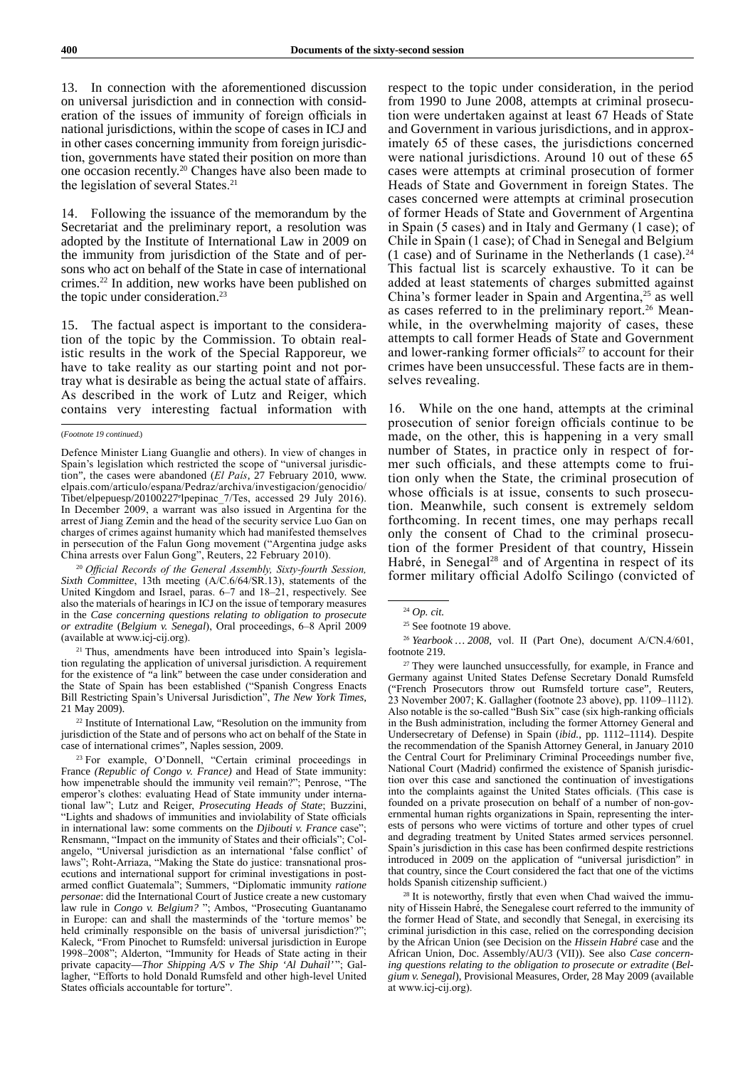13. In connection with the aforementioned discussion on universal jurisdiction and in connection with consideration of the issues of immunity of foreign officials in national jurisdictions, within the scope of cases in ICJ and in other cases concerning immunity from foreign jurisdiction, governments have stated their position on more than one occasion recently.[20] Changes have also been made to the legislation of several States.[21]

14. Following the issuance of the memorandum by the Secretariat and the preliminary report, a resolution was adopted by the Institute of International Law in 2009 on the immunity from jurisdiction of the State and of persons who act on behalf of the State in case of international crimes.[22] In addition, new works have been published on the topic under consideration.[23]

15. The factual aspect is important to the consideration of the topic by the Commission. To obtain realistic results in the work of the Special Rapporteur, we have to take reality as our starting point and not portray what is desirable as being the actual state of affairs. As described in the work of Lutz and Reiger, which contains very interesting factual information with respect to the topic under consideration, in the period from 1990 to June 2008, attempts at criminal prosecution were undertaken against at least 67 Heads of State and Government in various jurisdictions, and in approximately 65 of these cases, the jurisdictions concerned were national jurisdictions. Around 10 out of these 65 cases were attempts at criminal prosecution of former Heads of State and Government in foreign States. The cases concerned were attempts at criminal prosecution of former Heads of State and Government of Argentina in Spain (5 cases) and in Italy and Germany (1 case); of Chile in Spain (1 case); of Chad in Senegal and Belgium (1 case) and of Suriname in the Netherlands (1 case).[24] This factual list is scarcely exhaustive. To it can be added at least statements of charges submitted against China's former leader in Spain and Argentina,[25] as well as cases referred to in the preliminary report.[26] Meanwhile, in the overwhelming majority of cases, these attempts to call former Heads of State and Government and lower-ranking former officials[27] to account for their crimes have been unsuccessful. These facts are in themselves revealing.

16. While on the one hand, attempts at the criminal prosecution of senior foreign officials continue to be made, on the other, this is happening in a very small number of States, in practice only in respect of former such officials, and these attempts come to fruition only when the State, the criminal prosecution of whose officials is at issue, consents to such prosecution. Meanwhile, such consent is extremely seldom forthcoming. In recent times, one may perhaps recall only the consent of Chad to the criminal prosecution of the former President of that country, Hissein Habré, in Senegal[28] and of Argentina in respect of its former military official Adolfo Scilingo (convicted of

---

(*Footnote 19 continued.*)

Defence Minister Liang Guanglie and others). In view of changes in Spain's legislation which restricted the scope of "universal jurisdiction", the cases were abandoned (*El País*, 27 February 2010, www.elpais.com/articulo/espana/Pedraz/archiva/investigacion/genocidio/Tibet/elpepuesp/20100227elpepinac_7/Tes, accessed 29 July 2016). In December 2009, a warrant was also issued in Argentina for the arrest of Jiang Zemin and the head of the security service Luo Gan on charges of crimes against humanity which had manifested themselves in persecution of the Falun Gong movement ("Argentina judge asks China arrests over Falun Gong", Reuters, 22 February 2010).

[20] *Official Records of the General Assembly, Sixty-fourth Session, Sixth Committee*, 13th meeting (A/C.6/64/SR.13), statements of the United Kingdom and Israel, paras. 6–7 and 18–21, respectively. See also the materials of hearings in ICJ on the issue of temporary measures in the *Case concerning questions relating to obligation to prosecute or extradite* (*Belgium v. Senegal*), Oral proceedings, 6–8 April 2009 (available at www.icj-cij.org).

[21] Thus, amendments have been introduced into Spain's legislation regulating the application of universal jurisdiction. A requirement for the existence of "a link" between the case under consideration and the State of Spain has been established ("Spanish Congress Enacts Bill Restricting Spain's Universal Jurisdiction", *The New York Times*, 21 May 2009).

[22] Institute of International Law, "Resolution on the immunity from jurisdiction of the State and of persons who act on behalf of the State in case of international crimes", Naples session, 2009.

[23] For example, O'Donnell, "Certain criminal proceedings in France *(Republic of Congo v. France)* and Head of State immunity: how impenetrable should the immunity veil remain?"; Penrose, "The emperor's clothes: evaluating Head of State immunity under international law"; Lutz and Reiger, *Prosecuting Heads of State*; Buzzini, "Lights and shadows of immunities and inviolability of State officials in international law: some comments on the *Djibouti v. France* case"; Rensmann, "Impact on the immunity of States and their officials"; Colangelo, "Universal jurisdiction as an international 'false conflict' of laws"; Roht-Arriaza, "Making the State do justice: transnational prosecutions and international support for criminal investigations in post-armed conflict Guatemala"; Summers, "Diplomatic immunity *ratione personae*: did the International Court of Justice create a new customary law rule in *Congo v. Belgium?* "; Ambos, "Prosecuting Guantanamo in Europe: can and shall the masterminds of the 'torture memos' be held criminally responsible on the basis of universal jurisdiction?"; Kaleck, "From Pinochet to Rumsfeld: universal jurisdiction in Europe 1998–2008"; Alderton, "Immunity for Heads of State acting in their private capacity—*Thor Shipping A/S v The Ship 'Al Duhail'* "; Gallagher, "Efforts to hold Donald Rumsfeld and other high-level United States officials accountable for torture".

[24] *Op. cit.*

[25] See footnote 19 above.

[26] *Yearbook … 2008*, vol. II (Part One), document A/CN.4/601, footnote 219.

[27] They were launched unsuccessfully, for example, in France and Germany against United States Defense Secretary Donald Rumsfeld ("French Prosecutors throw out Rumsfeld torture case", Reuters, 23 November 2007; K. Gallagher (footnote 23 above), pp. 1109–1112). Also notable is the so-called "Bush Six" case (six high-ranking officials in the Bush administration, including the former Attorney General and Undersecretary of Defense) in Spain (*ibid.*, pp. 1112–1114). Despite the recommendation of the Spanish Attorney General, in January 2010 the Central Court for Preliminary Criminal Proceedings number five, National Court (Madrid) confirmed the existence of Spanish jurisdiction over this case and sanctioned the continuation of investigations into the complaints against the United States officials. (This case is founded on a private prosecution on behalf of a number of non-governmental human rights organizations in Spain, representing the interests of persons who were victims of torture and other types of cruel and degrading treatment by United States armed services personnel. Spain's jurisdiction in this case has been confirmed despite restrictions introduced in 2009 on the application of "universal jurisdiction" in that country, since the Court considered the fact that one of the victims holds Spanish citizenship sufficient.)

[28] It is noteworthy, firstly that even when Chad waived the immunity of Hissein Habré, the Senegalese court referred to the immunity of the former Head of State, and secondly that Senegal, in exercising its criminal jurisdiction in this case, relied on the corresponding decision by the African Union (see Decision on the *Hissein Habré* case and the African Union, Doc. Assembly/AU/3 (VII)). See also *Case concerning questions relating to the obligation to prosecute or extradite* (*Belgium v. Senegal*), Provisional Measures, Order, 28 May 2009 (available at www.icj-cij.org).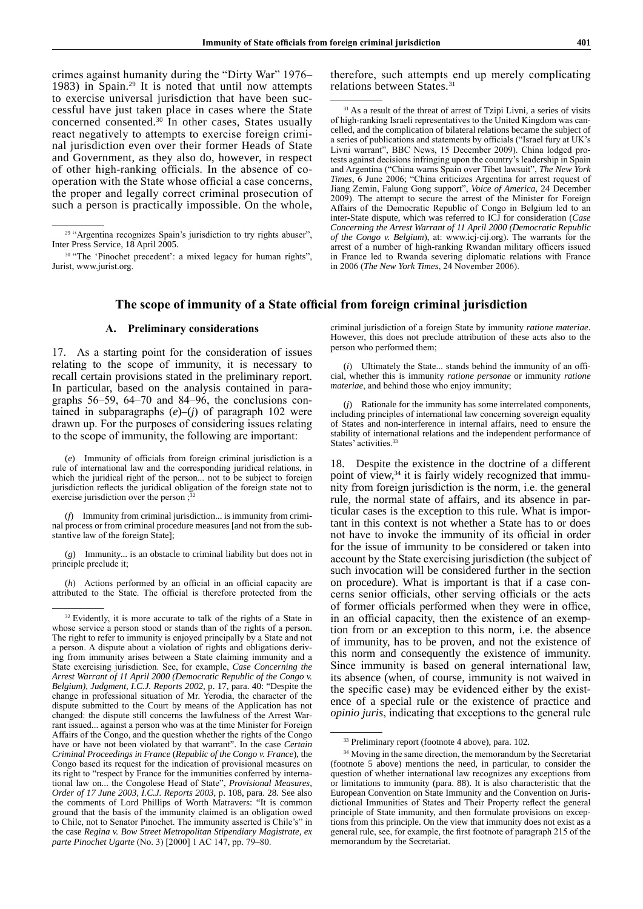crimes against humanity during the "Dirty War" 1976–1983) in Spain.[29] It is noted that until now attempts to exercise universal jurisdiction that have been successful have just taken place in cases where the State concerned consented.[30] In other cases, States usually react negatively to attempts to exercise foreign criminal jurisdiction even over their former Heads of State and Government, as they also do, however, in respect of other high-ranking officials. In the absence of cooperation with the State whose official a case concerns, the proper and legally correct criminal prosecution of such a person is practically impossible. On the whole, therefore, such attempts end up merely complicating relations between States.[31]

---

[29] "Argentina recognizes Spain's jurisdiction to try rights abuser", Inter Press Service, 18 April 2005.

[30] "The 'Pinochet precedent': a mixed legacy for human rights", Jurist, www.jurist.org.

[31] As a result of the threat of arrest of Tzipi Livni, a series of visits of high-ranking Israeli representatives to the United Kingdom was cancelled, and the complication of bilateral relations became the subject of a series of publications and statements by officials ("Israel fury at UK's Livni warrant", BBC News, 15 December 2009). China lodged protests against decisions infringing upon the country's leadership in Spain and Argentina ("China warns Spain over Tibet lawsuit", *The New York Times*, 6 June 2006; "China criticizes Argentina for arrest request of Jiang Zemin, Falung Gong support", *Voice of America*, 24 December 2009). The attempt to secure the arrest of the Minister for Foreign Affairs of the Democratic Republic of Congo in Belgium led to an inter-State dispute, which was referred to ICJ for consideration (*Case Concerning the Arrest Warrant of 11 April 2000 (Democratic Republic of the Congo v. Belgium)*, at: www.icj-cij.org). The warrants for the arrest of a number of high-ranking Rwandan military officers issued in France led to Rwanda severing diplomatic relations with France in 2006 (*The New York Times*, 24 November 2006).

## The scope of immunity of a State official from foreign criminal jurisdiction

### A. Preliminary considerations

17. As a starting point for the consideration of issues relating to the scope of immunity, it is necessary to recall certain provisions stated in the preliminary report. In particular, based on the analysis contained in paragraphs 56–59, 64–70 and 84–96, the conclusions contained in subparagraphs (*e*)–(*j*) of paragraph 102 were drawn up. For the purposes of considering issues relating to the scope of immunity, the following are important:

(*e*) Immunity of officials from foreign criminal jurisdiction is a rule of international law and the corresponding juridical relations, in which the juridical right of the person... not to be subject to foreign jurisdiction reflects the juridical obligation of the foreign state not to exercise jurisdiction over the person ;[32]

(*f*) Immunity from criminal jurisdiction... is immunity from criminal process or from criminal procedure measures [and not from the substantive law of the foreign State];

(*g*) Immunity... is an obstacle to criminal liability but does not in principle preclude it;

(*h*) Actions performed by an official in an official capacity are attributed to the State. The official is therefore protected from the criminal jurisdiction of a foreign State by immunity *ratione materiae*. However, this does not preclude attribution of these acts also to the person who performed them;

(*i*) Ultimately the State... stands behind the immunity of an official, whether this is immunity *ratione personae* or immunity *ratione materiae*, and behind those who enjoy immunity;

(*j*) Rationale for the immunity has some interrelated components, including principles of international law concerning sovereign equality of States and non-interference in internal affairs, need to ensure the stability of international relations and the independent performance of States' activities.[33]

18. Despite the existence in the doctrine of a different point of view,[34] it is fairly widely recognized that immunity from foreign jurisdiction is the norm, i.e. the general rule, the normal state of affairs, and its absence in particular cases is the exception to this rule. What is important in this context is not whether a State has to or does not have to invoke the immunity of its official in order for the issue of immunity to be considered or taken into account by the State exercising jurisdiction (the subject of such invocation will be considered further in the section on procedure). What is important is that if a case concerns senior officials, other serving officials or the acts of former officials performed when they were in office, in an official capacity, then the existence of an exemption from or an exception to this norm, i.e. the absence of immunity, has to be proven, and not the existence of this norm and consequently the existence of immunity. Since immunity is based on general international law, its absence (when, of course, immunity is not waived in the specific case) may be evidenced either by the existence of a special rule or the existence of practice and *opinio juris*, indicating that exceptions to the general rule

---

[32] Evidently, it is more accurate to talk of the rights of a State in whose service a person stood or stands than of the rights of a person. The right to refer to immunity is enjoyed principally by a State and not a person. A dispute about a violation of rights and obligations deriving from immunity arises between a State claiming immunity and a State exercising jurisdiction. See, for example, *Case Concerning the Arrest Warrant of 11 April 2000 (Democratic Republic of the Congo v. Belgium), Judgment, I.C.J. Reports 2002*, p. 17, para. 40: "Despite the change in professional situation of Mr. Yerodia, the character of the dispute submitted to the Court by means of the Application has not changed: the dispute still concerns the lawfulness of the Arrest Warrant issued... against a person who was at the time Minister for Foreign Affairs of the Congo, and the question whether the rights of the Congo have or have not been violated by that warrant". In the case *Certain Criminal Proceedings in France* (*Republic of the Congo v. France*), the Congo based its request for the indication of provisional measures on its right to "respect by France for the immunities conferred by international law on... the Congolese Head of State", *Provisional Measures, Order of 17 June 2003, I.C.J. Reports 2003*, p. 108, para. 28. See also the comments of Lord Phillips of Worth Matravers: "It is common ground that the basis of the immunity claimed is an obligation owed to Chile, not to Senator Pinochet. The immunity asserted is Chile's" in the case *Regina v. Bow Street Metropolitan Stipendiary Magistrate, ex parte Pinochet Ugarte* (No. 3) [2000] 1 AC 147, pp. 79–80.

[33] Preliminary report (footnote 4 above), para. 102.

[34] Moving in the same direction, the memorandum by the Secretariat (footnote 5 above) mentions the need, in particular, to consider the question of whether international law recognizes any exceptions from or limitations to immunity (para. 88). It is also characteristic that the European Convention on State Immunity and the Convention on Jurisdictional Immunities of States and Their Property reflect the general principle of State immunity, and then formulate provisions on exceptions from this principle. On the view that immunity does not exist as a general rule, see, for example, the first footnote of paragraph 215 of the memorandum by the Secretariat.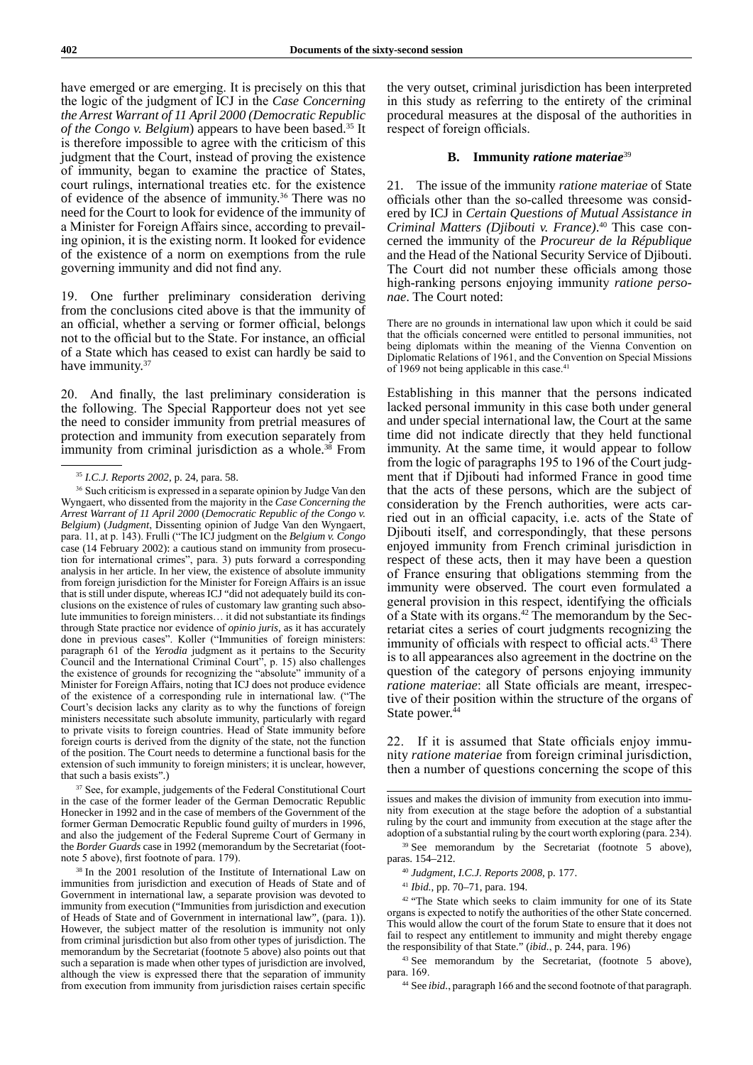have emerged or are emerging. It is precisely on this that the logic of the judgment of ICJ in the *Case Concerning the Arrest Warrant of 11 April 2000 (Democratic Republic of the Congo v. Belgium)* appears to have been based.[35] It is therefore impossible to agree with the criticism of this judgment that the Court, instead of proving the existence of immunity, began to examine the practice of States, court rulings, international treaties etc. for the existence of evidence of the absence of immunity.[36] There was no need for the Court to look for evidence of the immunity of a Minister for Foreign Affairs since, according to prevailing opinion, it is the existing norm. It looked for evidence of the existence of a norm on exemptions from the rule governing immunity and did not find any.

19. One further preliminary consideration deriving from the conclusions cited above is that the immunity of an official, whether a serving or former official, belongs not to the official but to the State. For instance, an official of a State which has ceased to exist can hardly be said to have immunity.[37]

20. And finally, the last preliminary consideration is the following. The Special Rapporteur does not yet see the need to consider immunity from pretrial measures of protection and immunity from execution separately from immunity from criminal jurisdiction as a whole.[38] From the very outset, criminal jurisdiction has been interpreted in this study as referring to the entirety of the criminal procedural measures at the disposal of the authorities in respect of foreign officials.

### B. Immunity *ratione materiae*[39]

21. The issue of the immunity *ratione materiae* of State officials other than the so-called threesome was considered by ICJ in *Certain Questions of Mutual Assistance in Criminal Matters (Djibouti v. France)*.[40] This case concerned the immunity of the *Procureur de la République* and the Head of the National Security Service of Djibouti. The Court did not number these officials among those high-ranking persons enjoying immunity *ratione personae*. The Court noted:

> There are no grounds in international law upon which it could be said that the officials concerned were entitled to personal immunities, not being diplomats within the meaning of the Vienna Convention on Diplomatic Relations of 1961, and the Convention on Special Missions of 1969 not being applicable in this case.[41]

Establishing in this manner that the persons indicated lacked personal immunity in this case both under general and under special international law, the Court at the same time did not indicate directly that they held functional immunity. At the same time, it would appear to follow from the logic of paragraphs 195 to 196 of the Court judgment that if Djibouti had informed France in good time that the acts of these persons, which are the subject of consideration by the French authorities, were acts carried out in an official capacity, i.e. acts of the State of Djibouti itself, and correspondingly, that these persons enjoyed immunity from French criminal jurisdiction in respect of these acts, then it may have been a question of France ensuring that obligations stemming from the immunity were observed. The court even formulated a general provision in this respect, identifying the officials of a State with its organs.[42] The memorandum by the Secretariat cites a series of court judgments recognizing the immunity of officials with respect to official acts.[43] There is to all appearances also agreement in the doctrine on the question of the category of persons enjoying immunity *ratione materiae*: all State officials are meant, irrespective of their position within the structure of the organs of State power.[44]

22. If it is assumed that State officials enjoy immunity *ratione materiae* from foreign criminal jurisdiction, then a number of questions concerning the scope of this

---

[35] *I.C.J. Reports 2002*, p. 24, para. 58.

[36] Such criticism is expressed in a separate opinion by Judge Van den Wyngaert, who dissented from the majority in the *Case Concerning the Arrest Warrant of 11 April 2000* (*Democratic Republic of the Congo v. Belgium*) (*Judgment*, Dissenting opinion of Judge Van den Wyngaert, para. 11, at p. 143). Frulli ("The ICJ judgment on the *Belgium v. Congo* case (14 February 2002): a cautious stand on immunity from prosecution for international crimes", para. 3) puts forward a corresponding analysis in her article. In her view, the existence of absolute immunity from foreign jurisdiction for the Minister for Foreign Affairs is an issue that is still under dispute, whereas ICJ "did not adequately build its conclusions on the existence of rules of customary law granting such absolute immunities to foreign ministers… it did not substantiate its findings through State practice nor evidence of *opinio juris*, as it has accurately done in previous cases". Koller ("Immunities of foreign ministers: paragraph 61 of the *Yerodia* judgment as it pertains to the Security Council and the International Criminal Court", p. 15) also challenges the existence of grounds for recognizing the "absolute" immunity of a Minister for Foreign Affairs, noting that ICJ does not produce evidence of the existence of a corresponding rule in international law. ("The Court's decision lacks any clarity as to why the functions of foreign ministers necessitate such absolute immunity, particularly with regard to private visits to foreign countries. Head of State immunity before foreign courts is derived from the dignity of the state, not the function of the position. The Court needs to determine a functional basis for the extension of such immunity to foreign ministers; it is unclear, however, that such a basis exists".)

[37] See, for example, judgements of the Federal Constitutional Court in the case of the former leader of the German Democratic Republic Honecker in 1992 and in the case of members of the Government of the former German Democratic Republic found guilty of murders in 1996, and also the judgement of the Federal Supreme Court of Germany in the *Border Guards* case in 1992 (memorandum by the Secretariat (footnote 5 above), first footnote of para. 179).

[38] In the 2001 resolution of the Institute of International Law on immunities from jurisdiction and execution of Heads of State and of Government in international law, a separate provision was devoted to immunity from execution ("Immunities from jurisdiction and execution of Heads of State and of Government in international law", (para. 1)). However, the subject matter of the resolution is immunity not only from criminal jurisdiction but also from other types of jurisdiction. The memorandum by the Secretariat (footnote 5 above) also points out that such a separation is made when other types of jurisdiction are involved, although the view is expressed there that the separation of immunity from execution from immunity from jurisdiction raises certain specific issues and makes the division of immunity from execution into immunity from execution at the stage before the adoption of a substantial ruling by the court and immunity from execution at the stage after the adoption of a substantial ruling by the court worth exploring (para. 234).

[39] See memorandum by the Secretariat (footnote 5 above), paras. 154–212.

[40] *Judgment, I.C.J. Reports 2008*, p. 177.

[41] *Ibid.*, pp. 70–71, para. 194.

[42] "The State which seeks to claim immunity for one of its State organs is expected to notify the authorities of the other State concerned. This would allow the court of the forum State to ensure that it does not fail to respect any entitlement to immunity and might thereby engage the responsibility of that State." (*ibid.*, p. 244, para. 196)

[43] See memorandum by the Secretariat, (footnote 5 above), para. 169.

[44] See *ibid.*, paragraph 166 and the second footnote of that paragraph.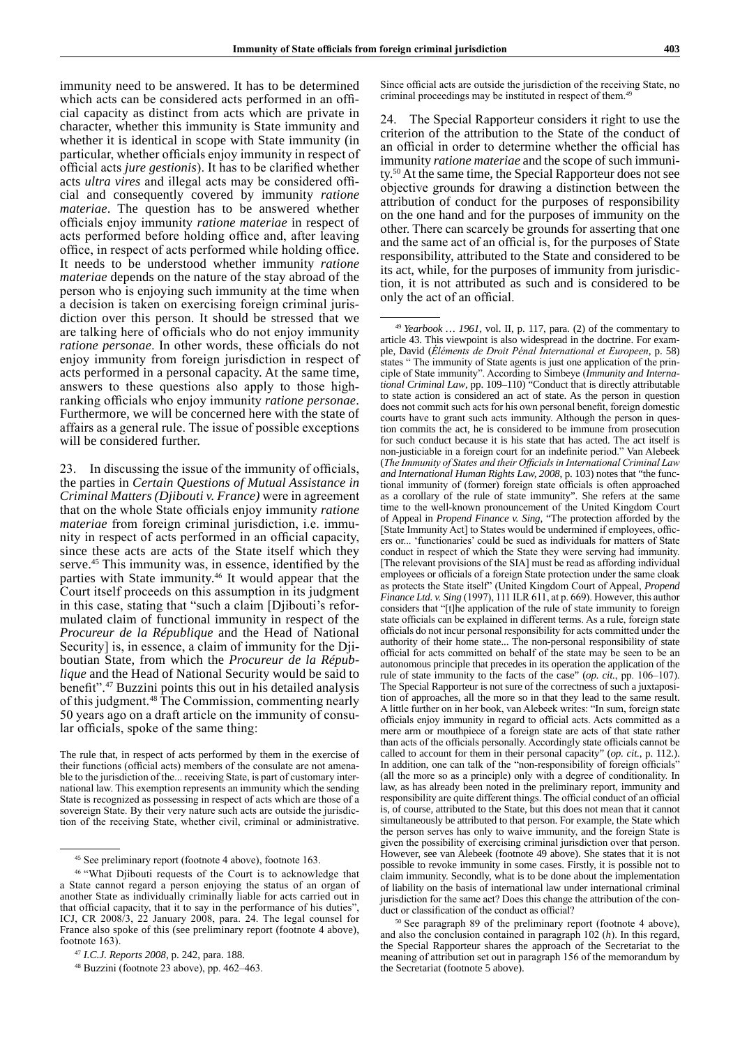immunity need to be answered. It has to be determined which acts can be considered acts performed in an official capacity as distinct from acts which are private in character, whether this immunity is State immunity and whether it is identical in scope with State immunity (in particular, whether officials enjoy immunity in respect of official acts *jure gestionis*). It has to be clarified whether acts *ultra vires* and illegal acts may be considered official and consequently covered by immunity *ratione materiae*. The question has to be answered whether officials enjoy immunity *ratione materiae* in respect of acts performed before holding office and, after leaving office, in respect of acts performed while holding office. It needs to be understood whether immunity *ratione materiae* depends on the nature of the stay abroad of the person who is enjoying such immunity at the time when a decision is taken on exercising foreign criminal jurisdiction over this person. It should be stressed that we are talking here of officials who do not enjoy immunity *ratione personae*. In other words, these officials do not enjoy immunity from foreign jurisdiction in respect of acts performed in a personal capacity. At the same time, answers to these questions also apply to those high-ranking officials who enjoy immunity *ratione personae*. Furthermore, we will be concerned here with the state of affairs as a general rule. The issue of possible exceptions will be considered further.

23. In discussing the issue of the immunity of officials, the parties in *Certain Questions of Mutual Assistance in Criminal Matters (Djibouti v. France)* were in agreement that on the whole State officials enjoy immunity *ratione materiae* from foreign criminal jurisdiction, i.e. immunity in respect of acts performed in an official capacity, since these acts are acts of the State itself which they serve.[45] This immunity was, in essence, identified by the parties with State immunity.[46] It would appear that the Court itself proceeds on this assumption in its judgment in this case, stating that "such a claim [Djibouti's reformulated claim of functional immunity in respect of the *Procureur de la République* and the Head of National Security] is, in essence, a claim of immunity for the Djiboutian State, from which the *Procureur de la République* and the Head of National Security would be said to benefit".[47] Buzzini points this out in his detailed analysis of this judgment.[48] The Commission, commenting nearly 50 years ago on a draft article on the immunity of consular officials, spoke of the same thing:

The rule that, in respect of acts performed by them in the exercise of their functions (official acts) members of the consulate are not amenable to the jurisdiction of the... receiving State, is part of customary international law. This exemption represents an immunity which the sending State is recognized as possessing in respect of acts which are those of a sovereign State. By their very nature such acts are outside the jurisdiction of the receiving State, whether civil, criminal or administrative. Since official acts are outside the jurisdiction of the receiving State, no criminal proceedings may be instituted in respect of them.[49]

24. The Special Rapporteur considers it right to use the criterion of the attribution to the State of the conduct of an official in order to determine whether the official has immunity *ratione materiae* and the scope of such immunity.[50] At the same time, the Special Rapporteur does not see objective grounds for drawing a distinction between the attribution of conduct for the purposes of responsibility on the one hand and for the purposes of immunity on the other. There can scarcely be grounds for asserting that one and the same act of an official is, for the purposes of State responsibility, attributed to the State and considered to be its act, while, for the purposes of immunity from jurisdiction, it is not attributed as such and is considered to be only the act of an official.

---

[45] See preliminary report (footnote 4 above), footnote 163.

[46] "What Djibouti requests of the Court is to acknowledge that a State cannot regard a person enjoying the status of an organ of another State as individually criminally liable for acts carried out in that official capacity, that it to say in the performance of his duties", ICJ, CR 2008/3, 22 January 2008, para. 24. The legal counsel for France also spoke of this (see preliminary report (footnote 4 above), footnote 163).

[47] *I.C.J. Reports 2008*, p. 242, para. 188.

[48] Buzzini (footnote 23 above), pp. 462–463.

[49] *Yearbook … 1961*, vol. II, p. 117, para. (2) of the commentary to article 43. This viewpoint is also widespread in the doctrine. For example, David (*Éléments de Droit Pénal International et Europeen*, p. 58) states " The immunity of State agents is just one application of the principle of State immunity". According to Simbeye (*Immunity and International Criminal Law*, pp. 109–110) "Conduct that is directly attributable to state action is considered an act of state. As the person in question does not commit such acts for his own personal benefit, foreign domestic courts have to grant such acts immunity. Although the person in question commits the act, he is considered to be immune from prosecution for such conduct because it is his state that has acted. The act itself is non-justiciable in a foreign court for an indefinite period." Van Alebeek (*The Immunity of States and their Officials in International Criminal Law and International Human Rights Law, 2008*, p. 103) notes that "the functional immunity of (former) foreign state officials is often approached as a corollary of the rule of state immunity". She refers at the same time to the well-known pronouncement of the United Kingdom Court of Appeal in *Propend Finance v. Sing*, "The protection afforded by the [State Immunity Act] to States would be undermined if employees, officers or... 'functionaries' could be sued as individuals for matters of State conduct in respect of which the State they were serving had immunity. [The relevant provisions of the SIA] must be read as affording individual employees or officials of a foreign State protection under the same cloak as protects the State itself" (United Kingdom Court of Appeal, *Propend Finance Ltd. v. Sing* (1997), 111 ILR 611, at p. 669). However, this author considers that "[t]he application of the rule of state immunity to foreign state officials can be explained in different terms. As a rule, foreign state officials do not incur personal responsibility for acts committed under the authority of their home state... The non-personal responsibility of state official for acts committed on behalf of the state may be seen to be an autonomous principle that precedes in its operation the application of the rule of state immunity to the facts of the case" (*op. cit.*, pp. 106–107). The Special Rapporteur is not sure of the correctness of such a juxtaposition of approaches, all the more so in that they lead to the same result. A little further on in her book, van Alebeek writes: "In sum, foreign state officials enjoy immunity in regard to official acts. Acts committed as a mere arm or mouthpiece of a foreign state are acts of that state rather than acts of the officials personally. Accordingly state officials cannot be called to account for them in their personal capacity" (*op. cit.*, p. 112.). In addition, one can talk of the "non-responsibility of foreign officials" (all the more so as a principle) only with a degree of conditionality. In law, as has already been noted in the preliminary report, immunity and responsibility are quite different things. The official conduct of an official is, of course, attributed to the State, but this does not mean that it cannot simultaneously be attributed to that person. For example, the State which the person serves has only to waive immunity, and the foreign State is given the possibility of exercising criminal jurisdiction over that person. However, see van Alebeek (footnote 49 above). She states that it is not possible to revoke immunity in some cases. Firstly, it is possible not to claim immunity. Secondly, what is to be done about the implementation of liability on the basis of international law under international criminal jurisdiction for the same act? Does this change the attribution of the conduct or classification of the conduct as official?

[50] See paragraph 89 of the preliminary report (footnote 4 above), and also the conclusion contained in paragraph 102 (*h*). In this regard, the Special Rapporteur shares the approach of the Secretariat to the meaning of attribution set out in paragraph 156 of the memorandum by the Secretariat (footnote 5 above).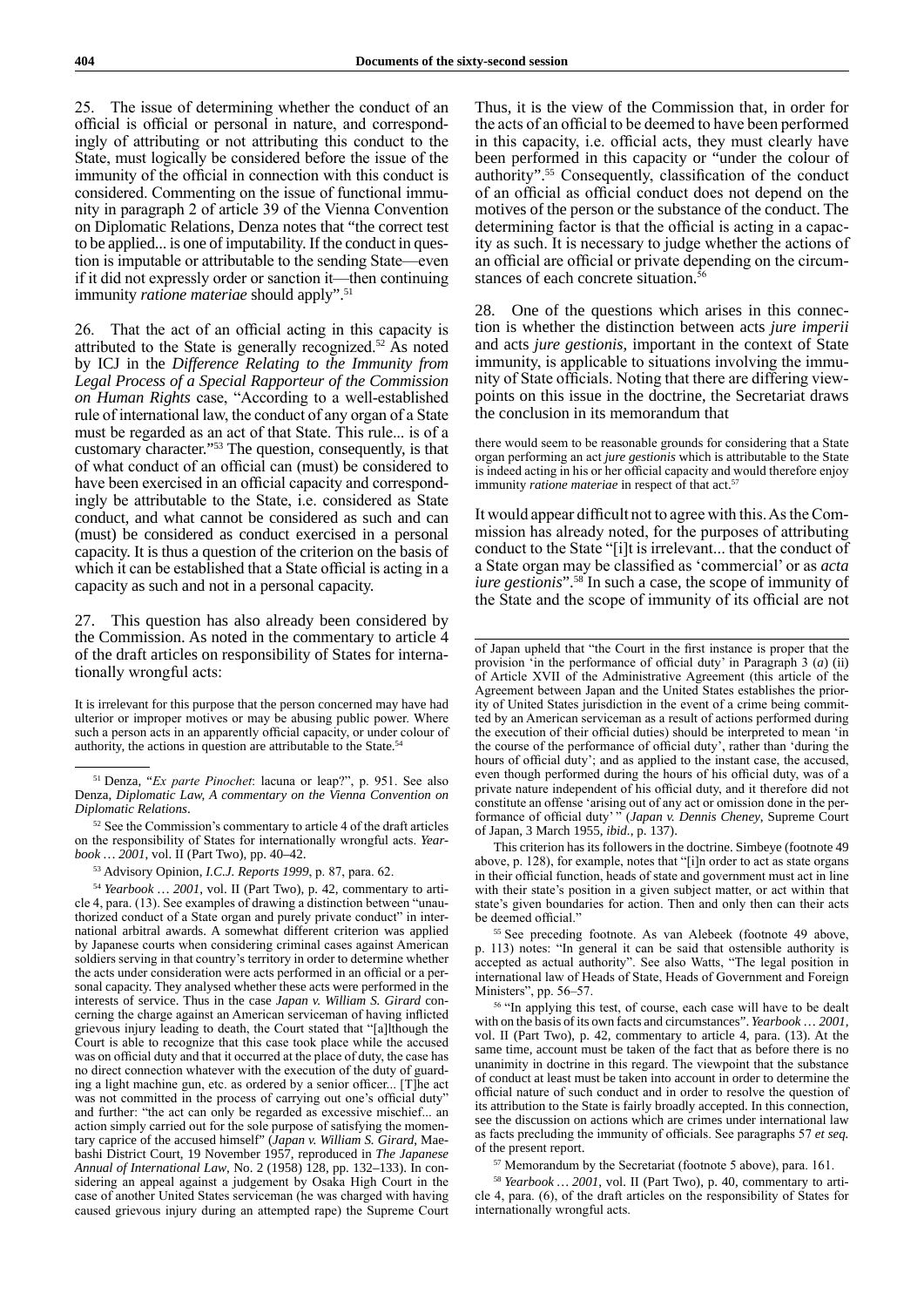25. The issue of determining whether the conduct of an official is official or personal in nature, and correspondingly of attributing or not attributing this conduct to the State, must logically be considered before the issue of the immunity of the official in connection with this conduct is considered. Commenting on the issue of functional immunity in paragraph 2 of article 39 of the Vienna Convention on Diplomatic Relations, Denza notes that "the correct test to be applied... is one of imputability. If the conduct in question is imputable or attributable to the sending State—even if it did not expressly order or sanction it—then continuing immunity *ratione materiae* should apply".[51]

26. That the act of an official acting in this capacity is attributed to the State is generally recognized.[52] As noted by ICJ in the *Difference Relating to the Immunity from Legal Process of a Special Rapporteur of the Commission on Human Rights* case, "According to a well-established rule of international law, the conduct of any organ of a State must be regarded as an act of that State. This rule... is of a customary character."[53] The question, consequently, is that of what conduct of an official can (must) be considered to have been exercised in an official capacity and correspondingly be attributable to the State, i.e. considered as State conduct, and what cannot be considered as such and can (must) be considered as conduct exercised in a personal capacity. It is thus a question of the criterion on the basis of which it can be established that a State official is acting in a capacity as such and not in a personal capacity.

27. This question has also already been considered by the Commission. As noted in the commentary to article 4 of the draft articles on responsibility of States for internationally wrongful acts:

> It is irrelevant for this purpose that the person concerned may have had ulterior or improper motives or may be abusing public power. Where such a person acts in an apparently official capacity, or under colour of authority, the actions in question are attributable to the State.[54]

Thus, it is the view of the Commission that, in order for the acts of an official to be deemed to have been performed in this capacity, i.e. official acts, they must clearly have been performed in this capacity or "under the colour of authority".[55] Consequently, classification of the conduct of an official as official conduct does not depend on the motives of the person or the substance of the conduct. The determining factor is that the official is acting in a capacity as such. It is necessary to judge whether the actions of an official are official or private depending on the circumstances of each concrete situation.[56]

28. One of the questions which arises in this connection is whether the distinction between acts *jure imperii* and acts *jure gestionis*, important in the context of State immunity, is applicable to situations involving the immunity of State officials. Noting that there are differing viewpoints on this issue in the doctrine, the Secretariat draws the conclusion in its memorandum that

> there would seem to be reasonable grounds for considering that a State organ performing an act *jure gestionis* which is attributable to the State is indeed acting in his or her official capacity and would therefore enjoy immunity *ratione materiae* in respect of that act.[57]

It would appear difficult not to agree with this. As the Commission has already noted, for the purposes of attributing conduct to the State "[i]t is irrelevant... that the conduct of a State organ may be classified as 'commercial' or as *acta iure gestionis*".[58] In such a case, the scope of immunity of the State and the scope of immunity of its official are not

---

[51] Denza, "*Ex parte Pinochet*: lacuna or leap?", p. 951. See also Denza, *Diplomatic Law, A commentary on the Vienna Convention on Diplomatic Relations*.

[52] See the Commission's commentary to article 4 of the draft articles on the responsibility of States for internationally wrongful acts. *Yearbook … 2001*, vol. II (Part Two), pp. 40–42.

[53] Advisory Opinion, *I.C.J. Reports 1999*, p. 87, para. 62.

[54] *Yearbook … 2001*, vol. II (Part Two), p. 42, commentary to article 4, para. (13). See examples of drawing a distinction between "unauthorized conduct of a State organ and purely private conduct" in international arbitral awards. A somewhat different criterion was applied by Japanese courts when considering criminal cases against American soldiers serving in that country's territory in order to determine whether the acts under consideration were acts performed in an official or a personal capacity. They analysed whether these acts were performed in the interests of service. Thus in the case *Japan v. William S. Girard* concerning the charge against an American serviceman of having inflicted grievous injury leading to death, the Court stated that "[a]lthough the Court is able to recognize that this case took place while the accused was on official duty and that it occurred at the place of duty, the case has no direct connection whatever with the execution of the duty of guarding a light machine gun, etc. as ordered by a senior officer... [T]he act was not committed in the process of carrying out one's official duty" and further: "the act can only be regarded as excessive mischief... an action simply carried out for the sole purpose of satisfying the momentary caprice of the accused himself" (*Japan v. William S. Girard*, Maebashi District Court, 19 November 1957, reproduced in *The Japanese Annual of International Law*, No. 2 (1958) 128, pp. 132–133). In considering an appeal against a judgement by Osaka High Court in the case of another United States serviceman (he was charged with having caused grievous injury during an attempted rape) the Supreme Court of Japan upheld that "the Court in the first instance is proper that the provision 'in the performance of official duty' in Paragraph 3 (*a*) (ii) of Article XVII of the Administrative Agreement (this article of the Agreement between Japan and the United States establishes the priority of United States jurisdiction in the event of a crime being committed by an American serviceman as a result of actions performed during the execution of their official duties) should be interpreted to mean 'in the course of the performance of official duty', rather than 'during the hours of official duty'; and as applied to the instant case, the accused, even though performed during the hours of his official duty, was of a private nature independent of his official duty, and it therefore did not constitute an offense 'arising out of any act or omission done in the performance of official duty' " (*Japan v. Dennis Cheney*, Supreme Court of Japan, 3 March 1955, *ibid.*, p. 137).

This criterion has its followers in the doctrine. Simbeye (footnote 49 above, p. 128), for example, notes that "[i]n order to act as state organs in their official function, heads of state and government must act in line with their state's position in a given subject matter, or act within that state's given boundaries for action. Then and only then can their acts be deemed official."

[55] See preceding footnote. As van Alebeek (footnote 49 above, p. 113) notes: "In general it can be said that ostensible authority is accepted as actual authority". See also Watts, "The legal position in international law of Heads of State, Heads of Government and Foreign Ministers", pp. 56–57.

[56] "In applying this test, of course, each case will have to be dealt with on the basis of its own facts and circumstances". *Yearbook … 2001*, vol. II (Part Two), p. 42, commentary to article 4, para. (13). At the same time, account must be taken of the fact that as before there is no unanimity in doctrine in this regard. The viewpoint that the substance of conduct at least must be taken into account in order to determine the official nature of such conduct and in order to resolve the question of its attribution to the State is fairly broadly accepted. In this connection, see the discussion on actions which are crimes under international law as facts precluding the immunity of officials. See paragraphs 57 *et seq.* of the present report.

[57] Memorandum by the Secretariat (footnote 5 above), para. 161.

[58] *Yearbook … 2001*, vol. II (Part Two), p. 40, commentary to article 4, para. (6), of the draft articles on the responsibility of States for internationally wrongful acts.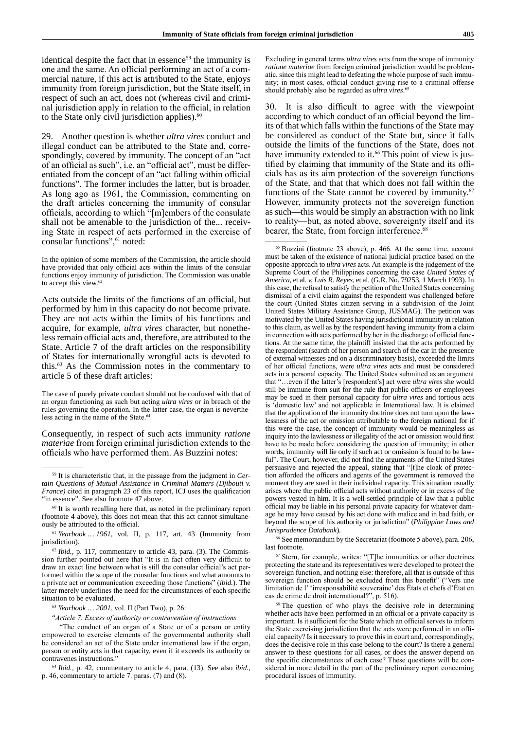identical despite the fact that in essence[59] the immunity is one and the same. An official performing an act of a commercial nature, if this act is attributed to the State, enjoys immunity from foreign jurisdiction, but the State itself, in respect of such an act, does not (whereas civil and criminal jurisdiction apply in relation to the official, in relation to the State only civil jurisdiction applies).[60]

29. Another question is whether *ultra vires* conduct and illegal conduct can be attributed to the State and, correspondingly, covered by immunity. The concept of an "act of an official as such", i.e. an "official act", must be differentiated from the concept of an "act falling within official functions". The former includes the latter, but is broader. As long ago as 1961, the Commission, commenting on the draft articles concerning the immunity of consular officials, according to which "[m]embers of the consulate shall not be amenable to the jurisdiction of the... receiving State in respect of acts performed in the exercise of consular functions",[61] noted:

> In the opinion of some members of the Commission, the article should have provided that only official acts within the limits of the consular functions enjoy immunity of jurisdiction. The Commission was unable to accept this view.[62]

Acts outside the limits of the functions of an official, but performed by him in this capacity do not become private. They are not acts within the limits of his functions and acquire, for example, *ultra vires* character, but nonetheless remain official acts and, therefore, are attributed to the State. Article 7 of the draft articles on the responsibility of States for internationally wrongful acts is devoted to this.[63] As the Commission notes in the commentary to article 5 of these draft articles:

> The case of purely private conduct should not be confused with that of an organ functioning as such but acting *ultra vires* or in breach of the rules governing the operation. In the latter case, the organ is nevertheless acting in the name of the State.[64]

Consequently, in respect of such acts immunity *ratione materiae* from foreign criminal jurisdiction extends to the officials who have performed them. As Buzzini notes:

> Excluding in general terms *ultra vires* acts from the scope of immunity *ratione materiae* from foreign criminal jurisdiction would be problematic, since this might lead to defeating the whole purpose of such immunity; in most cases, official conduct giving rise to a criminal offense should probably also be regarded as *ultra vires*.[65]

30. It is also difficult to agree with the viewpoint according to which conduct of an official beyond the limits of that which falls within the functions of the State may be considered as conduct of the State but, since it falls outside the limits of the functions of the State, does not have immunity extended to it.[66] This point of view is justified by claiming that immunity of the State and its officials has as its aim protection of the sovereign functions of the State, and that that which does not fall within the functions of the State cannot be covered by immunity.[67] However, immunity protects not the sovereign function as such—this would be simply an abstraction with no link to reality—but, as noted above, sovereignty itself and its bearer, the State, from foreign interference.[68]

---

[59] It is characteristic that, in the passage from the judgment in *Certain Questions of Mutual Assistance in Criminal Matters (Djibouti v. France)* cited in paragraph 23 of this report, ICJ uses the qualification "in essence". See also footnote 47 above.

[60] It is worth recalling here that, as noted in the preliminary report (footnote 4 above), this does not mean that this act cannot simultaneously be attributed to the official.

[61] *Yearbook … 1961*, vol. II, p. 117, art. 43 (Immunity from jurisdiction).

[62] *Ibid.*, p. 117, commentary to article 43, para. (3). The Commission further pointed out here that "It is in fact often very difficult to draw an exact line between what is still the consular official's act performed within the scope of the consular functions and what amounts to a private act or communication exceeding those functions" (*ibid.*). The latter merely underlines the need for the circumstances of each specific situation to be evaluated.

[63] *Yearbook … 2001*, vol. II (Part Two), p. 26:

"*Article 7. Excess of authority or contravention of instructions*

"The conduct of an organ of a State or of a person or entity empowered to exercise elements of the governmental authority shall be considered an act of the State under international law if the organ, person or entity acts in that capacity, even if it exceeds its authority or contravenes instructions."

[64] *Ibid.*, p. 42, commentary to article 4, para. (13). See also *ibid.*, p. 46, commentary to article 7. paras. (7) and (8).

[65] Buzzini (footnote 23 above), p. 466. At the same time, account must be taken of the existence of national judicial practice based on the opposite approach to *ultra vires* acts. An example is the judgement of the Supreme Court of the Philippines concerning the case *United States of America*, et al. *v. Luis R. Reyes*, et al. (G.R. No. 79253, 1 March 1993). In this case, the refusal to satisfy the petition of the United States concerning dismissal of a civil claim against the respondent was challenged before the court (United States citizen serving in a subdivision of the Joint United States Military Assistance Group, JUSMAG). The petition was motivated by the United States having jurisdictional immunity in relation to this claim, as well as by the respondent having immunity from a claim in connection with acts performed by her in the discharge of official functions. At the same time, the plaintiff insisted that the acts performed by the respondent (search of her person and search of the car in the presence of external witnesses and on a discriminatory basis), exceeded the limits of her official functions, were *ultra vires* acts and must be considered acts in a personal capacity. The United States submitted as an argument that "…even if the latter's [respondent's] act were *ultra vires* she would still be immune from suit for the rule that public officers or employees may be sued in their personal capacity for *ultra vires* and tortious acts is 'domestic law' and not applicable in International law. It is claimed that the application of the immunity doctrine does not turn upon the lawlessness of the act or omission attributable to the foreign national for if this were the case, the concept of immunity would be meaningless as inquiry into the lawlessness or illegality of the act or omission would first have to be made before considering the question of immunity; in other words, immunity will lie only if such act or omission is found to be lawful". The Court, however, did not find the arguments of the United States persuasive and rejected the appeal, stating that "[t]he cloak of protection afforded the officers and agents of the government is removed the moment they are sued in their individual capacity. This situation usually arises where the public official acts without authority or in excess of the powers vested in him. It is a well-settled principle of law that a public official may be liable in his personal private capacity for whatever damage he may have caused by his act done with malice and in bad faith, or beyond the scope of his authority or jurisdiction" (*Philippine Laws and Jurisprudence Databank*).

[66] See memorandum by the Secretariat (footnote 5 above), para. 206, last footnote.

[67] Stern, for example, writes: "[T]he immunities or other doctrines protecting the state and its representatives were developed to protect the sovereign function, and nothing else: therefore, all that is outside of this sovereign function should be excluded from this benefit" ("Vers une limitation de l' 'irresponsabilité souveraine' des États et chefs d'État en cas de crime de droit international?", p. 516).

[68] The question of who plays the decisive role in determining whether acts have been performed in an official or a private capacity is important. Is it sufficient for the State which an official serves to inform the State exercising jurisdiction that the acts were performed in an official capacity? Is it necessary to prove this in court and, correspondingly, does the decisive role in this case belong to the court? Is there a general answer to these questions for all cases, or does the answer depend on the specific circumstances of each case? These questions will be considered in more detail in the part of the preliminary report concerning procedural issues of immunity.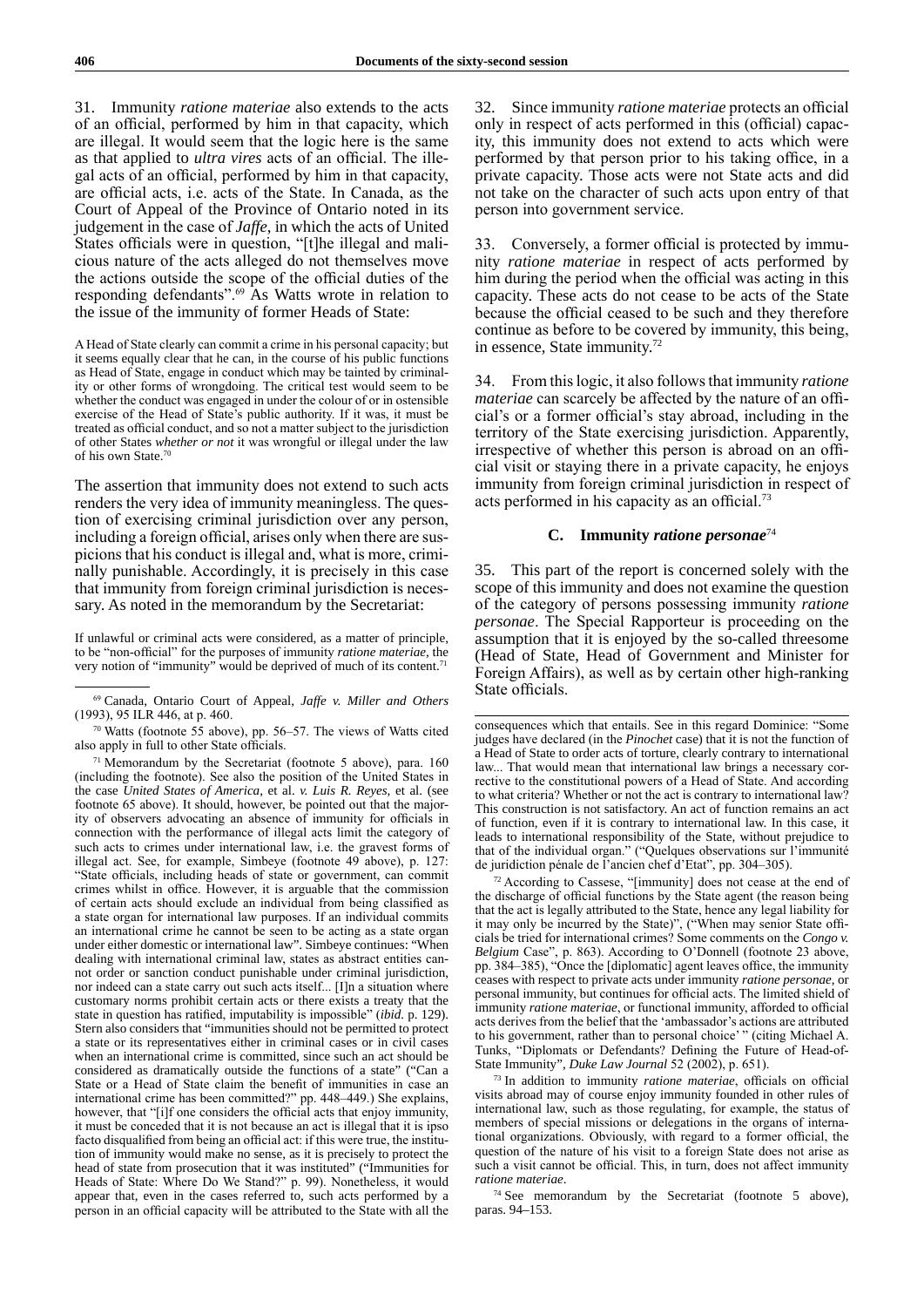31. Immunity *ratione materiae* also extends to the acts of an official, performed by him in that capacity, which are illegal. It would seem that the logic here is the same as that applied to *ultra vires* acts of an official. The illegal acts of an official, performed by him in that capacity, are official acts, i.e. acts of the State. In Canada, as the Court of Appeal of the Province of Ontario noted in its judgement in the case of *Jaffe*, in which the acts of United States officials were in question, "[t]he illegal and malicious nature of the acts alleged do not themselves move the actions outside the scope of the official duties of the responding defendants".[69] As Watts wrote in relation to the issue of the immunity of former Heads of State:

> A Head of State clearly can commit a crime in his personal capacity; but it seems equally clear that he can, in the course of his public functions as Head of State, engage in conduct which may be tainted by criminality or other forms of wrongdoing. The critical test would seem to be whether the conduct was engaged in under the colour of or in ostensible exercise of the Head of State's public authority. If it was, it must be treated as official conduct, and so not a matter subject to the jurisdiction of other States *whether or not* it was wrongful or illegal under the law of his own State.[70]

The assertion that immunity does not extend to such acts renders the very idea of immunity meaningless. The question of exercising criminal jurisdiction over any person, including a foreign official, arises only when there are suspicions that his conduct is illegal and, what is more, criminally punishable. Accordingly, it is precisely in this case that immunity from foreign criminal jurisdiction is necessary. As noted in the memorandum by the Secretariat:

> If unlawful or criminal acts were considered, as a matter of principle, to be "non-official" for the purposes of immunity *ratione materiae*, the very notion of "immunity" would be deprived of much of its content.[71]

32. Since immunity *ratione materiae* protects an official only in respect of acts performed in this (official) capacity, this immunity does not extend to acts which were performed by that person prior to his taking office, in a private capacity. Those acts were not State acts and did not take on the character of such acts upon entry of that person into government service.

33. Conversely, a former official is protected by immunity *ratione materiae* in respect of acts performed by him during the period when the official was acting in this capacity. These acts do not cease to be acts of the State because the official ceased to be such and they therefore continue as before to be covered by immunity, this being, in essence, State immunity.[72]

34. From this logic, it also follows that immunity *ratione materiae* can scarcely be affected by the nature of an official's or a former official's stay abroad, including in the territory of the State exercising jurisdiction. Apparently, irrespective of whether this person is abroad on an official visit or staying there in a private capacity, he enjoys immunity from foreign criminal jurisdiction in respect of acts performed in his capacity as an official.[73]

### C. Immunity *ratione personae*[74]

35. This part of the report is concerned solely with the scope of this immunity and does not examine the question of the category of persons possessing immunity *ratione personae*. The Special Rapporteur is proceeding on the assumption that it is enjoyed by the so-called threesome (Head of State, Head of Government and Minister for Foreign Affairs), as well as by certain other high-ranking State officials.

---

[69] Canada, Ontario Court of Appeal, *Jaffe v. Miller and Others* (1993), 95 ILR 446, at p. 460.

[70] Watts (footnote 55 above), pp. 56–57. The views of Watts cited also apply in full to other State officials.

[71] Memorandum by the Secretariat (footnote 5 above), para. 160 (including the footnote). See also the position of the United States in the case *United States of America*, et al. *v. Luis R. Reyes*, et al. (see footnote 65 above). It should, however, be pointed out that the majority of observers advocating an absence of immunity for officials in connection with the performance of illegal acts limit the category of such acts to crimes under international law, i.e. the gravest forms of illegal act. See, for example, Simbeye (footnote 49 above), p. 127: "State officials, including heads of state or government, can commit crimes whilst in office. However, it is arguable that the commission of certain acts should exclude an individual from being classified as a state organ for international law purposes. If an individual commits an international crime he cannot be seen to be acting as a state organ under either domestic or international law". Simbeye continues: "When dealing with international criminal law, states as abstract entities cannot order or sanction conduct punishable under criminal jurisdiction, nor indeed can a state carry out such acts itself... [I]n a situation where customary norms prohibit certain acts or there exists a treaty that the state in question has ratified, imputability is impossible" (*ibid.* p. 129). Stern also considers that "immunities should not be permitted to protect a state or its representatives either in criminal cases or in civil cases when an international crime is committed, since such an act should be considered as dramatically outside the functions of a state" ("Can a State or a Head of State claim the benefit of immunities in case an international crime has been committed?" pp. 448–449.) She explains, however, that "[i]f one considers the official acts that enjoy immunity, it must be conceded that it is not because an act is illegal that it is ipso facto disqualified from being an official act: if this were true, the institution of immunity would make no sense, as it is precisely to protect the head of state from prosecution that it was instituted" ("Immunities for Heads of State: Where Do We Stand?" p. 99). Nonetheless, it would appear that, even in the cases referred to, such acts performed by a person in an official capacity will be attributed to the State with all the consequences which that entails. See in this regard Dominice: "Some judges have declared (in the *Pinochet* case) that it is not the function of a Head of State to order acts of torture, clearly contrary to international law... That would mean that international law brings a necessary corrective to the constitutional powers of a Head of State. And according to what criteria? Whether or not the act is contrary to international law? This construction is not satisfactory. An act of function remains an act of function, even if it is contrary to international law. In this case, it leads to international responsibility of the State, without prejudice to that of the individual organ." ("Quelques observations sur l'immunité de juridiction pénale de l'ancien chef d'Etat", pp. 304–305).

[72] According to Cassese, "[immunity] does not cease at the end of the discharge of official functions by the State agent (the reason being that the act is legally attributed to the State, hence any legal liability for it may only be incurred by the State)", ("When may senior State officials be tried for international crimes? Some comments on the *Congo v. Belgium* Case", p. 863). According to O'Donnell (footnote 23 above, pp. 384–385), "Once the [diplomatic] agent leaves office, the immunity ceases with respect to private acts under immunity *ratione personae*, or personal immunity, but continues for official acts. The limited shield of immunity *ratione materiae*, or functional immunity, afforded to official acts derives from the belief that the 'ambassador's actions are attributed to his government, rather than to personal choice' " (citing Michael A. Tunks, "Diplomats or Defendants? Defining the Future of Head-of-State Immunity", *Duke Law Journal* 52 (2002), p. 651).

[73] In addition to immunity *ratione materiae*, officials on official visits abroad may of course enjoy immunity founded in other rules of international law, such as those regulating, for example, the status of members of special missions or delegations in the organs of international organizations. Obviously, with regard to a former official, the question of the nature of his visit to a foreign State does not arise as such a visit cannot be official. This, in turn, does not affect immunity *ratione materiae*.

[74] See memorandum by the Secretariat (footnote 5 above), paras. 94–153.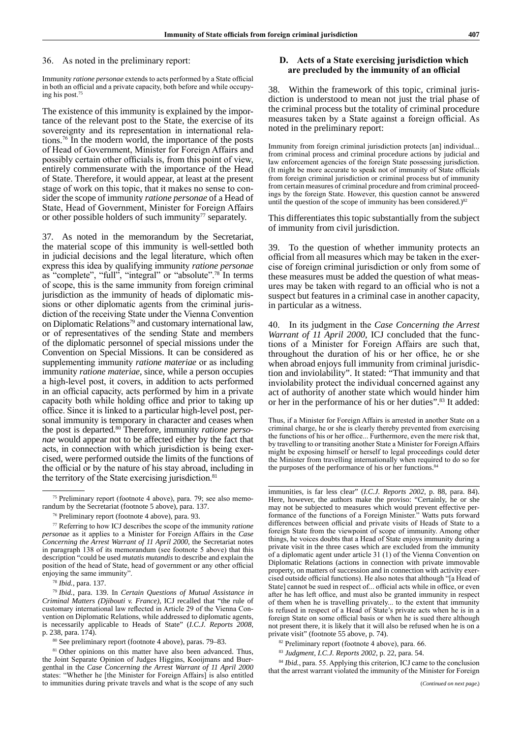36. As noted in the preliminary report:

> Immunity *ratione personae* extends to acts performed by a State official in both an official and a private capacity, both before and while occupying his post.[75]

The existence of this immunity is explained by the importance of the relevant post to the State, the exercise of its sovereignty and its representation in international relations.[76] In the modern world, the importance of the posts of Head of Government, Minister for Foreign Affairs and possibly certain other officials is, from this point of view, entirely commensurate with the importance of the Head of State. Therefore, it would appear, at least at the present stage of work on this topic, that it makes no sense to consider the scope of immunity *ratione personae* of a Head of State, Head of Government, Minister for Foreign Affairs or other possible holders of such immunity[77] separately.

37. As noted in the memorandum by the Secretariat, the material scope of this immunity is well-settled both in judicial decisions and the legal literature, which often express this idea by qualifying immunity *ratione personae* as "complete", "full", "integral" or "absolute".[78] In terms of scope, this is the same immunity from foreign criminal jurisdiction as the immunity of heads of diplomatic missions or other diplomatic agents from the criminal jurisdiction of the receiving State under the Vienna Convention on Diplomatic Relations[79] and customary international law, or of representatives of the sending State and members of the diplomatic personnel of special missions under the Convention on Special Missions. It can be considered as supplementing immunity *ratione materiae* or as including immunity *ratione materiae*, since, while a person occupies a high-level post, it covers, in addition to acts performed in an official capacity, acts performed by him in a private capacity both while holding office and prior to taking up office. Since it is linked to a particular high-level post, personal immunity is temporary in character and ceases when the post is departed.[80] Therefore, immunity *ratione personae* would appear not to be affected either by the fact that acts, in connection with which jurisdiction is being exercised, were performed outside the limits of the functions of the official or by the nature of his stay abroad, including in the territory of the State exercising jurisdiction.[81]

## D. Acts of a State exercising jurisdiction which are precluded by the immunity of an official

38. Within the framework of this topic, criminal jurisdiction is understood to mean not just the trial phase of the criminal process but the totality of criminal procedure measures taken by a State against a foreign official. As noted in the preliminary report:

> Immunity from foreign criminal jurisdiction protects [an] individual... from criminal process and criminal procedure actions by judicial and law enforcement agencies of the foreign State possessing jurisdiction. (It might be more accurate to speak not of immunity of State officials from foreign criminal jurisdiction or criminal process but of immunity from certain measures of criminal procedure and from criminal proceedings by the foreign State. However, this question cannot be answered until the question of the scope of immunity has been considered.)[82]

This differentiates this topic substantially from the subject of immunity from civil jurisdiction.

39. To the question of whether immunity protects an official from all measures which may be taken in the exercise of foreign criminal jurisdiction or only from some of these measures must be added the question of what measures may be taken with regard to an official who is not a suspect but features in a criminal case in another capacity, in particular as a witness.

40. In its judgment in the *Case Concerning the Arrest Warrant of 11 April 2000*, ICJ concluded that the functions of a Minister for Foreign Affairs are such that, throughout the duration of his or her office, he or she when abroad enjoys full immunity from criminal jurisdiction and inviolability". It stated: "That immunity and that inviolability protect the individual concerned against any act of authority of another state which would hinder him or her in the performance of his or her duties".[83] It added:

> Thus, if a Minister for Foreign Affairs is arrested in another State on a criminal charge, he or she is clearly thereby prevented from exercising the functions of his or her office... Furthermore, even the mere risk that, by travelling to or transiting another State a Minister for Foreign Affairs might be exposing himself or herself to legal proceedings could deter the Minister from travelling internationally when required to do so for the purposes of the performance of his or her functions.[84]

---

[75] Preliminary report (footnote 4 above), para. 79; see also memorandum by the Secretariat (footnote 5 above), para. 137.

[76] Preliminary report (footnote 4 above), para. 93.

[77] Referring to how ICJ describes the scope of the immunity *ratione personae* as it applies to a Minister for Foreign Affairs in the *Case Concerning the Arrest Warrant of 11 April 2000*, the Secretariat notes in paragraph 138 of its memorandum (see footnote 5 above) that this description "could be used *mutatis mutandis* to describe and explain the position of the head of State, head of government or any other official enjoying the same immunity".

[78] *Ibid.*, para. 137.

[79] *Ibid.*, para. 139. In *Certain Questions of Mutual Assistance in Criminal Matters (Djibouti v. France)*, ICJ recalled that "the rule of customary international law reflected in Article 29 of the Vienna Convention on Diplomatic Relations, while addressed to diplomatic agents, is necessarily applicable to Heads of State" (*I.C.J. Reports 2008*, p. 238, para. 174).

[80] See preliminary report (footnote 4 above), paras. 79–83.

[81] Other opinions on this matter have also been advanced. Thus, the Joint Separate Opinion of Judges Higgins, Kooijmans and Buergenthal in the *Case Concerning the Arrest Warrant of 11 April 2000* states: "Whether he [the Minister for Foreign Affairs] is also entitled to immunities during private travels and what is the scope of any such immunities, is far less clear" (*I.C.J. Reports 2002*, p. 88, para. 84). Here, however, the authors make the proviso: "Certainly, he or she may not be subjected to measures which would prevent effective performance of the functions of a Foreign Minister." Watts puts forward differences between official and private visits of Heads of State to a foreign State from the viewpoint of scope of immunity. Among other things, he voices doubts that a Head of State enjoys immunity during a private visit in the three cases which are excluded from the immunity of a diplomatic agent under article 31 (1) of the Vienna Convention on Diplomatic Relations (actions in connection with private immovable property, on matters of succession and in connection with activity exercised outside official functions). He also notes that although "[a Head of State] cannot be sued in respect of... official acts while in office, or even after he has left office, and must also be granted immunity in respect of them when he is travelling privately... to the extent that immunity is refused in respect of a Head of State's private acts when he is in a foreign State on some official basis or when he is sued there although not present there, it is likely that it will also be refused when he is on a private visit" (footnote 55 above, p. 74).

[82] Preliminary report (footnote 4 above), para. 66.

[83] *Judgment, I.C.J. Reports 2002*, p. 22, para. 54.

[84] *Ibid.*, para. 55. Applying this criterion, ICJ came to the conclusion that the arrest warrant violated the immunity of the Minister for Foreign

(*Continued on next page.*)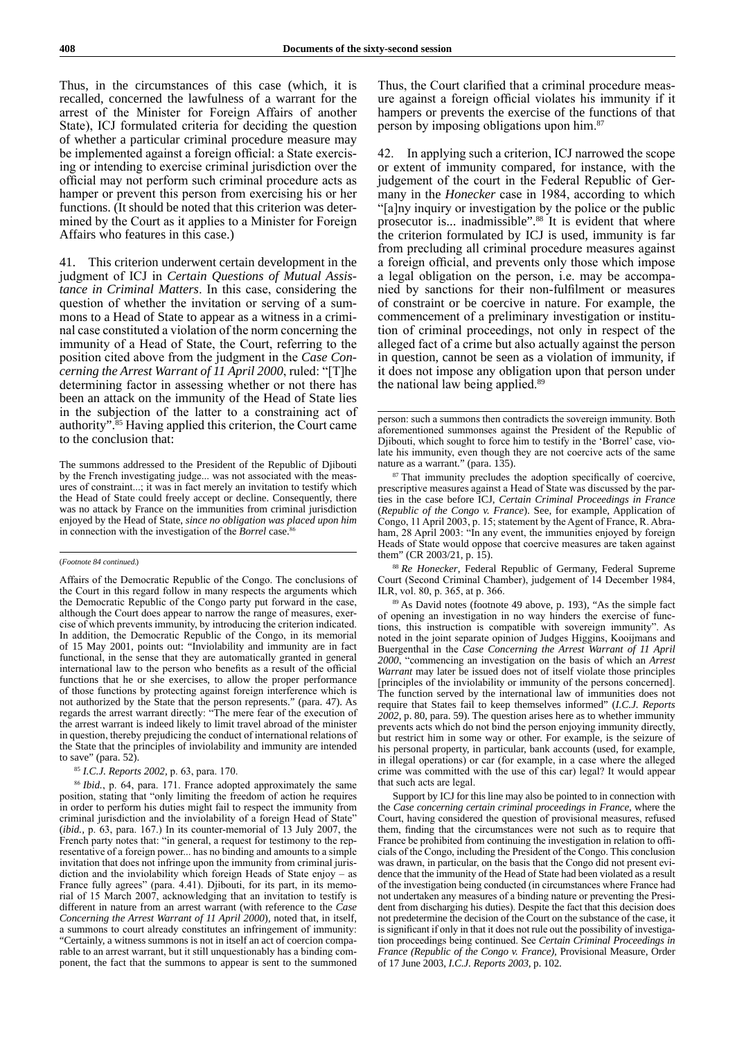Thus, in the circumstances of this case (which, it is recalled, concerned the lawfulness of a warrant for the arrest of the Minister for Foreign Affairs of another State), ICJ formulated criteria for deciding the question of whether a particular criminal procedure measure may be implemented against a foreign official: a State exercising or intending to exercise criminal jurisdiction over the official may not perform such criminal procedure acts as hamper or prevent this person from exercising his or her functions. (It should be noted that this criterion was determined by the Court as it applies to a Minister for Foreign Affairs who features in this case.)

41. This criterion underwent certain development in the judgment of ICJ in *Certain Questions of Mutual Assistance in Criminal Matters*. In this case, considering the question of whether the invitation or serving of a summons to a Head of State to appear as a witness in a criminal case constituted a violation of the norm concerning the immunity of a Head of State, the Court, referring to the position cited above from the judgment in the *Case Concerning the Arrest Warrant of 11 April 2000*, ruled: "[T]he determining factor in assessing whether or not there has been an attack on the immunity of the Head of State lies in the subjection of the latter to a constraining act of authority".[85] Having applied this criterion, the Court came to the conclusion that:

> The summons addressed to the President of the Republic of Djibouti by the French investigating judge... was not associated with the measures of constraint...; it was in fact merely an invitation to testify which the Head of State could freely accept or decline. Consequently, there was no attack by France on the immunities from criminal jurisdiction enjoyed by the Head of State, *since no obligation was placed upon him* in connection with the investigation of the *Borrel* case.[86]

Thus, the Court clarified that a criminal procedure measure against a foreign official violates his immunity if it hampers or prevents the exercise of the functions of that person by imposing obligations upon him.[87]

42. In applying such a criterion, ICJ narrowed the scope or extent of immunity compared, for instance, with the judgement of the court in the Federal Republic of Germany in the *Honecker* case in 1984, according to which "[a]ny inquiry or investigation by the police or the public prosecutor is... inadmissible".[88] It is evident that where the criterion formulated by ICJ is used, immunity is far from precluding all criminal procedure measures against a foreign official, and prevents only those which impose a legal obligation on the person, i.e. may be accompanied by sanctions for their non-fulfilment or measures of constraint or be coercive in nature. For example, the commencement of a preliminary investigation or institution of criminal proceedings, not only in respect of the alleged fact of a crime but also actually against the person in question, cannot be seen as a violation of immunity, if it does not impose any obligation upon that person under the national law being applied.[89]

---

(*Footnote 84 continued.*)

Affairs of the Democratic Republic of the Congo. The conclusions of the Court in this regard follow in many respects the arguments which the Democratic Republic of the Congo party put forward in the case, although the Court does appear to narrow the range of measures, exercise of which prevents immunity, by introducing the criterion indicated. In addition, the Democratic Republic of the Congo, in its memorial of 15 May 2001, points out: "Inviolability and immunity are in fact functional, in the sense that they are automatically granted in general international law to the person who benefits as a result of the official functions that he or she exercises, to allow the proper performance of those functions by protecting against foreign interference which is not authorized by the State that the person represents." (para. 47). As regards the arrest warrant directly: "The mere fear of the execution of the arrest warrant is indeed likely to limit travel abroad of the minister in question, thereby prejudicing the conduct of international relations of the State that the principles of inviolability and immunity are intended to save" (para. 52).

[85] *I.C.J. Reports 2002*, p. 63, para. 170.

[86] *Ibid.*, p. 64, para. 171. France adopted approximately the same position, stating that "only limiting the freedom of action he requires in order to perform his duties might fail to respect the immunity from criminal jurisdiction and the inviolability of a foreign Head of State" (*ibid.*, p. 63, para. 167.) In its counter-memorial of 13 July 2007, the French party notes that: "in general, a request for testimony to the representative of a foreign power... has no binding and amounts to a simple invitation that does not infringe upon the immunity from criminal jurisdiction and the inviolability which foreign Heads of State enjoy – as France fully agrees" (para. 4.41). Djibouti, for its part, in its memorial of 15 March 2007, acknowledging that an invitation to testify is different in nature from an arrest warrant (with reference to the *Case Concerning the Arrest Warrant of 11 April 2000*), noted that, in itself, a summons to court already constitutes an infringement of immunity: "Certainly, a witness summons is not in itself an act of coercion comparable to an arrest warrant, but it still unquestionably has a binding component, the fact that the summons to appear is sent to the summoned person: such a summons then contradicts the sovereign immunity. Both aforementioned summonses against the President of the Republic of Djibouti, which sought to force him to testify in the 'Borrel' case, violate his immunity, even though they are not coercive acts of the same nature as a warrant." (para. 135).

[87] That immunity precludes the adoption specifically of coercive, prescriptive measures against a Head of State was discussed by the parties in the case before ICJ, *Certain Criminal Proceedings in France* (*Republic of the Congo v. France*). See, for example, Application of Congo, 11 April 2003, p. 15; statement by the Agent of France, R. Abraham, 28 April 2003: "In any event, the immunities enjoyed by foreign Heads of State would oppose that coercive measures are taken against them" (CR 2003/21, p. 15).

[88] *Re Honecker*, Federal Republic of Germany, Federal Supreme Court (Second Criminal Chamber), judgement of 14 December 1984, ILR, vol. 80, p. 365, at p. 366.

[89] As David notes (footnote 49 above, p. 193), "As the simple fact of opening an investigation in no way hinders the exercise of functions, this instruction is compatible with sovereign immunity". As noted in the joint separate opinion of Judges Higgins, Kooijmans and Buergenthal in the *Case Concerning the Arrest Warrant of 11 April 2000*, "commencing an investigation on the basis of which an *Arrest Warrant* may later be issued does not of itself violate those principles [principles of the inviolability or immunity of the persons concerned]. The function served by the international law of immunities does not require that States fail to keep themselves informed" (*I.C.J. Reports 2002*, p. 80, para. 59). The question arises here as to whether immunity prevents acts which do not bind the person enjoying immunity directly, but restrict him in some way or other. For example, is the seizure of his personal property, in particular, bank accounts (used, for example, in illegal operations) or car (for example, in a case where the alleged crime was committed with the use of this car) legal? It would appear that such acts are legal.

Support by ICJ for this line may also be pointed to in connection with the *Case concerning certain criminal proceedings in France*, where the Court, having considered the question of provisional measures, refused them, finding that the circumstances were not such as to require that France be prohibited from continuing the investigation in relation to officials of the Congo, including the President of the Congo. This conclusion was drawn, in particular, on the basis that the Congo did not present evidence that the immunity of the Head of State had been violated as a result of the investigation being conducted (in circumstances where France had not undertaken any measures of a binding nature or preventing the President from discharging his duties). Despite the fact that this decision does not predetermine the decision of the Court on the substance of the case, it is significant if only in that it does not rule out the possibility of investigation proceedings being continued. See *Certain Criminal Proceedings in France (Republic of the Congo v. France)*, Provisional Measure, Order of 17 June 2003, *I.C.J. Reports 2003*, p. 102.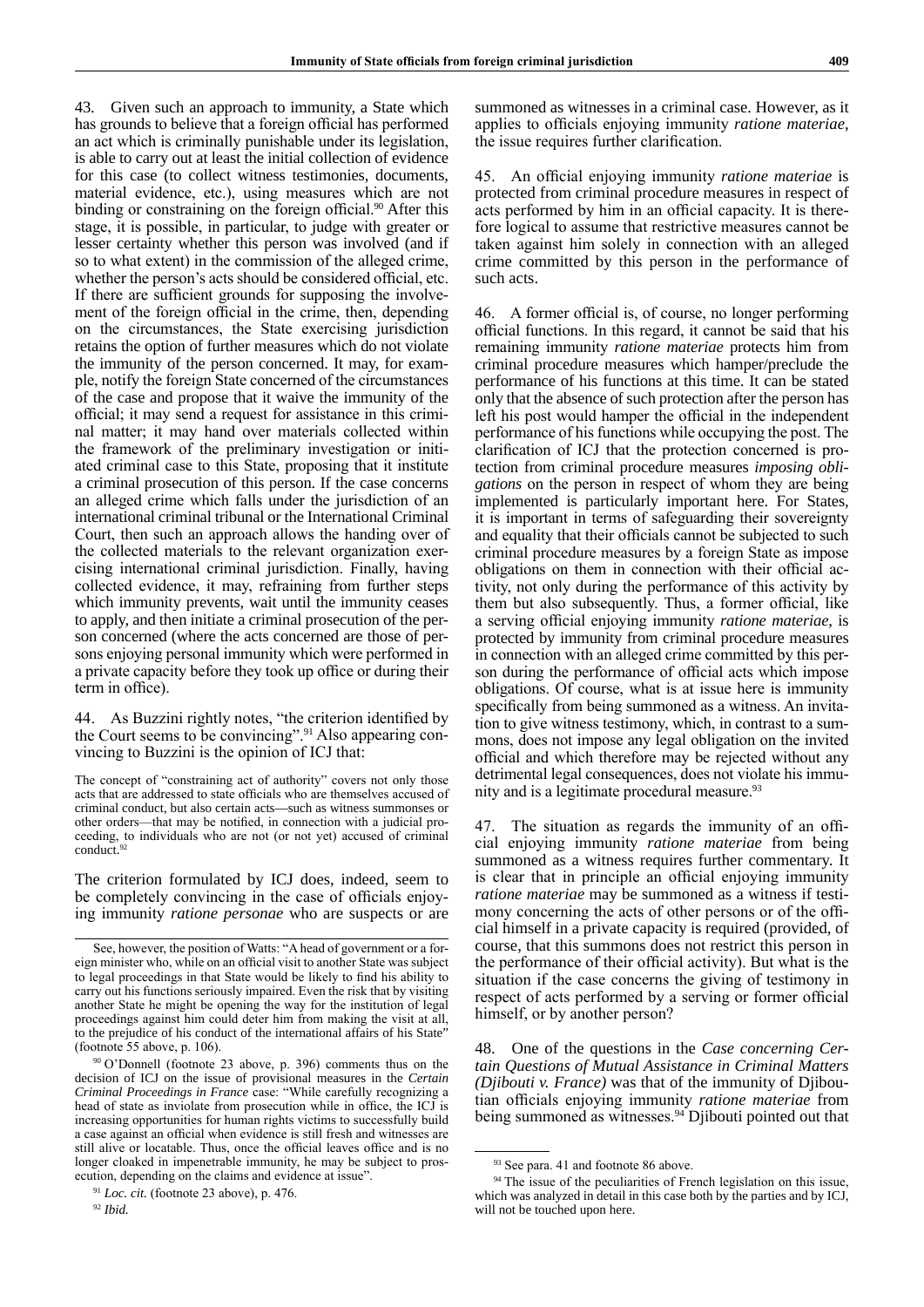43. Given such an approach to immunity, a State which has grounds to believe that a foreign official has performed an act which is criminally punishable under its legislation, is able to carry out at least the initial collection of evidence for this case (to collect witness testimonies, documents, material evidence, etc.), using measures which are not binding or constraining on the foreign official.[90] After this stage, it is possible, in particular, to judge with greater or lesser certainty whether this person was involved (and if so to what extent) in the commission of the alleged crime, whether the person's acts should be considered official, etc. If there are sufficient grounds for supposing the involvement of the foreign official in the crime, then, depending on the circumstances, the State exercising jurisdiction retains the option of further measures which do not violate the immunity of the person concerned. It may, for example, notify the foreign State concerned of the circumstances of the case and propose that it waive the immunity of the official; it may send a request for assistance in this criminal matter; it may hand over materials collected within the framework of the preliminary investigation or initiated criminal case to this State, proposing that it institute a criminal prosecution of this person. If the case concerns an alleged crime which falls under the jurisdiction of an international criminal tribunal or the International Criminal Court, then such an approach allows the handing over of the collected materials to the relevant organization exercising international criminal jurisdiction. Finally, having collected evidence, it may, refraining from further steps which immunity prevents, wait until the immunity ceases to apply, and then initiate a criminal prosecution of the person concerned (where the acts concerned are those of persons enjoying personal immunity which were performed in a private capacity before they took up office or during their term in office).

44. As Buzzini rightly notes, "the criterion identified by the Court seems to be convincing".[91] Also appearing convincing to Buzzini is the opinion of ICJ that:

> The concept of "constraining act of authority" covers not only those acts that are addressed to state officials who are themselves accused of criminal conduct, but also certain acts—such as witness summonses or other orders—that may be notified, in connection with a judicial proceeding, to individuals who are not (or not yet) accused of criminal conduct.[92]

The criterion formulated by ICJ does, indeed, seem to be completely convincing in the case of officials enjoying immunity *ratione personae* who are suspects or are summoned as witnesses in a criminal case. However, as it applies to officials enjoying immunity *ratione materiae*, the issue requires further clarification.

45. An official enjoying immunity *ratione materiae* is protected from criminal procedure measures in respect of acts performed by him in an official capacity. It is therefore logical to assume that restrictive measures cannot be taken against him solely in connection with an alleged crime committed by this person in the performance of such acts.

46. A former official is, of course, no longer performing official functions. In this regard, it cannot be said that his remaining immunity *ratione materiae* protects him from criminal procedure measures which hamper/preclude the performance of his functions at this time. It can be stated only that the absence of such protection after the person has left his post would hamper the official in the independent performance of his functions while occupying the post. The clarification of ICJ that the protection concerned is protection from criminal procedure measures *imposing obligations* on the person in respect of whom they are being implemented is particularly important here. For States, it is important in terms of safeguarding their sovereignty and equality that their officials cannot be subjected to such criminal procedure measures by a foreign State as impose obligations on them in connection with their official activity, not only during the performance of this activity by them but also subsequently. Thus, a former official, like a serving official enjoying immunity *ratione materiae*, is protected by immunity from criminal procedure measures in connection with an alleged crime committed by this person during the performance of official acts which impose obligations. Of course, what is at issue here is immunity specifically from being summoned as a witness. An invitation to give witness testimony, which, in contrast to a summons, does not impose any legal obligation on the invited official and which therefore may be rejected without any detrimental legal consequences, does not violate his immunity and is a legitimate procedural measure.[93]

47. The situation as regards the immunity of an official enjoying immunity *ratione materiae* from being summoned as a witness requires further commentary. It is clear that in principle an official enjoying immunity *ratione materiae* may be summoned as a witness if testimony concerning the acts of other persons or of the official himself in a private capacity is required (provided, of course, that this summons does not restrict this person in the performance of their official activity). But what is the situation if the case concerns the giving of testimony in respect of acts performed by a serving or former official himself, or by another person?

48. One of the questions in the *Case concerning Certain Questions of Mutual Assistance in Criminal Matters (Djibouti v. France)* was that of the immunity of Djiboutian officials enjoying immunity *ratione materiae* from being summoned as witnesses.[94] Djibouti pointed out that

---

See, however, the position of Watts: "A head of government or a foreign minister who, while on an official visit to another State was subject to legal proceedings in that State would be likely to find his ability to carry out his functions seriously impaired. Even the risk that by visiting another State he might be opening the way for the institution of legal proceedings against him could deter him from making the visit at all, to the prejudice of his conduct of the international affairs of his State" (footnote 55 above, p. 106).

[90] O'Donnell (footnote 23 above, p. 396) comments thus on the decision of ICJ on the issue of provisional measures in the *Certain Criminal Proceedings in France* case: "While carefully recognizing a head of state as inviolate from prosecution while in office, the ICJ is increasing opportunities for human rights victims to successfully build a case against an official when evidence is still fresh and witnesses are still alive or locatable. Thus, once the official leaves office and is no longer cloaked in impenetrable immunity, he may be subject to prosecution, depending on the claims and evidence at issue".

[91] *Loc. cit.* (footnote 23 above), p. 476.

[92] *Ibid.*

[93] See para. 41 and footnote 86 above.

[94] The issue of the peculiarities of French legislation on this issue, which was analyzed in detail in this case both by the parties and by ICJ, will not be touched upon here.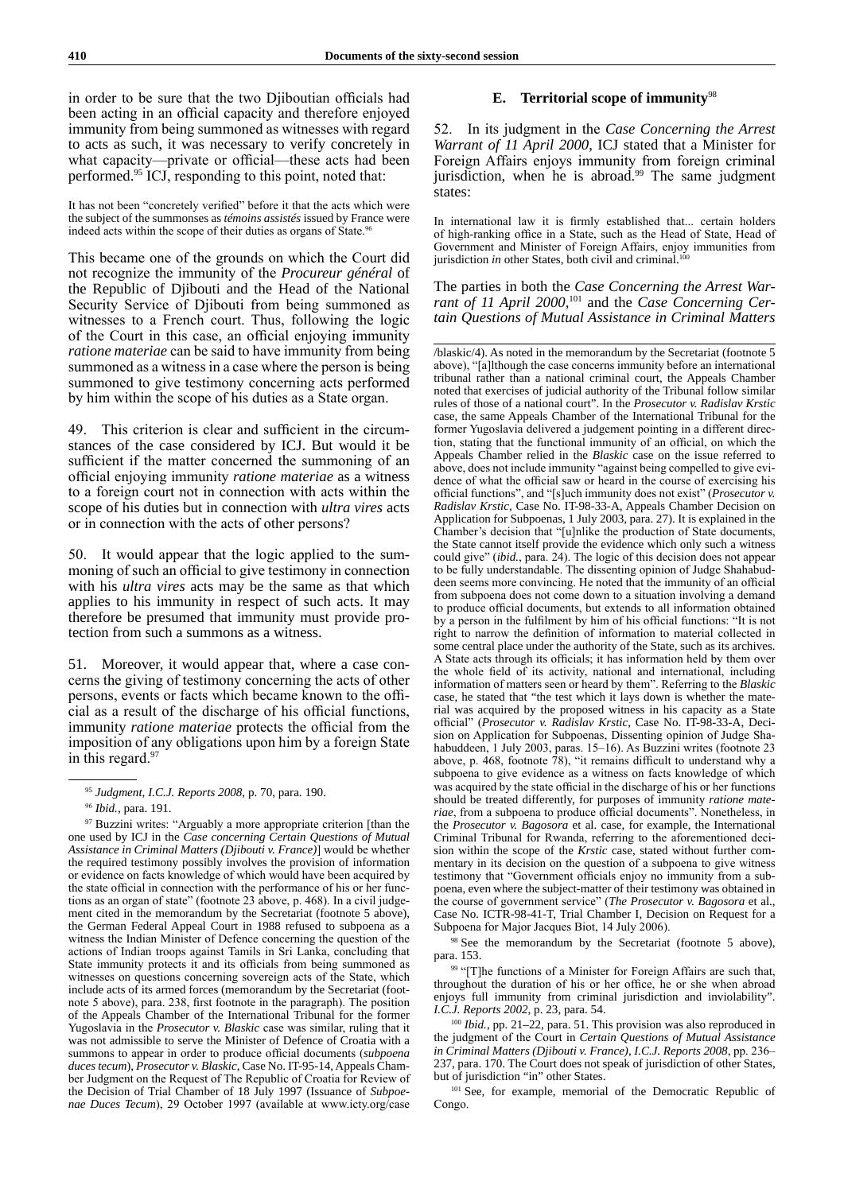in order to be sure that the two Djiboutian officials had been acting in an official capacity and therefore enjoyed immunity from being summoned as witnesses with regard to acts as such, it was necessary to verify concretely in what capacity—private or official—these acts had been performed.[95] ICJ, responding to this point, noted that:

> It has not been "concretely verified" before it that the acts which were the subject of the summonses as *témoins assistés* issued by France were indeed acts within the scope of their duties as organs of State.[96]

This became one of the grounds on which the Court did not recognize the immunity of the *Procureur général* of the Republic of Djibouti and the Head of the National Security Service of Djibouti from being summoned as witnesses to a French court. Thus, following the logic of the Court in this case, an official enjoying immunity *ratione materiae* can be said to have immunity from being summoned as a witness in a case where the person is being summoned to give testimony concerning acts performed by him within the scope of his duties as a State organ.

49. This criterion is clear and sufficient in the circumstances of the case considered by ICJ. But would it be sufficient if the matter concerned the summoning of an official enjoying immunity *ratione materiae* as a witness to a foreign court not in connection with acts within the scope of his duties but in connection with *ultra vires* acts or in connection with the acts of other persons?

50. It would appear that the logic applied to the summoning of such an official to give testimony in connection with his *ultra vires* acts may be the same as that which applies to his immunity in respect of such acts. It may therefore be presumed that immunity must provide protection from such a summons as a witness.

51. Moreover, it would appear that, where a case concerns the giving of testimony concerning the acts of other persons, events or facts which became known to the official as a result of the discharge of his official functions, immunity *ratione materiae* protects the official from the imposition of any obligations upon him by a foreign State in this regard.[97]

## E. Territorial scope of immunity[98]

52. In its judgment in the *Case Concerning the Arrest Warrant of 11 April 2000*, ICJ stated that a Minister for Foreign Affairs enjoys immunity from foreign criminal jurisdiction, when he is abroad.[99] The same judgment states:

> In international law it is firmly established that... certain holders of high-ranking office in a State, such as the Head of State, Head of Government and Minister of Foreign Affairs, enjoy immunities from jurisdiction *in* other States, both civil and criminal.[100]

The parties in both the *Case Concerning the Arrest Warrant of 11 April 2000*,[101] and the *Case Concerning Certain Questions of Mutual Assistance in Criminal Matters*

---

[95] *Judgment, I.C.J. Reports 2008*, p. 70, para. 190.

[96] *Ibid.*, para. 191.

[97] Buzzini writes: "Arguably a more appropriate criterion [than the one used by ICJ in the *Case concerning Certain Questions of Mutual Assistance in Criminal Matters (Djibouti v. France)*] would be whether the required testimony possibly involves the provision of information or evidence on facts knowledge of which would have been acquired by the state official in connection with the performance of his or her functions as an organ of state" (footnote 23 above, p. 468). In a civil judgement cited in the memorandum by the Secretariat (footnote 5 above), the German Federal Appeal Court in 1988 refused to subpoena as a witness the Indian Minister of Defence concerning the question of the actions of Indian troops against Tamils in Sri Lanka, concluding that State immunity protects it and its officials from being summoned as witnesses on questions concerning sovereign acts of the State, which include acts of its armed forces (memorandum by the Secretariat (footnote 5 above), para. 238, first footnote in the paragraph). The position of the Appeals Chamber of the International Tribunal for the former Yugoslavia in the *Prosecutor v. Blaskic* case was similar, ruling that it was not admissible to serve the Minister of Defence of Croatia with a summons to appear in order to produce official documents (*subpoena duces tecum*), *Prosecutor v. Blaskic*, Case No. IT-95-14, Appeals Chamber Judgment on the Request of The Republic of Croatia for Review of the Decision of Trial Chamber of 18 July 1997 (Issuance of *Subpoenae Duces Tecum*), 29 October 1997 (available at www.icty.org/case/blaskic/4). As noted in the memorandum by the Secretariat (footnote 5 above), "[a]lthough the case concerns immunity before an international tribunal rather than a national criminal court, the Appeals Chamber noted that exercises of judicial authority of the Tribunal follow similar rules of those of a national court". In the *Prosecutor v. Radislav Krstic* case, the same Appeals Chamber of the International Tribunal for the former Yugoslavia delivered a judgement pointing in a different direction, stating that the functional immunity of an official, on which the Appeals Chamber relied in the *Blaskic* case on the issue referred to above, does not include immunity "against being compelled to give evidence of what the official saw or heard in the course of exercising his official functions", and "[s]uch immunity does not exist" (*Prosecutor v. Radislav Krstic*, Case No. IT-98-33-A, Appeals Chamber Decision on Application for Subpoenas, 1 July 2003, para. 27). It is explained in the Chamber's decision that "[u]nlike the production of State documents, the State cannot itself provide the evidence which only such a witness could give" (*ibid.*, para. 24). The logic of this decision does not appear to be fully understandable. The dissenting opinion of Judge Shahabuddeen seems more convincing. He noted that the immunity of an official from subpoena does not come down to a situation involving a demand to produce official documents, but extends to all information obtained by a person in the fulfilment by him of his official functions: "It is not right to narrow the definition of information to material collected in some central place under the authority of the State, such as its archives. A State acts through its officials; it has information held by them over the whole field of its activity, national and international, including information of matters seen or heard by them". Referring to the *Blaskic* case, he stated that "the test which it lays down is whether the material was acquired by the proposed witness in his capacity as a State official" (*Prosecutor v. Radislav Krstic*, Case No. IT-98-33-A, Decision on Application for Subpoenas, Dissenting opinion of Judge Shahabuddeen, 1 July 2003, paras. 15–16). As Buzzini writes (footnote 23 above, p. 468, footnote 78), "it remains difficult to understand why a subpoena to give evidence as a witness on facts knowledge of which was acquired by the state official in the discharge of his or her functions should be treated differently, for purposes of immunity *ratione materiae*, from a subpoena to produce official documents". Nonetheless, in the *Prosecutor v. Bagosora* et al. case, for example, the International Criminal Tribunal for Rwanda, referring to the aforementioned decision within the scope of the *Krstic* case, stated without further commentary in its decision on the question of a subpoena to give witness testimony that "Government officials enjoy no immunity from a subpoena, even where the subject-matter of their testimony was obtained in the course of government service" (*The Prosecutor v. Bagosora* et al., Case No. ICTR-98-41-T, Trial Chamber I, Decision on Request for a Subpoena for Major Jacques Biot, 14 July 2006).

[98] See the memorandum by the Secretariat (footnote 5 above), para. 153.

[99] "[T]he functions of a Minister for Foreign Affairs are such that, throughout the duration of his or her office, he or she when abroad enjoys full immunity from criminal jurisdiction and inviolability". *I.C.J. Reports 2002*, p. 23, para. 54.

[100] *Ibid.*, pp. 21–22, para. 51. This provision was also reproduced in the judgment of the Court in *Certain Questions of Mutual Assistance in Criminal Matters (Djibouti v. France), I.C.J. Reports 2008*, pp. 236–237, para. 170. The Court does not speak of jurisdiction of other States, but of jurisdiction "in" other States.

[101] See, for example, memorial of the Democratic Republic of Congo.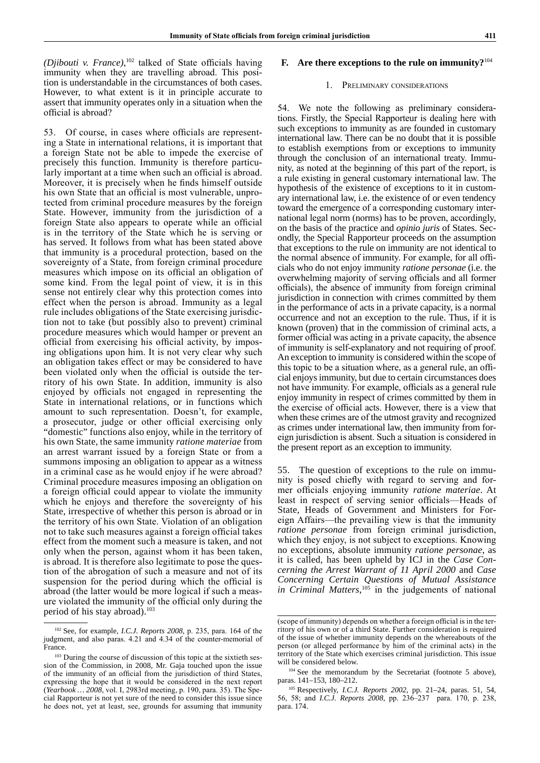*(Djibouti v. France)*,[102] talked of State officials having immunity when they are travelling abroad. This position is understandable in the circumstances of both cases. However, to what extent is it in principle accurate to assert that immunity operates only in a situation when the official is abroad?

53. Of course, in cases where officials are representing a State in international relations, it is important that a foreign State not be able to impede the exercise of precisely this function. Immunity is therefore particularly important at a time when such an official is abroad. Moreover, it is precisely when he finds himself outside his own State that an official is most vulnerable, unprotected from criminal procedure measures by the foreign State. However, immunity from the jurisdiction of a foreign State also appears to operate while an official is in the territory of the State which he is serving or has served. It follows from what has been stated above that immunity is a procedural protection, based on the sovereignty of a State, from foreign criminal procedure measures which impose on its official an obligation of some kind. From the legal point of view, it is in this sense not entirely clear why this protection comes into effect when the person is abroad. Immunity as a legal rule includes obligations of the State exercising jurisdiction not to take (but possibly also to prevent) criminal procedure measures which would hamper or prevent an official from exercising his official activity, by imposing obligations upon him. It is not very clear why such an obligation takes effect or may be considered to have been violated only when the official is outside the territory of his own State. In addition, immunity is also enjoyed by officials not engaged in representing the State in international relations, or in functions which amount to such representation. Doesn't, for example, a prosecutor, judge or other official exercising only "domestic" functions also enjoy, while in the territory of his own State, the same immunity *ratione materiae* from an arrest warrant issued by a foreign State or from a summons imposing an obligation to appear as a witness in a criminal case as he would enjoy if he were abroad? Criminal procedure measures imposing an obligation on a foreign official could appear to violate the immunity which he enjoys and therefore the sovereignty of his State, irrespective of whether this person is abroad or in the territory of his own State. Violation of an obligation not to take such measures against a foreign official takes effect from the moment such a measure is taken, and not only when the person, against whom it has been taken, is abroad. It is therefore also legitimate to pose the question of the abrogation of such a measure and not of its suspension for the period during which the official is abroad (the latter would be more logical if such a measure violated the immunity of the official only during the period of his stay abroad).[103]

## F. Are there exceptions to the rule on immunity?[104]

### 1. Preliminary considerations

54. We note the following as preliminary considerations. Firstly, the Special Rapporteur is dealing here with such exceptions to immunity as are founded in customary international law. There can be no doubt that it is possible to establish exemptions from or exceptions to immunity through the conclusion of an international treaty. Immunity, as noted at the beginning of this part of the report, is a rule existing in general customary international law. The hypothesis of the existence of exceptions to it in customary international law, i.e. the existence of or even tendency toward the emergence of a corresponding customary international legal norm (norms) has to be proven, accordingly, on the basis of the practice and *opinio juris* of States. Secondly, the Special Rapporteur proceeds on the assumption that exceptions to the rule on immunity are not identical to the normal absence of immunity. For example, for all officials who do not enjoy immunity *ratione personae* (i.e. the overwhelming majority of serving officials and all former officials), the absence of immunity from foreign criminal jurisdiction in connection with crimes committed by them in the performance of acts in a private capacity, is a normal occurrence and not an exception to the rule. Thus, if it is known (proven) that in the commission of criminal acts, a former official was acting in a private capacity, the absence of immunity is self-explanatory and not requiring of proof. An exception to immunity is considered within the scope of this topic to be a situation where, as a general rule, an official enjoys immunity, but due to certain circumstances does not have immunity. For example, officials as a general rule enjoy immunity in respect of crimes committed by them in the exercise of official acts. However, there is a view that when these crimes are of the utmost gravity and recognized as crimes under international law, then immunity from foreign jurisdiction is absent. Such a situation is considered in the present report as an exception to immunity.

55. The question of exceptions to the rule on immunity is posed chiefly with regard to serving and former officials enjoying immunity *ratione materiae*. At least in respect of serving senior officials—Heads of State, Heads of Government and Ministers for Foreign Affairs—the prevailing view is that the immunity *ratione personae* from foreign criminal jurisdiction, which they enjoy, is not subject to exceptions. Knowing no exceptions, absolute immunity *ratione personae*, as it is called, has been upheld by ICJ in the *Case Concerning the Arrest Warrant of 11 April 2000* and *Case Concerning Certain Questions of Mutual Assistance in Criminal Matters*,[105] in the judgements of national

---

[102] See, for example, *I.C.J. Reports 2008*, p. 235, para. 164 of the judgment, and also paras. 4.21 and 4.34 of the counter-memorial of France.

[103] During the course of discussion of this topic at the sixtieth session of the Commission, in 2008, Mr. Gaja touched upon the issue of the immunity of an official from the jurisdiction of third States, expressing the hope that it would be considered in the next report (*Yearbook … 2008*, vol. I, 2983rd meeting, p. 190, para. 35). The Special Rapporteur is not yet sure of the need to consider this issue since he does not, yet at least, see, grounds for assuming that immunity (scope of immunity) depends on whether a foreign official is in the territory of his own or of a third State. Further consideration is required of the issue of whether immunity depends on the whereabouts of the person (or alleged performance by him of the criminal acts) in the territory of the State which exercises criminal jurisdiction. This issue will be considered below.

[104] See the memorandum by the Secretariat (footnote 5 above), paras. 141–153, 180–212.

[105] Respectively, *I.C.J. Reports 2002*, pp. 21–24, paras. 51, 54, 56, 58; and *I.C.J. Reports 2008*, pp. 236–237 para. 170, p. 238, para. 174.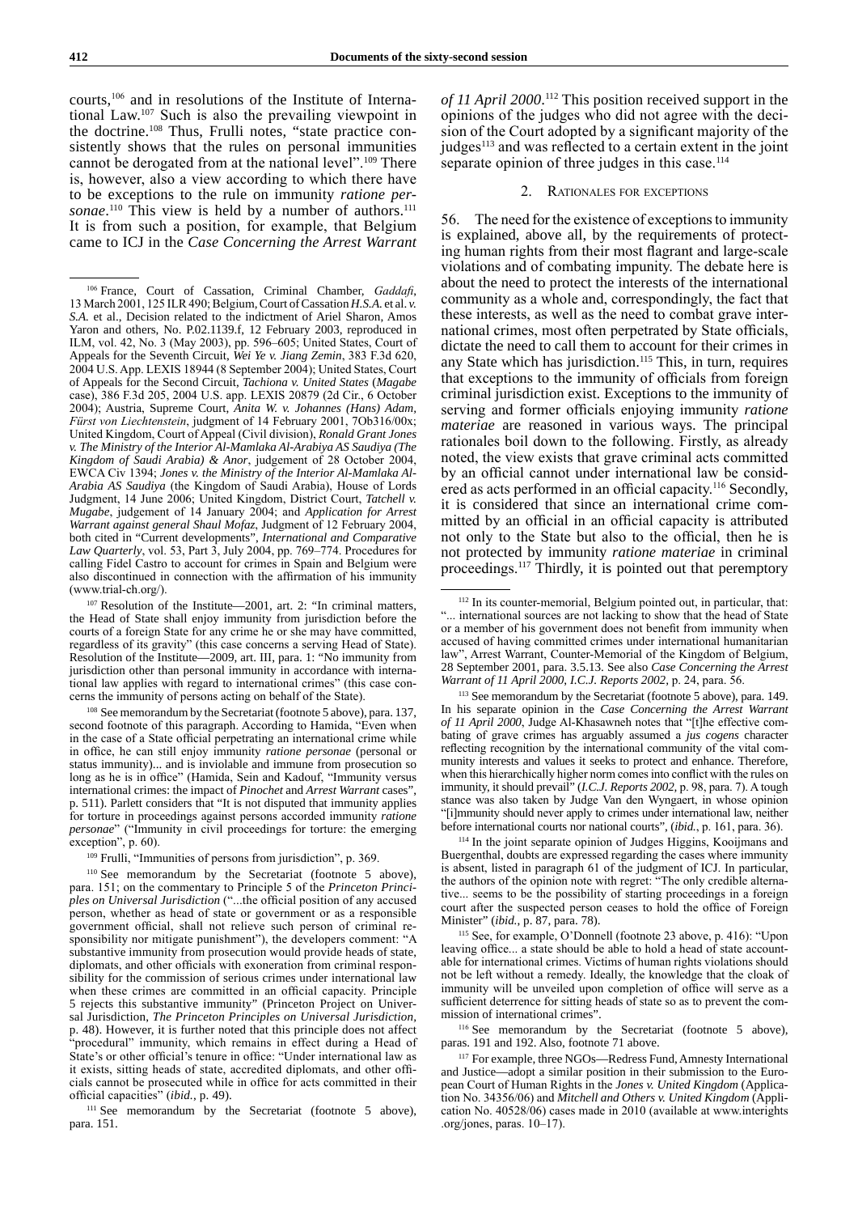courts,[106] and in resolutions of the Institute of International Law.[107] Such is also the prevailing viewpoint in the doctrine.[108] Thus, Frulli notes, "state practice consistently shows that the rules on personal immunities cannot be derogated from at the national level".[109] There is, however, also a view according to which there have to be exceptions to the rule on immunity *ratione personae*.[110] This view is held by a number of authors.[111] It is from such a position, for example, that Belgium came to ICJ in the *Case Concerning the Arrest Warrant of 11 April 2000*.[112] This position received support in the opinions of the judges who did not agree with the decision of the Court adopted by a significant majority of the judges[113] and was reflected to a certain extent in the joint separate opinion of three judges in this case.[114]

## 2. Rationales for exceptions

56. The need for the existence of exceptions to immunity is explained, above all, by the requirements of protecting human rights from their most flagrant and large-scale violations and of combating impunity. The debate here is about the need to protect the interests of the international community as a whole and, correspondingly, the fact that these interests, as well as the need to combat grave international crimes, most often perpetrated by State officials, dictate the need to call them to account for their crimes in any State which has jurisdiction.[115] This, in turn, requires that exceptions to the immunity of officials from foreign criminal jurisdiction exist. Exceptions to the immunity of serving and former officials enjoying immunity *ratione materiae* are reasoned in various ways. The principal rationales boil down to the following. Firstly, as already noted, the view exists that grave criminal acts committed by an official cannot under international law be considered as acts performed in an official capacity.[116] Secondly, it is considered that since an international crime committed by an official in an official capacity is attributed not only to the State but also to the official, then he is not protected by immunity *ratione materiae* in criminal proceedings.[117] Thirdly, it is pointed out that peremptory

---

[106] France, Court of Cassation, Criminal Chamber, *Gaddafi*, 13 March 2001, 125 ILR 490; Belgium, Court of Cassation *H.S.A.* et al. *v. S.A.* et al., Decision related to the indictment of Ariel Sharon, Amos Yaron and others, No. P.02.1139.f, 12 February 2003, reproduced in ILM, vol. 42, No. 3 (May 2003), pp. 596–605; United States, Court of Appeals for the Seventh Circuit, *Wei Ye v. Jiang Zemin*, 383 F.3d 620, 2004 U.S. App. LEXIS 18944 (8 September 2004); United States, Court of Appeals for the Second Circuit, *Tachiona v. United States* (*Magabe* case), 386 F.3d 205, 2004 U.S. app. LEXIS 20879 (2d Cir., 6 October 2004); Austria, Supreme Court, *Anita W. v. Johannes (Hans) Adam, Fürst von Liechtenstein*, judgment of 14 February 2001, 7Ob316/00x; United Kingdom, Court of Appeal (Civil division), *Ronald Grant Jones v. The Ministry of the Interior Al-Mamlaka Al-Arabiya AS Saudiya (The Kingdom of Saudi Arabia) & Anor*, judgement of 28 October 2004, EWCA Civ 1394; *Jones v. the Ministry of the Interior Al-Mamlaka Al-Arabia AS Saudiya* (the Kingdom of Saudi Arabia), House of Lords Judgment, 14 June 2006; United Kingdom, District Court, *Tatchell v. Mugabe*, judgement of 14 January 2004; and *Application for Arrest Warrant against general Shaul Mofaz*, Judgment of 12 February 2004, both cited in "Current developments", *International and Comparative Law Quarterly*, vol. 53, Part 3, July 2004, pp. 769–774. Procedures for calling Fidel Castro to account for crimes in Spain and Belgium were also discontinued in connection with the affirmation of his immunity (www.trial-ch.org/).

[107] Resolution of the Institute—2001, art. 2: "In criminal matters, the Head of State shall enjoy immunity from jurisdiction before the courts of a foreign State for any crime he or she may have committed, regardless of its gravity" (this case concerns a serving Head of State). Resolution of the Institute—2009, art. III, para. 1: "No immunity from jurisdiction other than personal immunity in accordance with international law applies with regard to international crimes" (this case concerns the immunity of persons acting on behalf of the State).

[108] See memorandum by the Secretariat (footnote 5 above), para. 137, second footnote of this paragraph. According to Hamida, "Even when in the case of a State official perpetrating an international crime while in office, he can still enjoy immunity *ratione personae* (personal or status immunity)... and is inviolable and immune from prosecution so long as he is in office" (Hamida, Sein and Kadouf, "Immunity versus international crimes: the impact of *Pinochet* and *Arrest Warrant* cases", p. 511). Parlett considers that "It is not disputed that immunity applies for torture in proceedings against persons accorded immunity *ratione personae*" ("Immunity in civil proceedings for torture: the emerging exception", p. 60).

[109] Frulli, "Immunities of persons from jurisdiction", p. 369.

[110] See memorandum by the Secretariat (footnote 5 above), para. 151; on the commentary to Principle 5 of the *Princeton Principles on Universal Jurisdiction* ("...the official position of any accused person, whether as head of state or government or as a responsible government official, shall not relieve such person of criminal responsibility nor mitigate punishment"), the developers comment: "A substantive immunity from prosecution would provide heads of state, diplomats, and other officials with exoneration from criminal responsibility for the commission of serious crimes under international law when these crimes are committed in an official capacity. Principle 5 rejects this substantive immunity" (Princeton Project on Universal Jurisdiction, *The Princeton Principles on Universal Jurisdiction*, p. 48). However, it is further noted that this principle does not affect "procedural" immunity, which remains in effect during a Head of State's or other official's tenure in office: "Under international law as it exists, sitting heads of state, accredited diplomats, and other officials cannot be prosecuted while in office for acts committed in their official capacities" (*ibid.*, p. 49).

[111] See memorandum by the Secretariat (footnote 5 above), para. 151.

[112] In its counter-memorial, Belgium pointed out, in particular, that: "... international sources are not lacking to show that the head of State or a member of his government does not benefit from immunity when accused of having committed crimes under international humanitarian law", Arrest Warrant, Counter-Memorial of the Kingdom of Belgium, 28 September 2001, para. 3.5.13. See also *Case Concerning the Arrest Warrant of 11 April 2000*, *I.C.J. Reports 2002*, p. 24, para. 56.

[113] See memorandum by the Secretariat (footnote 5 above), para. 149. In his separate opinion in the *Case Concerning the Arrest Warrant of 11 April 2000*, Judge Al-Khasawneh notes that "[t]he effective combating of grave crimes has arguably assumed a *jus cogens* character reflecting recognition by the international community of the vital community interests and values it seeks to protect and enhance. Therefore, when this hierarchically higher norm comes into conflict with the rules on immunity, it should prevail" (*I.C.J. Reports 2002*, p. 98, para. 7). A tough stance was also taken by Judge Van den Wyngaert, in whose opinion "[i]mmunity should never apply to crimes under international law, neither before international courts nor national courts", (*ibid.*, p. 161, para. 36).

[114] In the joint separate opinion of Judges Higgins, Kooijmans and Buergenthal, doubts are expressed regarding the cases where immunity is absent, listed in paragraph 61 of the judgment of ICJ. In particular, the authors of the opinion note with regret: "The only credible alternative... seems to be the possibility of starting proceedings in a foreign court after the suspected person ceases to hold the office of Foreign Minister" (*ibid.*, p. 87, para. 78).

[115] See, for example, O'Donnell (footnote 23 above, p. 416): "Upon leaving office... a state should be able to hold a head of state accountable for international crimes. Victims of human rights violations should not be left without a remedy. Ideally, the knowledge that the cloak of immunity will be unveiled upon completion of office will serve as a sufficient deterrence for sitting heads of state so as to prevent the commission of international crimes".

[116] See memorandum by the Secretariat (footnote 5 above), paras. 191 and 192. Also, footnote 71 above.

[117] For example, three NGOs—Redress Fund, Amnesty International and Justice—adopt a similar position in their submission to the European Court of Human Rights in the *Jones v. United Kingdom* (Application No. 34356/06) and *Mitchell and Others v. United Kingdom* (Application No. 40528/06) cases made in 2010 (available at www.interights.org/jones, paras. 10–17).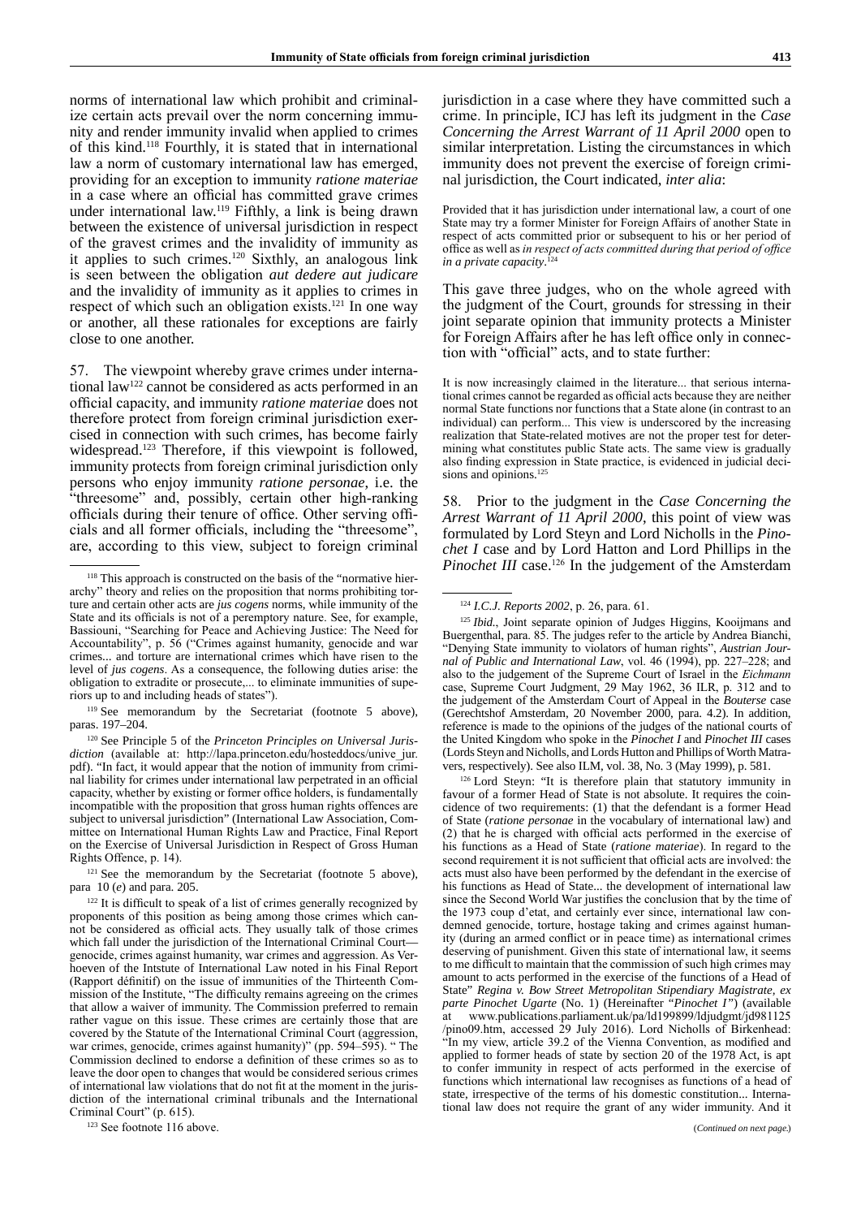norms of international law which prohibit and criminalize certain acts prevail over the norm concerning immunity and render immunity invalid when applied to crimes of this kind.[118] Fourthly, it is stated that in international law a norm of customary international law has emerged, providing for an exception to immunity *ratione materiae* in a case where an official has committed grave crimes under international law.[119] Fifthly, a link is being drawn between the existence of universal jurisdiction in respect of the gravest crimes and the invalidity of immunity as it applies to such crimes.[120] Sixthly, an analogous link is seen between the obligation *aut dedere aut judicare* and the invalidity of immunity as it applies to crimes in respect of which such an obligation exists.[121] In one way or another, all these rationales for exceptions are fairly close to one another.

57. The viewpoint whereby grave crimes under international law[122] cannot be considered as acts performed in an official capacity, and immunity *ratione materiae* does not therefore protect from foreign criminal jurisdiction exercised in connection with such crimes, has become fairly widespread.[123] Therefore, if this viewpoint is followed, immunity protects from foreign criminal jurisdiction only persons who enjoy immunity *ratione personae*, i.e. the "threesome" and, possibly, certain other high-ranking officials during their tenure of office. Other serving officials and all former officials, including the "threesome", are, according to this view, subject to foreign criminal jurisdiction in a case where they have committed such a crime. In principle, ICJ has left its judgment in the *Case Concerning the Arrest Warrant of 11 April 2000* open to similar interpretation. Listing the circumstances in which immunity does not prevent the exercise of foreign criminal jurisdiction, the Court indicated, *inter alia*:

> Provided that it has jurisdiction under international law, a court of one State may try a former Minister for Foreign Affairs of another State in respect of acts committed prior or subsequent to his or her period of office as well as *in respect of acts committed during that period of office in a private capacity*.[124]

This gave three judges, who on the whole agreed with the judgment of the Court, grounds for stressing in their joint separate opinion that immunity protects a Minister for Foreign Affairs after he has left office only in connection with "official" acts, and to state further:

> It is now increasingly claimed in the literature... that serious international crimes cannot be regarded as official acts because they are neither normal State functions nor functions that a State alone (in contrast to an individual) can perform... This view is underscored by the increasing realization that State-related motives are not the proper test for determining what constitutes public State acts. The same view is gradually also finding expression in State practice, is evidenced in judicial decisions and opinions.[125]

58. Prior to the judgment in the *Case Concerning the Arrest Warrant of 11 April 2000*, this point of view was formulated by Lord Steyn and Lord Nicholls in the *Pinochet I* case and by Lord Hatton and Lord Phillips in the *Pinochet III* case.[126] In the judgement of the Amsterdam

---

[118] This approach is constructed on the basis of the "normative hierarchy" theory and relies on the proposition that norms prohibiting torture and certain other acts are *jus cogens* norms, while immunity of the State and its officials is not of a peremptory nature. See, for example, Bassiouni, "Searching for Peace and Achieving Justice: The Need for Accountability", p. 56 ("Crimes against humanity, genocide and war crimes... and torture are international crimes which have risen to the level of *jus cogens*. As a consequence, the following duties arise: the obligation to extradite or prosecute,... to eliminate immunities of superiors up to and including heads of states").

[119] See memorandum by the Secretariat (footnote 5 above), paras. 197–204.

[120] See Principle 5 of the *Princeton Principles on Universal Jurisdiction* (available at: http://lapa.princeton.edu/hosteddocs/unive_jur.pdf). "In fact, it would appear that the notion of immunity from criminal liability for crimes under international law perpetrated in an official capacity, whether by existing or former office holders, is fundamentally incompatible with the proposition that gross human rights offences are subject to universal jurisdiction" (International Law Association, Committee on International Human Rights Law and Practice, Final Report on the Exercise of Universal Jurisdiction in Respect of Gross Human Rights Offence, p. 14).

[121] See the memorandum by the Secretariat (footnote 5 above), para 10 (*e*) and para. 205.

[122] It is difficult to speak of a list of crimes generally recognized by proponents of this position as being among those crimes which cannot be considered as official acts. They usually talk of those crimes which fall under the jurisdiction of the International Criminal Court—genocide, crimes against humanity, war crimes and aggression. As Verhoeven of the Intstute of International Law noted in his Final Report (Rapport définitif) on the issue of immunities of the Thirteenth Commission of the Institute, "The difficulty remains agreeing on the crimes that allow a waiver of immunity. The Commission preferred to remain rather vague on this issue. These crimes are certainly those that are covered by the Statute of the International Criminal Court (aggression, war crimes, genocide, crimes against humanity)" (pp. 594–595). " The Commission declined to endorse a definition of these crimes so as to leave the door open to changes that would be considered serious crimes of international law violations that do not fit at the moment in the jurisdiction of the international criminal tribunals and the International Criminal Court" (p. 615).

[123] See footnote 116 above.

[124] *I.C.J. Reports 2002*, p. 26, para. 61.

[125] *Ibid.*, Joint separate opinion of Judges Higgins, Kooijmans and Buergenthal, para. 85. The judges refer to the article by Andrea Bianchi, "Denying State immunity to violators of human rights", *Austrian Journal of Public and International Law*, vol. 46 (1994), pp. 227–228; and also to the judgement of the Supreme Court of Israel in the *Eichmann* case, Supreme Court Judgment, 29 May 1962, 36 ILR, p. 312 and to the judgement of the Amsterdam Court of Appeal in the *Bouterse* case (Gerechtshof Amsterdam, 20 November 2000, para. 4.2). In addition, reference is made to the opinions of the judges of the national courts of the United Kingdom who spoke in the *Pinochet I* and *Pinochet III* cases (Lords Steyn and Nicholls, and Lords Hutton and Phillips of Worth Matravers, respectively). See also ILM, vol. 38, No. 3 (May 1999), p. 581.

[126] Lord Steyn: "It is therefore plain that statutory immunity in favour of a former Head of State is not absolute. It requires the coincidence of two requirements: (1) that the defendant is a former Head of State (*ratione personae* in the vocabulary of international law) and (2) that he is charged with official acts performed in the exercise of his functions as a Head of State (*ratione materiae*). In regard to the second requirement it is not sufficient that official acts are involved: the acts must also have been performed by the defendant in the exercise of his functions as Head of State... the development of international law since the Second World War justifies the conclusion that by the time of the 1973 coup d'etat, and certainly ever since, international law condemned genocide, torture, hostage taking and crimes against humanity (during an armed conflict or in peace time) as international crimes deserving of punishment. Given this state of international law, it seems to me difficult to maintain that the commission of such high crimes may amount to acts performed in the exercise of the functions of a Head of State" *Regina v. Bow Street Metropolitan Stipendiary Magistrate, ex parte Pinochet Ugarte* (No. 1) (Hereinafter "*Pinochet I*") (available at www.publications.parliament.uk/pa/ld199899/ldjudgmt/jd981125/pino09.htm, accessed 29 July 2016). Lord Nicholls of Birkenhead: "In my view, article 39.2 of the Vienna Convention, as modified and applied to former heads of state by section 20 of the 1978 Act, is apt to confer immunity in respect of acts performed in the exercise of functions which international law recognises as functions of a head of state, irrespective of the terms of his domestic constitution... International law does not require the grant of any wider immunity. And it

(*Continued on next page.*)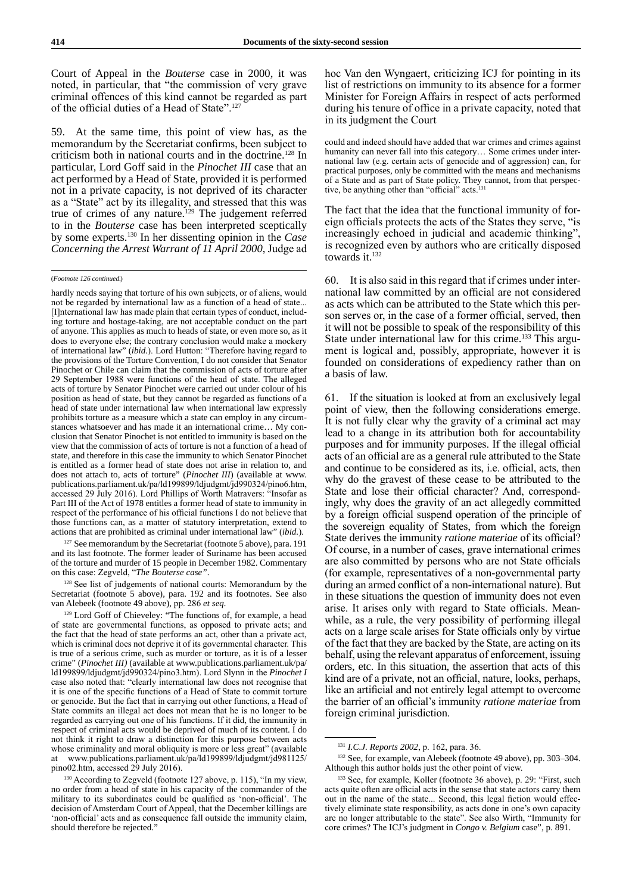Court of Appeal in the *Bouterse* case in 2000, it was noted, in particular, that "the commission of very grave criminal offences of this kind cannot be regarded as part of the official duties of a Head of State".[127]

59. At the same time, this point of view has, as the memorandum by the Secretariat confirms, been subject to criticism both in national courts and in the doctrine.[128] In particular, Lord Goff said in the *Pinochet III* case that an act performed by a Head of State, provided it is performed not in a private capacity, is not deprived of its character as a "State" act by its illegality, and stressed that this was true of crimes of any nature.[129] The judgement referred to in the *Bouterse* case has been interpreted sceptically by some experts.[130] In her dissenting opinion in the *Case Concerning the Arrest Warrant of 11 April 2000*, Judge ad hoc Van den Wyngaert, criticizing ICJ for pointing in its list of restrictions on immunity to its absence for a former Minister for Foreign Affairs in respect of acts performed during his tenure of office in a private capacity, noted that in its judgment the Court

> could and indeed should have added that war crimes and crimes against humanity can never fall into this category… Some crimes under international law (e.g. certain acts of genocide and of aggression) can, for practical purposes, only be committed with the means and mechanisms of a State and as part of State policy. They cannot, from that perspective, be anything other than "official" acts.[131]

The fact that the idea that the functional immunity of foreign officials protects the acts of the States they serve, "is increasingly echoed in judicial and academic thinking", is recognized even by authors who are critically disposed towards it.[132]

60. It is also said in this regard that if crimes under international law committed by an official are not considered as acts which can be attributed to the State which this person serves or, in the case of a former official, served, then it will not be possible to speak of the responsibility of this State under international law for this crime.[133] This argument is logical and, possibly, appropriate, however it is founded on considerations of expediency rather than on a basis of law.

61. If the situation is looked at from an exclusively legal point of view, then the following considerations emerge. It is not fully clear why the gravity of a criminal act may lead to a change in its attribution both for accountability purposes and for immunity purposes. If the illegal official acts of an official are as a general rule attributed to the State and continue to be considered as its, i.e. official, acts, then why do the gravest of these cease to be attributed to the State and lose their official character? And, correspondingly, why does the gravity of an act allegedly committed by a foreign official suspend operation of the principle of the sovereign equality of States, from which the foreign State derives the immunity *ratione materiae* of its official? Of course, in a number of cases, grave international crimes are also committed by persons who are not State officials (for example, representatives of a non-governmental party during an armed conflict of a non-international nature). But in these situations the question of immunity does not even arise. It arises only with regard to State officials. Meanwhile, as a rule, the very possibility of performing illegal acts on a large scale arises for State officials only by virtue of the fact that they are backed by the State, are acting on its behalf, using the relevant apparatus of enforcement, issuing orders, etc. In this situation, the assertion that acts of this kind are of a private, not an official, nature, looks, perhaps, like an artificial and not entirely legal attempt to overcome the barrier of an official's immunity *ratione materiae* from foreign criminal jurisdiction.

---

(*Footnote 126 continued.*)

hardly needs saying that torture of his own subjects, or of aliens, would not be regarded by international law as a function of a head of state... [I]nternational law has made plain that certain types of conduct, including torture and hostage-taking, are not acceptable conduct on the part of anyone. This applies as much to heads of state, or even more so, as it does to everyone else; the contrary conclusion would make a mockery of international law" (*ibid.*). Lord Hutton: "Therefore having regard to the provisions of the Torture Convention, I do not consider that Senator Pinochet or Chile can claim that the commission of acts of torture after 29 September 1988 were functions of the head of state. The alleged acts of torture by Senator Pinochet were carried out under colour of his position as head of state, but they cannot be regarded as functions of a head of state under international law when international law expressly prohibits torture as a measure which a state can employ in any circumstances whatsoever and has made it an international crime… My conclusion that Senator Pinochet is not entitled to immunity is based on the view that the commission of acts of torture is not a function of a head of state, and therefore in this case the immunity to which Senator Pinochet is entitled as a former head of state does not arise in relation to, and does not attach to, acts of torture" (*Pinochet III*) (available at www.publications.parliament.uk/pa/ld199899/ldjudgmt/jd990324/pino6.htm, accessed 29 July 2016). Lord Phillips of Worth Matravers: "Insofar as Part III of the Act of 1978 entitles a former head of state to immunity in respect of the performance of his official functions I do not believe that those functions can, as a matter of statutory interpretation, extend to actions that are prohibited as criminal under international law" (*ibid.*).

[127] See memorandum by the Secretariat (footnote 5 above), para. 191 and its last footnote. The former leader of Suriname has been accused of the torture and murder of 15 people in December 1982. Commentary on this case: Zegveld, "*The Bouterse case*".

[128] See list of judgements of national courts: Memorandum by the Secretariat (footnote 5 above), para. 192 and its footnotes. See also van Alebeek (footnote 49 above), pp. 286 *et seq.*

[129] Lord Goff of Chieveley: "The functions of, for example, a head of state are governmental functions, as opposed to private acts; and the fact that the head of state performs an act, other than a private act, which is criminal does not deprive it of its governmental character. This is true of a serious crime, such as murder or torture, as it is of a lesser crime" (*Pinochet III)* (available at www.publications.parliament.uk/pa/ld199899/ldjudgmt/jd990324/pino3.htm). Lord Slynn in the *Pinochet I* case also noted that: "clearly international law does not recognise that it is one of the specific functions of a Head of State to commit torture or genocide. But the fact that in carrying out other functions, a Head of State commits an illegal act does not mean that he is no longer to be regarded as carrying out one of his functions. If it did, the immunity in respect of criminal acts would be deprived of much of its content. I do not think it right to draw a distinction for this purpose between acts whose criminality and moral obliquity is more or less great" (available at www.publications.parliament.uk/pa/ld199899/ldjudgmt/jd981125/pino02.htm, accessed 29 July 2016).

[130] According to Zegveld (footnote 127 above, p. 115), "In my view, no order from a head of state in his capacity of the commander of the military to its subordinates could be qualified as 'non-official'. The decision of Amsterdam Court of Appeal, that the December killings are 'non-official' acts and as consequence fall outside the immunity claim, should therefore be rejected."

[131] *I.C.J. Reports 2002*, p. 162, para. 36.

[132] See, for example, van Alebeek (footnote 49 above), pp. 303–304. Although this author holds just the other point of view.

[133] See, for example, Koller (footnote 36 above), p. 29: "First, such acts quite often are official acts in the sense that state actors carry them out in the name of the state... Second, this legal fiction would effectively eliminate state responsibility, as acts done in one's own capacity are no longer attributable to the state". See also Wirth, "Immunity for core crimes? The ICJ's judgment in *Congo v. Belgium* case", p. 891.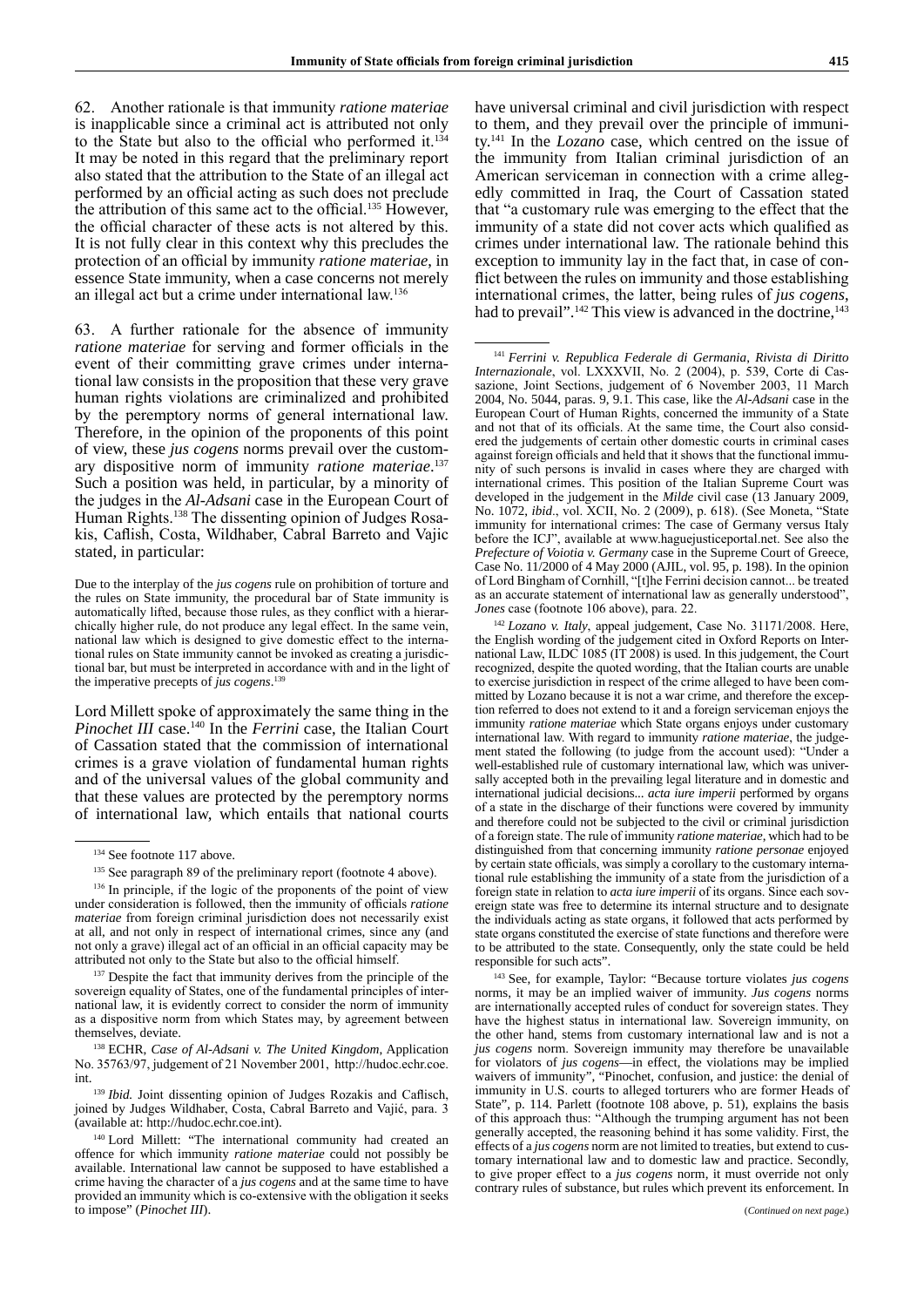62. Another rationale is that immunity *ratione materiae* is inapplicable since a criminal act is attributed not only to the State but also to the official who performed it.[134] It may be noted in this regard that the preliminary report also stated that the attribution to the State of an illegal act performed by an official acting as such does not preclude the attribution of this same act to the official.[135] However, the official character of these acts is not altered by this. It is not fully clear in this context why this precludes the protection of an official by immunity *ratione materiae*, in essence State immunity, when a case concerns not merely an illegal act but a crime under international law.[136]

63. A further rationale for the absence of immunity *ratione materiae* for serving and former officials in the event of their committing grave crimes under international law consists in the proposition that these very grave human rights violations are criminalized and prohibited by the peremptory norms of general international law. Therefore, in the opinion of the proponents of this point of view, these *jus cogens* norms prevail over the customary dispositive norm of immunity *ratione materiae*.[137] Such a position was held, in particular, by a minority of the judges in the *Al-Adsani* case in the European Court of Human Rights.[138] The dissenting opinion of Judges Rosakis, Caflish, Costa, Wildhaber, Cabral Barreto and Vajic stated, in particular:

> Due to the interplay of the *jus cogens* rule on prohibition of torture and the rules on State immunity, the procedural bar of State immunity is automatically lifted, because those rules, as they conflict with a hierarchically higher rule, do not produce any legal effect. In the same vein, national law which is designed to give domestic effect to the international rules on State immunity cannot be invoked as creating a jurisdictional bar, but must be interpreted in accordance with and in the light of the imperative precepts of *jus cogens*.[139]

Lord Millett spoke of approximately the same thing in the *Pinochet III* case.[140] In the *Ferrini* case, the Italian Court of Cassation stated that the commission of international crimes is a grave violation of fundamental human rights and of the universal values of the global community and that these values are protected by the peremptory norms of international law, which entails that national courts have universal criminal and civil jurisdiction with respect to them, and they prevail over the principle of immunity.[141] In the *Lozano* case, which centred on the issue of the immunity from Italian criminal jurisdiction of an American serviceman in connection with a crime allegedly committed in Iraq, the Court of Cassation stated that "a customary rule was emerging to the effect that the immunity of a state did not cover acts which qualified as crimes under international law. The rationale behind this exception to immunity lay in the fact that, in case of conflict between the rules on immunity and those establishing international crimes, the latter, being rules of *jus cogens*, had to prevail".[142] This view is advanced in the doctrine,[143]

---

[134] See footnote 117 above.

[135] See paragraph 89 of the preliminary report (footnote 4 above).

[136] In principle, if the logic of the proponents of the point of view under consideration is followed, then the immunity of officials *ratione materiae* from foreign criminal jurisdiction does not necessarily exist at all, and not only in respect of international crimes, since any (and not only a grave) illegal act of an official in an official capacity may be attributed not only to the State but also to the official himself.

[137] Despite the fact that immunity derives from the principle of the sovereign equality of States, one of the fundamental principles of international law, it is evidently correct to consider the norm of immunity as a dispositive norm from which States may, by agreement between themselves, deviate.

[138] ECHR, *Case of Al-Adsani v. The United Kingdom*, Application No. 35763/97, judgement of 21 November 2001, http://hudoc.echr.coe.int.

[139] *Ibid.* Joint dissenting opinion of Judges Rozakis and Caflisch, joined by Judges Wildhaber, Costa, Cabral Barreto and Vajić, para. 3 (available at: http://hudoc.echr.coe.int).

[140] Lord Millett: "The international community had created an offence for which immunity *ratione materiae* could not possibly be available. International law cannot be supposed to have established a crime having the character of a *jus cogens* and at the same time to have provided an immunity which is co-extensive with the obligation it seeks to impose" (*Pinochet III*).

[141] *Ferrini v. Republica Federale di Germania*, *Rivista di Diritto Internazionale*, vol. LXXXVII, No. 2 (2004), p. 539, Corte di Cassazione, Joint Sections, judgement of 6 November 2003, 11 March 2004, No. 5044, paras. 9, 9.1. This case, like the *Al-Adsani* case in the European Court of Human Rights, concerned the immunity of a State and not that of its officials. At the same time, the Court also considered the judgements of certain other domestic courts in criminal cases against foreign officials and held that it shows that the functional immunity of such persons is invalid in cases where they are charged with international crimes. This position of the Italian Supreme Court was developed in the judgement in the *Milde* civil case (13 January 2009, No. 1072, *ibid.*, vol. XCII, No. 2 (2009), p. 618). (See Moneta, "State immunity for international crimes: The case of Germany versus Italy before the ICJ", available at www.haguejusticeportal.net. See also the *Prefecture of Voiotia v. Germany* case in the Supreme Court of Greece, Case No. 11/2000 of 4 May 2000 (AJIL, vol. 95, p. 198). In the opinion of Lord Bingham of Cornhill, "[t]he Ferrini decision cannot... be treated as an accurate statement of international law as generally understood", *Jones* case (footnote 106 above), para. 22.

[142] *Lozano v. Italy*, appeal judgement, Case No. 31171/2008. Here, the English wording of the judgement cited in Oxford Reports on International Law, ILDC 1085 (IT 2008) is used. In this judgement, the Court recognized, despite the quoted wording, that the Italian courts are unable to exercise jurisdiction in respect of the crime alleged to have been committed by Lozano because it is not a war crime, and therefore the exception referred to does not extend to it and a foreign serviceman enjoys the immunity *ratione materiae* which State organs enjoys under customary international law. With regard to immunity *ratione materiae*, the judgement stated the following (to judge from the account used): "Under a well-established rule of customary international law, which was universally accepted both in the prevailing legal literature and in domestic and international judicial decisions... *acta iure imperii* performed by organs of a state in the discharge of their functions were covered by immunity and therefore could not be subjected to the civil or criminal jurisdiction of a foreign state. The rule of immunity *ratione materiae*, which had to be distinguished from that concerning immunity *ratione personae* enjoyed by certain state officials, was simply a corollary to the customary international rule establishing the immunity of a state from the jurisdiction of a foreign state in relation to *acta iure imperii* of its organs. Since each sovereign state was free to determine its internal structure and to designate the individuals acting as state organs, it followed that acts performed by state organs constituted the exercise of state functions and therefore were to be attributed to the state. Consequently, only the state could be held responsible for such acts".

[143] See, for example, Taylor: "Because torture violates *jus cogens* norms, it may be an implied waiver of immunity. *Jus cogens* norms are internationally accepted rules of conduct for sovereign states. They have the highest status in international law. Sovereign immunity, on the other hand, stems from customary international law and is not a *jus cogens* norm. Sovereign immunity may therefore be unavailable for violators of *jus cogens*—in effect, the violations may be implied waivers of immunity", "Pinochet, confusion, and justice: the denial of immunity in U.S. courts to alleged torturers who are former Heads of State", p. 114. Parlett (footnote 108 above, p. 51), explains the basis of this approach thus: "Although the trumping argument has not been generally accepted, the reasoning behind it has some validity. First, the effects of a *jus cogens* norm are not limited to treaties, but extend to customary international law and to domestic law and practice. Secondly, to give proper effect to a *jus cogens* norm, it must override not only contrary rules of substance, but rules which prevent its enforcement. In

(*Continued on next page.*)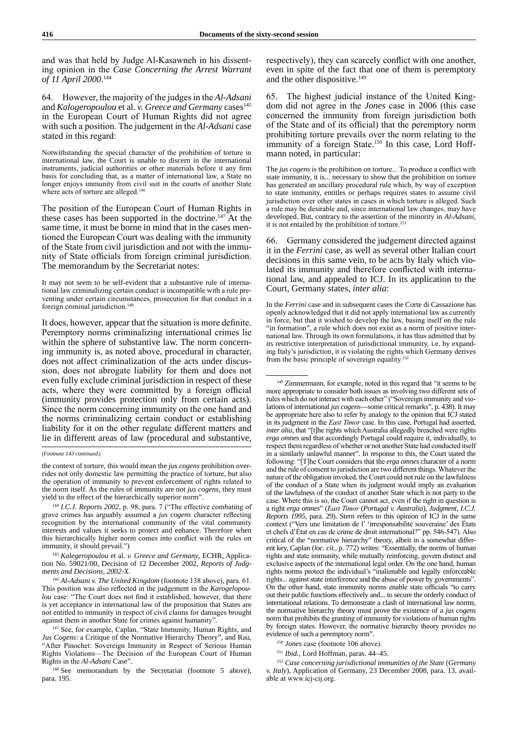and was that held by Judge Al-Kasawneh in his dissenting opinion in the *Case Concerning the Arrest Warrant of 11 April 2000*.[144]

64. However, the majority of the judges in the *Al-Adsani* and *Kalogeropoulou* et al. *v. Greece and Germany* cases[145] in the European Court of Human Rights did not agree with such a position. The judgement in the *Al-Adsani* case stated in this regard:

> Notwithstanding the special character of the prohibition of torture in international law, the Court is unable to discern in the international instruments, judicial authorities or other materials before it any firm basis for concluding that, as a matter of international law, a State no longer enjoys immunity from civil suit in the courts of another State where acts of torture are alleged.[146]

The position of the European Court of Human Rights in these cases has been supported in the doctrine.[147] At the same time, it must be borne in mind that in the cases mentioned the European Court was dealing with the immunity of the State from civil jurisdiction and not with the immunity of State officials from foreign criminal jurisdiction. The memorandum by the Secretariat notes:

> It may not seem to be self-evident that a substantive rule of international law criminalizing certain conduct is incompatible with a rule preventing under certain circumstances, prosecution for that conduct in a foreign criminal jurisdiction.[148]

It does, however, appear that the situation is more definite. Peremptory norms criminalizing international crimes lie within the sphere of substantive law. The norm concerning immunity is, as noted above, procedural in character, does not affect criminalization of the acts under discussion, does not abrogate liability for them and does not even fully exclude criminal jurisdiction in respect of these acts, where they were committed by a foreign official (immunity provides protection only from certain acts). Since the norm concerning immunity on the one hand and the norms criminalizing certain conduct or establishing liability for it on the other regulate different matters and lie in different areas of law (procedural and substantive, respectively), they can scarcely conflict with one another, even in spite of the fact that one of them is peremptory and the other dispositive.[149]

65. The highest judicial instance of the United Kingdom did not agree in the *Jones* case in 2006 (this case concerned the immunity from foreign jurisdiction both of the State and of its official) that the peremptory norm prohibiting torture prevails over the norm relating to the immunity of a foreign State.[150] In this case, Lord Hoffmann noted, in particular:

> The *jus cogens* is the prohibition on torture... To produce a conflict with state immunity, it is... necessary to show that the prohibition on torture has generated an ancillary procedural rule which, by way of exception to state immunity, entitles or perhaps requires states to assume civil jurisdiction over other states in cases in which torture is alleged. Such a rule may be desirable and, since international law changes, may have developed. But, contrary to the assertion of the minority in *Al-Adsani*, it is not entailed by the prohibition of torture.[151]

66. Germany considered the judgement directed against it in the *Ferrini* case, as well as several other Italian court decisions in this same vein, to be acts by Italy which violated its immunity and therefore conflicted with international law, and appealed to ICJ. In its application to the Court, Germany states, *inter alia*:

> In the *Ferrini* case and in subsequent cases the Corte di Cassazione has openly acknowledged that it did not apply international law as currently in force, but that it wished to develop the law, basing itself on the rule "in formation", a rule which does not exist as a norm of positive international law. Through its own formulations, it has thus admitted that by its restrictive interpretation of jurisdictional immunity, i.e. by expanding Italy's jurisdiction, it is violating the rights which Germany derives from the basic principle of sovereign equality.[152]

---

(*Footnote 143 continued.*)

the context of torture, this would mean the *jus cogens* prohibition overrides not only domestic law permitting the practice of torture, but also the operation of immunity to prevent enforcement of rights related to the norm itself. As the rules of immunity are not *jus cogens*, they must yield to the effect of the hierarchically superior norm".

[144] *I.C.J. Reports 2002*, p. 98, para. 7 ("The effective combating of grave crimes has arguably assumed a *jus cogens* character reflecting recognition by the international community of the vital community interests and values it seeks to protect and enhance. Therefore when this hierarchically higher norm comes into conflict with the rules on immunity, it should prevail.")

[145] *Kalegeropoulou* et al. *v. Greece and Germany*, ECHR, Application No. 59021/00, Decision of 12 December 2002, *Reports of Judgments and Decisions, 2002-X*.

[146] *Al-Adsani v. The United Kingdom* (footnote 138 above), para. 61. This position was also reflected in the judgement in the *Karogelopoulou* case: "The Court does not find it established, however, that there is yet acceptance in international law of the proposition that States are not entitled to immunity in respect of civil claims for damages brought against them in another State for crimes against humanity".

[147] See, for example, Caplan, "State Immunity, Human Rights, and *Jus Cogens*: a Critique of the Normative Hierarchy Theory", and Rau, "After Pinochet: Sovereign Immunity in Respect of Serious Human Rights Violations—The Decision of the European Court of Human Rights in the *Al-Adsani* Case".

[148] See memorandum by the Secretariat (footnote 5 above), para. 195.

[149] Zimmermann, for example, noted in this regard that "it seems to be more appropriate to consider both issues as involving two different sets of rules which do not interact with each other" ("Sovereign immunity and violations of international *jus cogens*—some critical remarks", p. 438). It may be appropriate here also to refer by analogy to the opinion that ICJ stated in its judgment in the *East Timor* case. In this case, Portugal had asserted, *inter alia*, that "[t]he rights which Australia allegedly breached were rights *erga omnes* and that accordingly Portugal could require it, individually, to respect them regardless of whether or not another State had conducted itself in a similarly unlawful manner". In response to this, the Court stated the following: "[T]he Court considers that the *erga omnes* character of a norm and the rule of consent to jurisdiction are two different things. Whatever the nature of the obligation invoked, the Court could not rule on the lawfulness of the conduct of a State when its judgment would imply an evaluation of the lawfulness of the conduct of another State which is not party to the case. Where this is so, the Court cannot act, even if the right in question is a right *erga omnes*" (*East Timor* (*Portugal v. Australia*), *Judgment, I.C.J. Reports 1995*, para. 29). Stern refers to this opinion of ICJ in the same context ("Vers une limitation de l' 'irresponsabilité souveraine' des États et chefs d'État en cas de crime de droit international?" pp. 546-547). Also critical of the "normative hierarchy" theory, albeit in a somewhat different key, Caplan (*loc. cit.*, p. 772) writes: "Essentially, the norms of human rights and state immunity, while mutually reinforcing, govern distinct and exclusive aspects of the international legal order. On the one hand, human rights norms protect the individual's "inalienable and legally enforceable rights... against state interference and the abuse of power by governments". On the other hand, state immunity norms enable state officials "to carry out their public functions effectively and... to secure the orderly conduct of international relations. To demonstrate a clash of international law norms, the normative hierarchy theory must prove the existence of a *jus cogens* norm that prohibits the granting of immunity for violations of human rights by foreign states. However, the normative hierarchy theory provides no evidence of such a peremptory norm".

[150] *Jones* case (footnote 106 above).

[151] *Ibid.*, Lord Hoffman, paras. 44–45.

[152] *Case concerning jurisdictional immunities of the State* (*Germany v. Italy*), Application of Germany, 23 December 2008, para. 13, available at www.icj-cij.org.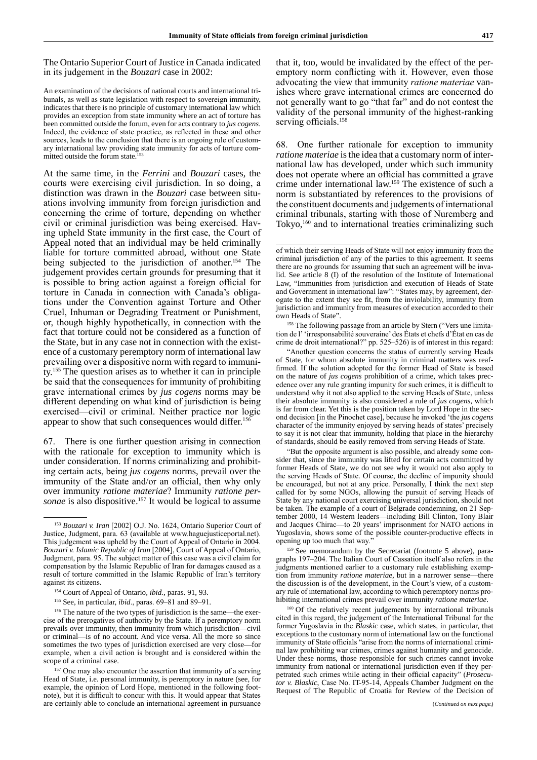The Ontario Superior Court of Justice in Canada indicated in its judgement in the *Bouzari* case in 2002:

An examination of the decisions of national courts and international tribunals, as well as state legislation with respect to sovereign immunity, indicates that there is no principle of customary international law which provides an exception from state immunity where an act of torture has been committed outside the forum, even for acts contrary to *jus cogens*. Indeed, the evidence of state practice, as reflected in these and other sources, leads to the conclusion that there is an ongoing rule of customary international law providing state immunity for acts of torture committed outside the forum state.[153]

At the same time, in the *Ferrini* and *Bouzari* cases, the courts were exercising civil jurisdiction. In so doing, a distinction was drawn in the *Bouzari* case between situations involving immunity from foreign jurisdiction and concerning the crime of torture, depending on whether civil or criminal jurisdiction was being exercised. Having upheld State immunity in the first case, the Court of Appeal noted that an individual may be held criminally liable for torture committed abroad, without one State being subjected to the jurisdiction of another.[154] The judgement provides certain grounds for presuming that it is possible to bring action against a foreign official for torture in Canada in connection with Canada's obligations under the Convention against Torture and Other Cruel, Inhuman or Degrading Treatment or Punishment, or, though highly hypothetically, in connection with the fact that torture could not be considered as a function of the State, but in any case not in connection with the existence of a customary peremptory norm of international law prevailing over a dispositive norm with regard to immunity.[155] The question arises as to whether it can in principle be said that the consequences for immunity of prohibiting grave international crimes by *jus cogens* norms may be different depending on what kind of jurisdiction is being exercised—civil or criminal. Neither practice nor logic appear to show that such consequences would differ.[156]

67. There is one further question arising in connection with the rationale for exception to immunity which is under consideration. If norms criminalizing and prohibiting certain acts, being *jus cogens* norms, prevail over the immunity of the State and/or an official, then why only over immunity *ratione materiae*? Immunity *ratione personae* is also dispositive.[157] It would be logical to assume that it, too, would be invalidated by the effect of the peremptory norm conflicting with it. However, even those advocating the view that immunity *ratione materiae* vanishes where grave international crimes are concerned do not generally want to go "that far" and do not contest the validity of the personal immunity of the highest-ranking serving officials.[158]

68. One further rationale for exception to immunity *ratione materiae* is the idea that a customary norm of international law has developed, under which such immunity does not operate where an official has committed a grave crime under international law.[159] The existence of such a norm is substantiated by references to the provisions of the constituent documents and judgements of international criminal tribunals, starting with those of Nuremberg and Tokyo,[160] and to international treaties criminalizing such

---

[153] *Bouzari v. Iran* [2002] O.J. No. 1624, Ontario Superior Court of Justice, Judgment, para. 63 (available at www.haguejusticeportal.net). This judgement was upheld by the Court of Appeal of Ontario in 2004. *Bouzari v. Islamic Republic of Iran* [2004], Court of Appeal of Ontario, Judgment, para. 95. The subject matter of this case was a civil claim for compensation by the Islamic Republic of Iran for damages caused as a result of torture committed in the Islamic Republic of Iran's territory against its citizens.

[154] Court of Appeal of Ontario, *ibid.*, paras. 91, 93.

[155] See, in particular, *ibid*., paras. 69–81 and 89–91.

[156] The nature of the two types of jurisdiction is the same—the exercise of the prerogatives of authority by the State. If a peremptory norm prevails over immunity, then immunity from which jurisdiction—civil or criminal—is of no account. And vice versa. All the more so since sometimes the two types of jurisdiction exercised are very close—for example, when a civil action is brought and is considered within the scope of a criminal case.

[157] One may also encounter the assertion that immunity of a serving Head of State, i.e. personal immunity, is peremptory in nature (see, for example, the opinion of Lord Hope, mentioned in the following footnote), but it is difficult to concur with this. It would appear that States are certainly able to conclude an international agreement in pursuance of which their serving Heads of State will not enjoy immunity from the criminal jurisdiction of any of the parties to this agreement. It seems there are no grounds for assuming that such an agreement will be invalid. See article 8 (I) of the resolution of the Institute of International Law, "Immunities from jurisdiction and execution of Heads of State and Government in international law": "States may, by agreement, derogate to the extent they see fit, from the inviolability, immunity from jurisdiction and immunity from measures of execution accorded to their own Heads of State".

[158] The following passage from an article by Stern ("Vers une limitation de l' 'irresponsabilité souveraine' des États et chefs d'État en cas de crime de droit international?" pp. 525–526) is of interest in this regard:

"Another question concerns the status of currently serving Heads of State, for whom absolute immunity in criminal matters was reaffirmed. If the solution adopted for the former Head of State is based on the nature of *jus cogens* prohibition of a crime, which takes precedence over any rule granting impunity for such crimes, it is difficult to understand why it not also applied to the serving Heads of State, unless their absolute immunity is also considered a rule of *jus cogens*, which is far from clear. Yet this is the position taken by Lord Hope in the second decision [in the Pinochet case], because he invoked 'the *jus cogens* character of the immunity enjoyed by serving heads of states' precisely to say it is not clear that immunity, holding that place in the hierarchy of standards, should be easily removed from serving Heads of State.

"But the opposite argument is also possible, and already some consider that, since the immunity was lifted for certain acts committed by former Heads of State, we do not see why it would not also apply to the serving Heads of State. Of course, the decline of impunity should be encouraged, but not at any price. Personally, I think the next step called for by some NGOs, allowing the pursuit of serving Heads of State by any national court exercising universal jurisdiction, should not be taken. The example of a court of Belgrade condemning, on 21 September 2000, 14 Western leaders—including Bill Clinton, Tony Blair and Jacques Chirac—to 20 years' imprisonment for NATO actions in Yugoslavia, shows some of the possible counter-productive effects in opening up too much that way."

[159] See memorandum by the Secretariat (footnote 5 above), paragraphs 197–204. The Italian Court of Cassation itself also refers in the judgments mentioned earlier to a customary rule establishing exemption from immunity *ratione materiae*, but in a narrower sense—there the discussion is of the development, in the Court's view, of a customary rule of international law, according to which peremptory norms prohibiting international crimes prevail over immunity *ratione materiae*.

[160] Of the relatively recent judgements by international tribunals cited in this regard, the judgement of the International Tribunal for the former Yugoslavia in the *Blaskic* case, which states, in particular, that exceptions to the customary norm of international law on the functional immunity of State officials "arise from the norms of international criminal law prohibiting war crimes, crimes against humanity and genocide. Under these norms, those responsible for such crimes cannot invoke immunity from national or international jurisdiction even if they perpetrated such crimes while acting in their official capacity" (*Prosecutor v. Blaskic*, Case No. IT-95-14, Appeals Chamber Judgment on the Request of The Republic of Croatia for Review of the Decision of

(*Continued on next page.*)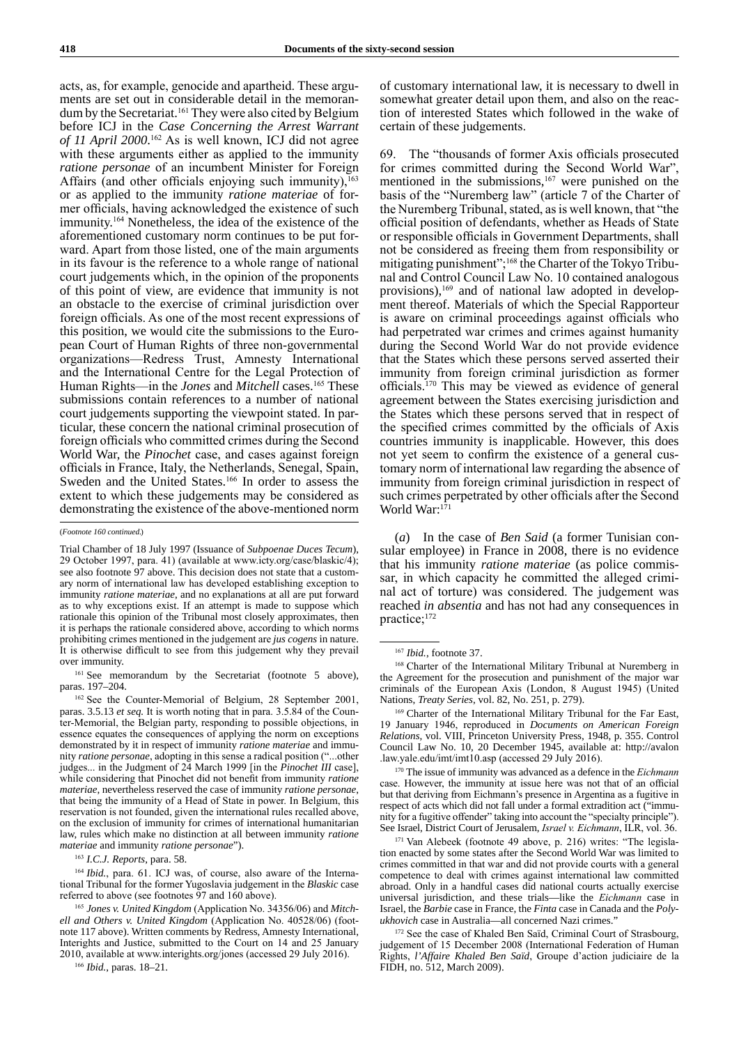acts, as, for example, genocide and apartheid. These arguments are set out in considerable detail in the memorandum by the Secretariat.[161] They were also cited by Belgium before ICJ in the *Case Concerning the Arrest Warrant of 11 April 2000*.[162] As is well known, ICJ did not agree with these arguments either as applied to the immunity *ratione personae* of an incumbent Minister for Foreign Affairs (and other officials enjoying such immunity),[163] or as applied to the immunity *ratione materiae* of former officials, having acknowledged the existence of such immunity.[164] Nonetheless, the idea of the existence of the aforementioned customary norm continues to be put forward. Apart from those listed, one of the main arguments in its favour is the reference to a whole range of national court judgements which, in the opinion of the proponents of this point of view, are evidence that immunity is not an obstacle to the exercise of criminal jurisdiction over foreign officials. As one of the most recent expressions of this position, we would cite the submissions to the European Court of Human Rights of three non-governmental organizations—Redress Trust, Amnesty International and the International Centre for the Legal Protection of Human Rights—in the *Jones* and *Mitchell* cases.[165] These submissions contain references to a number of national court judgements supporting the viewpoint stated. In particular, these concern the national criminal prosecution of foreign officials who committed crimes during the Second World War, the *Pinochet* case, and cases against foreign officials in France, Italy, the Netherlands, Senegal, Spain, Sweden and the United States.[166] In order to assess the extent to which these judgements may be considered as demonstrating the existence of the above-mentioned norm of customary international law, it is necessary to dwell in somewhat greater detail upon them, and also on the reaction of interested States which followed in the wake of certain of these judgements.

69. The "thousands of former Axis officials prosecuted for crimes committed during the Second World War", mentioned in the submissions,[167] were punished on the basis of the "Nuremberg law" (article 7 of the Charter of the Nuremberg Tribunal, stated, as is well known, that "the official position of defendants, whether as Heads of State or responsible officials in Government Departments, shall not be considered as freeing them from responsibility or mitigating punishment";[168] the Charter of the Tokyo Tribunal and Control Council Law No. 10 contained analogous provisions),[169] and of national law adopted in development thereof. Materials of which the Special Rapporteur is aware on criminal proceedings against officials who had perpetrated war crimes and crimes against humanity during the Second World War do not provide evidence that the States which these persons served asserted their immunity from foreign criminal jurisdiction as former officials.[170] This may be viewed as evidence of general agreement between the States exercising jurisdiction and the States which these persons served that in respect of the specified crimes committed by the officials of Axis countries immunity is inapplicable. However, this does not yet seem to confirm the existence of a general customary norm of international law regarding the absence of immunity from foreign criminal jurisdiction in respect of such crimes perpetrated by other officials after the Second World War:[171]

(*a*) In the case of *Ben Said* (a former Tunisian consular employee) in France in 2008, there is no evidence that his immunity *ratione materiae* (as police commissar, in which capacity he committed the alleged criminal act of torture) was considered. The judgement was reached *in absentia* and has not had any consequences in practice;[172]

---

(*Footnote 160 continued.*)

Trial Chamber of 18 July 1997 (Issuance of *Subpoenae Duces Tecum*), 29 October 1997, para. 41) (available at www.icty.org/case/blaskic/4); see also footnote 97 above. This decision does not state that a customary norm of international law has developed establishing exception to immunity *ratione materiae*, and no explanations at all are put forward as to why exceptions exist. If an attempt is made to suppose which rationale this opinion of the Tribunal most closely approximates, then it is perhaps the rationale considered above, according to which norms prohibiting crimes mentioned in the judgement are *jus cogens* in nature. It is otherwise difficult to see from this judgement why they prevail over immunity.

[161] See memorandum by the Secretariat (footnote 5 above), paras. 197–204.

[162] See the Counter-Memorial of Belgium, 28 September 2001, paras. 3.5.13 *et seq.* It is worth noting that in para. 3.5.84 of the Counter-Memorial, the Belgian party, responding to possible objections, in essence equates the consequences of applying the norm on exceptions demonstrated by it in respect of immunity *ratione materiae* and immunity *ratione personae*, adopting in this sense a radical position ("...other judges... in the Judgment of 24 March 1999 [in the *Pinochet III* case], while considering that Pinochet did not benefit from immunity *ratione materiae*, nevertheless reserved the case of immunity *ratione personae*, that being the immunity of a Head of State in power. In Belgium, this reservation is not founded, given the international rules recalled above, on the exclusion of immunity for crimes of international humanitarian law, rules which make no distinction at all between immunity *ratione materiae* and immunity *ratione personae*").

[163] *I.C.J. Reports*, para. 58.

[164] *Ibid.*, para. 61. ICJ was, of course, also aware of the International Tribunal for the former Yugoslavia judgement in the *Blaskic* case referred to above (see footnotes 97 and 160 above).

[165] *Jones v. United Kingdom* (Application No. 34356/06) and *Mitchell and Others v. United Kingdom* (Application No. 40528/06) (footnote 117 above). Written comments by Redress, Amnesty International, Interights and Justice, submitted to the Court on 14 and 25 January 2010, available at www.interights.org/jones (accessed 29 July 2016).

[166] *Ibid.*, paras. 18–21.

[167] *Ibid.*, footnote 37.

[168] Charter of the International Military Tribunal at Nuremberg in the Agreement for the prosecution and punishment of the major war criminals of the European Axis (London, 8 August 1945) (United Nations, *Treaty Series*, vol. 82, No. 251, p. 279).

[169] Charter of the International Military Tribunal for the Far East, 19 January 1946, reproduced in *Documents on American Foreign Relations*, vol. VIII, Princeton University Press, 1948, p. 355. Control Council Law No. 10, 20 December 1945, available at: http://avalon.law.yale.edu/imt/imt10.asp (accessed 29 July 2016).

[170] The issue of immunity was advanced as a defence in the *Eichmann* case. However, the immunity at issue here was not that of an official but that deriving from Eichmann's presence in Argentina as a fugitive in respect of acts which did not fall under a formal extradition act ("immunity for a fugitive offender" taking into account the "specialty principle"). See Israel, District Court of Jerusalem, *Israel v. Eichmann*, ILR, vol. 36.

[171] Van Alebeek (footnote 49 above, p. 216) writes: "The legislation enacted by some states after the Second World War was limited to crimes committed in that war and did not provide courts with a general competence to deal with crimes against international law committed abroad. Only in a handful cases did national courts actually exercise universal jurisdiction, and these trials—like the *Eichmann* case in Israel, the *Barbie* case in France, the *Finta* case in Canada and the *Polyukhovich* case in Australia—all concerned Nazi crimes."

[172] See the case of Khaled Ben Saïd, Criminal Court of Strasbourg, judgement of 15 December 2008 (International Federation of Human Rights, *l'Affaire Khaled Ben Saïd*, Groupe d'action judiciaire de la FIDH, no. 512, March 2009).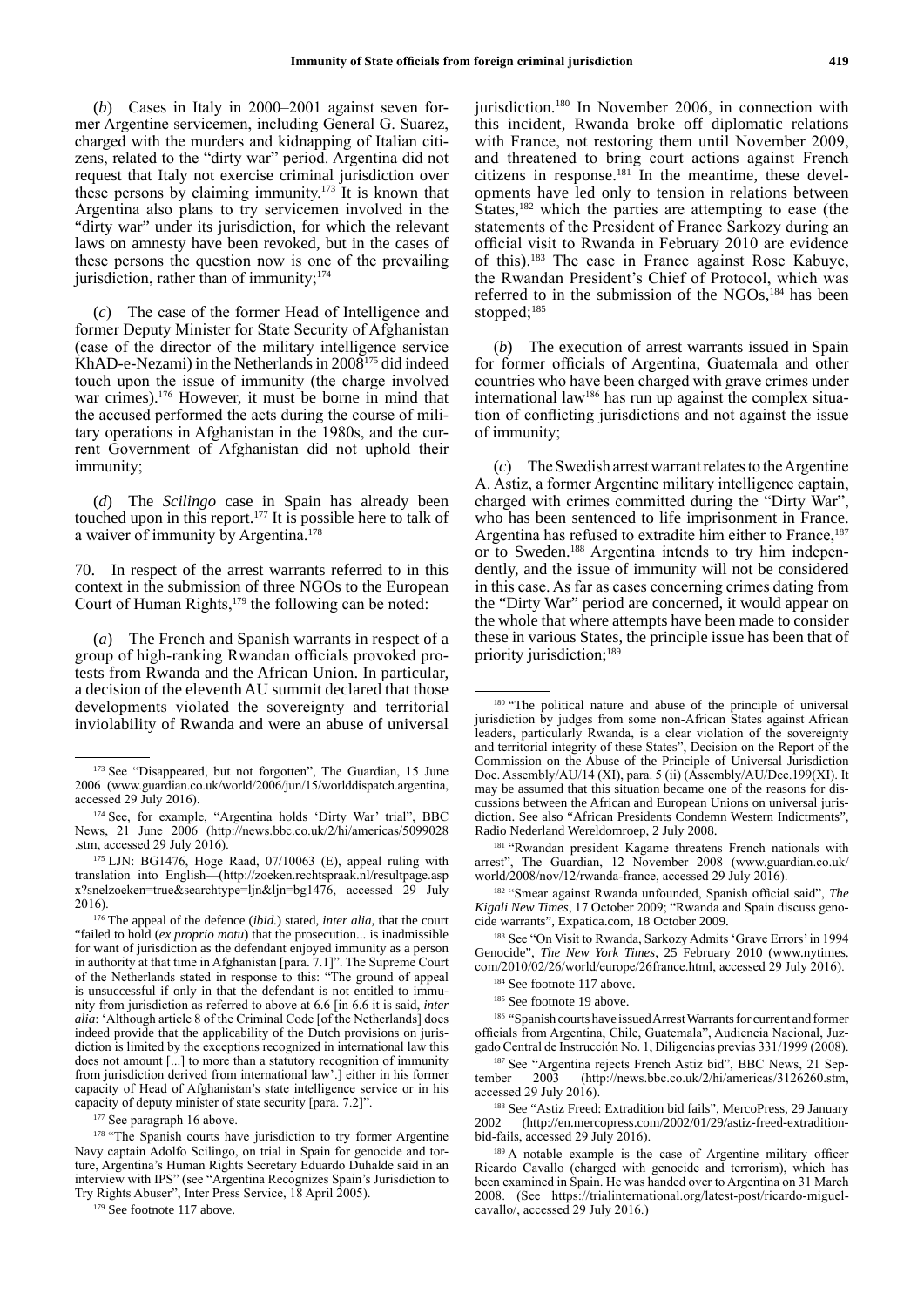(*b*) Cases in Italy in 2000–2001 against seven former Argentine servicemen, including General G. Suarez, charged with the murders and kidnapping of Italian citizens, related to the "dirty war" period. Argentina did not request that Italy not exercise criminal jurisdiction over these persons by claiming immunity.[173] It is known that Argentina also plans to try servicemen involved in the "dirty war" under its jurisdiction, for which the relevant laws on amnesty have been revoked, but in the cases of these persons the question now is one of the prevailing jurisdiction, rather than of immunity;[174]

(*c*) The case of the former Head of Intelligence and former Deputy Minister for State Security of Afghanistan (case of the director of the military intelligence service KhAD-e-Nezami) in the Netherlands in 2008[175] did indeed touch upon the issue of immunity (the charge involved war crimes).[176] However, it must be borne in mind that the accused performed the acts during the course of military operations in Afghanistan in the 1980s, and the current Government of Afghanistan did not uphold their immunity;

(*d*) The *Scilingo* case in Spain has already been touched upon in this report.[177] It is possible here to talk of a waiver of immunity by Argentina.[178]

70. In respect of the arrest warrants referred to in this context in the submission of three NGOs to the European Court of Human Rights,[179] the following can be noted:

(*a*) The French and Spanish warrants in respect of a group of high-ranking Rwandan officials provoked protests from Rwanda and the African Union. In particular, a decision of the eleventh AU summit declared that those developments violated the sovereignty and territorial inviolability of Rwanda and were an abuse of universal jurisdiction.[180] In November 2006, in connection with this incident, Rwanda broke off diplomatic relations with France, not restoring them until November 2009, and threatened to bring court actions against French citizens in response.[181] In the meantime, these developments have led only to tension in relations between States,[182] which the parties are attempting to ease (the statements of the President of France Sarkozy during an official visit to Rwanda in February 2010 are evidence of this).[183] The case in France against Rose Kabuye, the Rwandan President's Chief of Protocol, which was referred to in the submission of the NGOs,[184] has been stopped;[185]

(*b*) The execution of arrest warrants issued in Spain for former officials of Argentina, Guatemala and other countries who have been charged with grave crimes under international law[186] has run up against the complex situation of conflicting jurisdictions and not against the issue of immunity;

(*c*) The Swedish arrest warrant relates to the Argentine A. Astiz, a former Argentine military intelligence captain, charged with crimes committed during the "Dirty War", who has been sentenced to life imprisonment in France. Argentina has refused to extradite him either to France,[187] or to Sweden.[188] Argentina intends to try him independently, and the issue of immunity will not be considered in this case. As far as cases concerning crimes dating from the "Dirty War" period are concerned, it would appear on the whole that where attempts have been made to consider these in various States, the principle issue has been that of priority jurisdiction;[189]

---

[173] See "Disappeared, but not forgotten", The Guardian, 15 June 2006 (www.guardian.co.uk/world/2006/jun/15/worlddispatch.argentina, accessed 29 July 2016).

[174] See, for example, "Argentina holds 'Dirty War' trial", BBC News, 21 June 2006 (http://news.bbc.co.uk/2/hi/americas/5099028.stm, accessed 29 July 2016).

[175] LJN: BG1476, Hoge Raad, 07/10063 (E), appeal ruling with translation into English—(http://zoeken.rechtspraak.nl/resultpage.aspx?snelzoeken=true&searchtype=ljn&ljn=bg1476, accessed 29 July 2016).

[176] The appeal of the defence (*ibid.*) stated, *inter alia*, that the court "failed to hold (*ex proprio motu*) that the prosecution... is inadmissible for want of jurisdiction as the defendant enjoyed immunity as a person in authority at that time in Afghanistan [para. 7.1]". The Supreme Court of the Netherlands stated in response to this: "The ground of appeal is unsuccessful if only in that the defendant is not entitled to immunity from jurisdiction as referred to above at 6.6 [in 6.6 it is said, *inter alia*: 'Although article 8 of the Criminal Code [of the Netherlands] does indeed provide that the applicability of the Dutch provisions on jurisdiction is limited by the exceptions recognized in international law this does not amount [...] to more than a statutory recognition of immunity from jurisdiction derived from international law'.] either in his former capacity of Head of Afghanistan's state intelligence service or in his capacity of deputy minister of state security [para. 7.2]".

[177] See paragraph 16 above.

[178] "The Spanish courts have jurisdiction to try former Argentine Navy captain Adolfo Scilingo, on trial in Spain for genocide and torture, Argentina's Human Rights Secretary Eduardo Duhalde said in an interview with IPS" (see "Argentina Recognizes Spain's Jurisdiction to Try Rights Abuser", Inter Press Service, 18 April 2005).

[179] See footnote 117 above.

[180] "The political nature and abuse of the principle of universal jurisdiction by judges from some non-African States against African leaders, particularly Rwanda, is a clear violation of the sovereignty and territorial integrity of these States", Decision on the Report of the Commission on the Abuse of the Principle of Universal Jurisdiction Doc. Assembly/AU/14 (XI), para. 5 (ii) (Assembly/AU/Dec.199(XI). It may be assumed that this situation became one of the reasons for discussions between the African and European Unions on universal jurisdiction. See also "African Presidents Condemn Western Indictments", Radio Nederland Wereldomroep, 2 July 2008.

[181] "Rwandan president Kagame threatens French nationals with arrest", The Guardian, 12 November 2008 (www.guardian.co.uk/world/2008/nov/12/rwanda-france, accessed 29 July 2016).

[182] "Smear against Rwanda unfounded, Spanish official said", *The Kigali New Times*, 17 October 2009; "Rwanda and Spain discuss genocide warrants", Expatica.com, 18 October 2009.

[183] See "On Visit to Rwanda, Sarkozy Admits 'Grave Errors' in 1994 Genocide", *The New York Times*, 25 February 2010 (www.nytimes.com/2010/02/26/world/europe/26france.html, accessed 29 July 2016).

[184] See footnote 117 above.

[185] See footnote 19 above.

[186] "Spanish courts have issued Arrest Warrants for current and former officials from Argentina, Chile, Guatemala", Audiencia Nacional, Juzgado Central de Instrucción No. 1, Diligencias previas 331/1999 (2008).

[187] See "Argentina rejects French Astiz bid", BBC News, 21 September 2003 (http://news.bbc.co.uk/2/hi/americas/3126260.stm, accessed 29 July 2016).

[188] See "Astiz Freed: Extradition bid fails", MercoPress, 29 January 2002 (http://en.mercopress.com/2002/01/29/astiz-freed-extradition-bid-fails, accessed 29 July 2016).

[189] A notable example is the case of Argentine military officer Ricardo Cavallo (charged with genocide and terrorism), which has been examined in Spain. He was handed over to Argentina on 31 March 2008. (See https://trialinternational.org/latest-post/ricardo-miguel-cavallo/, accessed 29 July 2016.)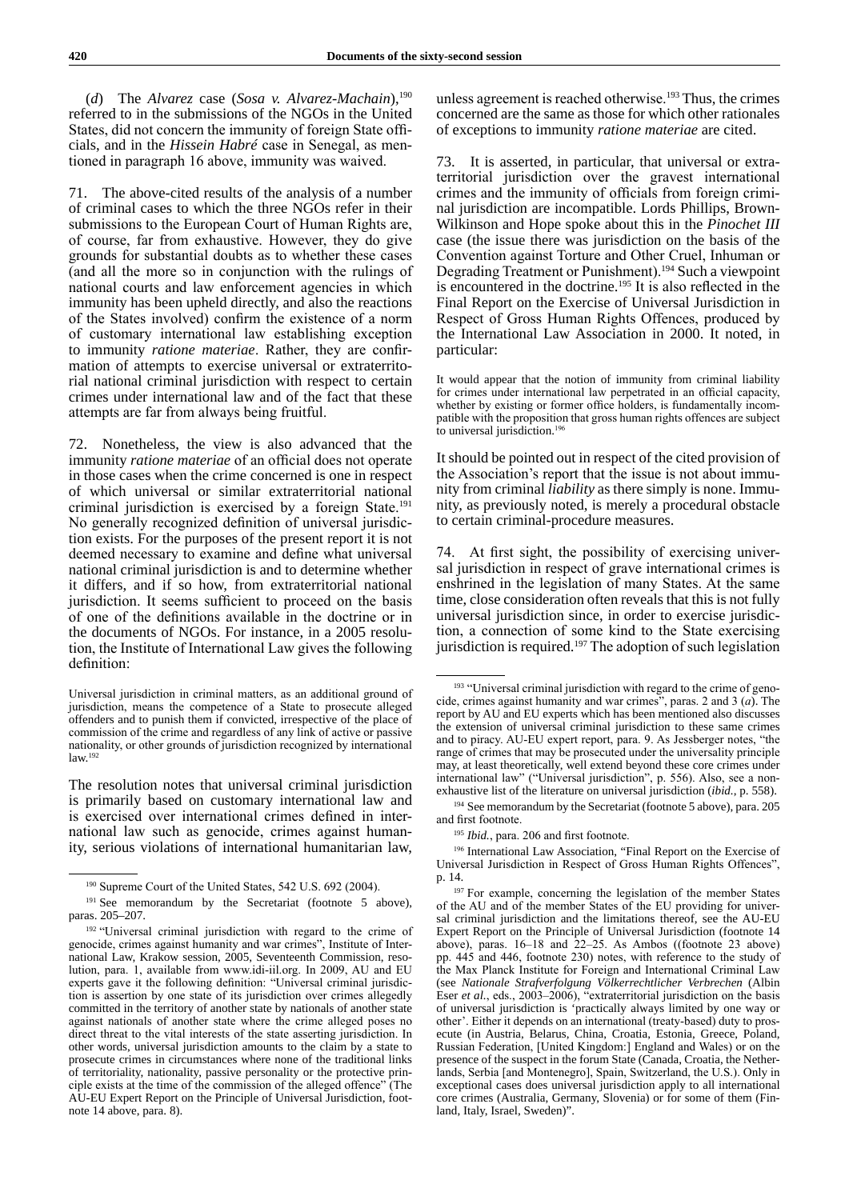(*d*) The *Alvarez* case (*Sosa v. Alvarez-Machain*),[190] referred to in the submissions of the NGOs in the United States, did not concern the immunity of foreign State officials, and in the *Hissein Habré* case in Senegal, as mentioned in paragraph 16 above, immunity was waived.

71. The above-cited results of the analysis of a number of criminal cases to which the three NGOs refer in their submissions to the European Court of Human Rights are, of course, far from exhaustive. However, they do give grounds for substantial doubts as to whether these cases (and all the more so in conjunction with the rulings of national courts and law enforcement agencies in which immunity has been upheld directly, and also the reactions of the States involved) confirm the existence of a norm of customary international law establishing exception to immunity *ratione materiae*. Rather, they are confirmation of attempts to exercise universal or extraterritorial national criminal jurisdiction with respect to certain crimes under international law and of the fact that these attempts are far from always being fruitful.

72. Nonetheless, the view is also advanced that the immunity *ratione materiae* of an official does not operate in those cases when the crime concerned is one in respect of which universal or similar extraterritorial national criminal jurisdiction is exercised by a foreign State.[191] No generally recognized definition of universal jurisdiction exists. For the purposes of the present report it is not deemed necessary to examine and define what universal national criminal jurisdiction is and to determine whether it differs, and if so how, from extraterritorial national jurisdiction. It seems sufficient to proceed on the basis of one of the definitions available in the doctrine or in the documents of NGOs. For instance, in a 2005 resolution, the Institute of International Law gives the following definition:

> Universal jurisdiction in criminal matters, as an additional ground of jurisdiction, means the competence of a State to prosecute alleged offenders and to punish them if convicted, irrespective of the place of commission of the crime and regardless of any link of active or passive nationality, or other grounds of jurisdiction recognized by international law.[192]

The resolution notes that universal criminal jurisdiction is primarily based on customary international law and is exercised over international crimes defined in international law such as genocide, crimes against humanity, serious violations of international humanitarian law, unless agreement is reached otherwise.[193] Thus, the crimes concerned are the same as those for which other rationales of exceptions to immunity *ratione materiae* are cited.

73. It is asserted, in particular, that universal or extraterritorial jurisdiction over the gravest international crimes and the immunity of officials from foreign criminal jurisdiction are incompatible. Lords Phillips, Browne-Wilkinson and Hope spoke about this in the *Pinochet III* case (the issue there was jurisdiction on the basis of the Convention against Torture and Other Cruel, Inhuman or Degrading Treatment or Punishment).[194] Such a viewpoint is encountered in the doctrine.[195] It is also reflected in the Final Report on the Exercise of Universal Jurisdiction in Respect of Gross Human Rights Offences, produced by the International Law Association in 2000. It noted, in particular:

> It would appear that the notion of immunity from criminal liability for crimes under international law perpetrated in an official capacity, whether by existing or former office holders, is fundamentally incompatible with the proposition that gross human rights offences are subject to universal jurisdiction.[196]

It should be pointed out in respect of the cited provision of the Association's report that the issue is not about immunity from criminal *liability* as there simply is none. Immunity, as previously noted, is merely a procedural obstacle to certain criminal-procedure measures.

74. At first sight, the possibility of exercising universal jurisdiction in respect of grave international crimes is enshrined in the legislation of many States. At the same time, close consideration often reveals that this is not fully universal jurisdiction since, in order to exercise jurisdiction, a connection of some kind to the State exercising jurisdiction is required.[197] The adoption of such legislation

---

[190] Supreme Court of the United States, 542 U.S. 692 (2004).

[191] See memorandum by the Secretariat (footnote 5 above), paras. 205–207.

[192] "Universal criminal jurisdiction with regard to the crime of genocide, crimes against humanity and war crimes", Institute of International Law, Krakow session, 2005, Seventeenth Commission, resolution, para. 1, available from www.idi-iil.org. In 2009, AU and EU experts gave it the following definition: "Universal criminal jurisdiction is assertion by one state of its jurisdiction over crimes allegedly committed in the territory of another state by nationals of another state against nationals of another state where the crime alleged poses no direct threat to the vital interests of the state asserting jurisdiction. In other words, universal jurisdiction amounts to the claim by a state to prosecute crimes in circumstances where none of the traditional links of territoriality, nationality, passive personality or the protective principle exists at the time of the commission of the alleged offence" (The AU-EU Expert Report on the Principle of Universal Jurisdiction, footnote 14 above, para. 8).

[193] "Universal criminal jurisdiction with regard to the crime of genocide, crimes against humanity and war crimes", paras. 2 and 3 (*a*). The report by AU and EU experts which has been mentioned also discusses the extension of universal criminal jurisdiction to these same crimes and to piracy. AU-EU expert report, para. 9. As Jessberger notes, "the range of crimes that may be prosecuted under the universality principle may, at least theoretically, well extend beyond these core crimes under international law" ("Universal jurisdiction", p. 556). Also, see a non-exhaustive list of the literature on universal jurisdiction (*ibid.*, p. 558).

[194] See memorandum by the Secretariat (footnote 5 above), para. 205 and first footnote.

[195] *Ibid.*, para. 206 and first footnote.

[196] International Law Association, "Final Report on the Exercise of Universal Jurisdiction in Respect of Gross Human Rights Offences", p. 14.

[197] For example, concerning the legislation of the member States of the AU and of the member States of the EU providing for universal criminal jurisdiction and the limitations thereof, see the AU-EU Expert Report on the Principle of Universal Jurisdiction (footnote 14 above), paras. 16–18 and 22–25. As Ambos ((footnote 23 above) pp. 445 and 446, footnote 230) notes, with reference to the study of the Max Planck Institute for Foreign and International Criminal Law (see *Nationale Strafverfolgung Völkerrechtlicher Verbrechen* (Albin Eser *et al.*, eds., 2003–2006), "extraterritorial jurisdiction on the basis of universal jurisdiction is 'practically always limited by one way or other'. Either it depends on an international (treaty-based) duty to prosecute (in Austria, Belarus, China, Croatia, Estonia, Greece, Poland, Russian Federation, [United Kingdom:] England and Wales) or on the presence of the suspect in the forum State (Canada, Croatia, the Netherlands, Serbia [and Montenegro], Spain, Switzerland, the U.S.). Only in exceptional cases does universal jurisdiction apply to all international core crimes (Australia, Germany, Slovenia) or for some of them (Finland, Italy, Israel, Sweden)".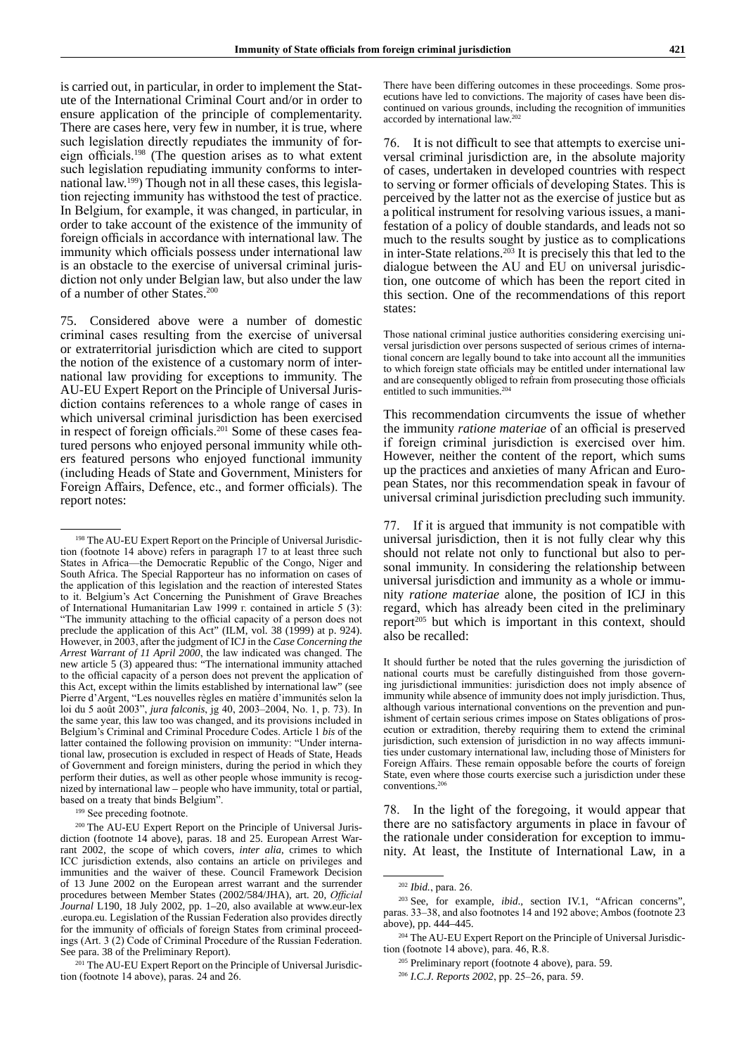is carried out, in particular, in order to implement the Statute of the International Criminal Court and/or in order to ensure application of the principle of complementarity. There are cases here, very few in number, it is true, where such legislation directly repudiates the immunity of foreign officials.[198] (The question arises as to what extent such legislation repudiating immunity conforms to international law.[199]) Though not in all these cases, this legislation rejecting immunity has withstood the test of practice. In Belgium, for example, it was changed, in particular, in order to take account of the existence of the immunity of foreign officials in accordance with international law. The immunity which officials possess under international law is an obstacle to the exercise of universal criminal jurisdiction not only under Belgian law, but also under the law of a number of other States.[200]

75. Considered above were a number of domestic criminal cases resulting from the exercise of universal or extraterritorial jurisdiction which are cited to support the notion of the existence of a customary norm of international law providing for exceptions to immunity. The AU-EU Expert Report on the Principle of Universal Jurisdiction contains references to a whole range of cases in which universal criminal jurisdiction has been exercised in respect of foreign officials.[201] Some of these cases featured persons who enjoyed personal immunity while others featured persons who enjoyed functional immunity (including Heads of State and Government, Ministers for Foreign Affairs, Defence, etc., and former officials). The report notes:

There have been differing outcomes in these proceedings. Some prosecutions have led to convictions. The majority of cases have been discontinued on various grounds, including the recognition of immunities accorded by international law.[202]

76. It is not difficult to see that attempts to exercise universal criminal jurisdiction are, in the absolute majority of cases, undertaken in developed countries with respect to serving or former officials of developing States. This is perceived by the latter not as the exercise of justice but as a political instrument for resolving various issues, a manifestation of a policy of double standards, and leads not so much to the results sought by justice as to complications in inter-State relations.[203] It is precisely this that led to the dialogue between the AU and EU on universal jurisdiction, one outcome of which has been the report cited in this section. One of the recommendations of this report states:

Those national criminal justice authorities considering exercising universal jurisdiction over persons suspected of serious crimes of international concern are legally bound to take into account all the immunities to which foreign state officials may be entitled under international law and are consequently obliged to refrain from prosecuting those officials entitled to such immunities.[204]

This recommendation circumvents the issue of whether the immunity *ratione materiae* of an official is preserved if foreign criminal jurisdiction is exercised over him. However, neither the content of the report, which sums up the practices and anxieties of many African and European States, nor this recommendation speak in favour of universal criminal jurisdiction precluding such immunity.

77. If it is argued that immunity is not compatible with universal jurisdiction, then it is not fully clear why this should not relate not only to functional but also to personal immunity. In considering the relationship between universal jurisdiction and immunity as a whole or immunity *ratione materiae* alone, the position of ICJ in this regard, which has already been cited in the preliminary report[205] but which is important in this context, should also be recalled:

It should further be noted that the rules governing the jurisdiction of national courts must be carefully distinguished from those governing jurisdictional immunities: jurisdiction does not imply absence of immunity while absence of immunity does not imply jurisdiction. Thus, although various international conventions on the prevention and punishment of certain serious crimes impose on States obligations of prosecution or extradition, thereby requiring them to extend the criminal jurisdiction, such extension of jurisdiction in no way affects immunities under customary international law, including those of Ministers for Foreign Affairs. These remain opposable before the courts of foreign State, even where those courts exercise such a jurisdiction under these conventions.[206]

78. In the light of the foregoing, it would appear that there are no satisfactory arguments in place in favour of the rationale under consideration for exception to immunity. At least, the Institute of International Law, in a

---

[198] The AU-EU Expert Report on the Principle of Universal Jurisdiction (footnote 14 above) refers in paragraph 17 to at least three such States in Africa—the Democratic Republic of the Congo, Niger and South Africa. The Special Rapporteur has no information on cases of the application of this legislation and the reaction of interested States to it. Belgium's Act Concerning the Punishment of Grave Breaches of International Humanitarian Law 1999 г. contained in article 5 (3): "The immunity attaching to the official capacity of a person does not preclude the application of this Act" (ILM, vol. 38 (1999) at p. 924). However, in 2003, after the judgment of ICJ in the *Case Concerning the Arrest Warrant of 11 April 2000*, the law indicated was changed. The new article 5 (3) appeared thus: "The international immunity attached to the official capacity of a person does not prevent the application of this Act, except within the limits established by international law" (see Pierre d'Argent, "Les nouvelles règles en matière d'immunités selon la loi du 5 août 2003", *jura falconis*, jg 40, 2003–2004, No. 1, p. 73). In the same year, this law too was changed, and its provisions included in Belgium's Criminal and Criminal Procedure Codes. Article 1 *bis* of the latter contained the following provision on immunity: "Under international law, prosecution is excluded in respect of Heads of State, Heads of Government and foreign ministers, during the period in which they perform their duties, as well as other people whose immunity is recognized by international law – people who have immunity, total or partial, based on a treaty that binds Belgium".

[199] See preceding footnote.

[200] The AU-EU Expert Report on the Principle of Universal Jurisdiction (footnote 14 above), paras. 18 and 25. European Arrest Warrant 2002, the scope of which covers, *inter alia*, crimes to which ICC jurisdiction extends, also contains an article on privileges and immunities and the waiver of these. Council Framework Decision of 13 June 2002 on the European arrest warrant and the surrender procedures between Member States (2002/584/JHA), art. 20, *Official Journal* L190, 18 July 2002, pp. 1–20, also available at www.eur-lex.europa.eu. Legislation of the Russian Federation also provides directly for the immunity of officials of foreign States from criminal proceedings (Art. 3 (2) Code of Criminal Procedure of the Russian Federation. See para. 38 of the Preliminary Report).

[201] The AU-EU Expert Report on the Principle of Universal Jurisdiction (footnote 14 above), paras. 24 and 26.

[202] *Ibid.*, para. 26.

[203] See, for example, *ibid.*, section IV.1, "African concerns", paras. 33–38, and also footnotes 14 and 192 above; Ambos (footnote 23 above), pp. 444–445.

[204] The AU-EU Expert Report on the Principle of Universal Jurisdiction (footnote 14 above), para. 46, R.8.

[205] Preliminary report (footnote 4 above), para. 59.

[206] *I.C.J. Reports 2002*, pp. 25–26, para. 59.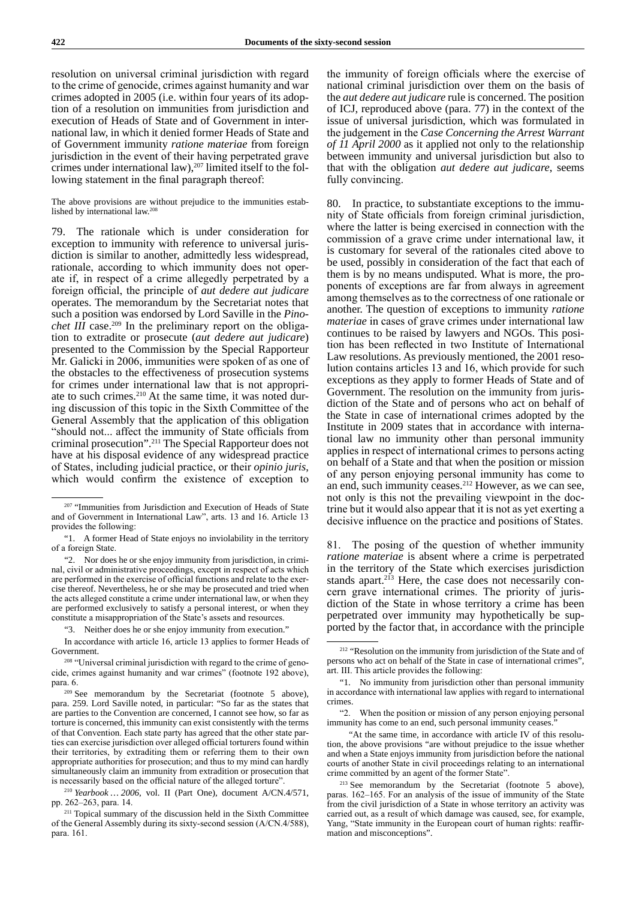resolution on universal criminal jurisdiction with regard to the crime of genocide, crimes against humanity and war crimes adopted in 2005 (i.e. within four years of its adoption of a resolution on immunities from jurisdiction and execution of Heads of State and of Government in international law, in which it denied former Heads of State and of Government immunity *ratione materiae* from foreign jurisdiction in the event of their having perpetrated grave crimes under international law),[207] limited itself to the following statement in the final paragraph thereof:

> The above provisions are without prejudice to the immunities established by international law.[208]

79. The rationale which is under consideration for exception to immunity with reference to universal jurisdiction is similar to another, admittedly less widespread, rationale, according to which immunity does not operate if, in respect of a crime allegedly perpetrated by a foreign official, the principle of *aut dedere aut judicare* operates. The memorandum by the Secretariat notes that such a position was endorsed by Lord Saville in the *Pinochet III* case.[209] In the preliminary report on the obligation to extradite or prosecute (*aut dedere aut judicare*) presented to the Commission by the Special Rapporteur Mr. Galicki in 2006, immunities were spoken of as one of the obstacles to the effectiveness of prosecution systems for crimes under international law that is not appropriate to such crimes.[210] At the same time, it was noted during discussion of this topic in the Sixth Committee of the General Assembly that the application of this obligation "should not... affect the immunity of State officials from criminal prosecution".[211] The Special Rapporteur does not have at his disposal evidence of any widespread practice of States, including judicial practice, or their *opinio juris*, which would confirm the existence of exception to the immunity of foreign officials where the exercise of national criminal jurisdiction over them on the basis of the *aut dedere aut judicare* rule is concerned. The position of ICJ, reproduced above (para. 77) in the context of the issue of universal jurisdiction, which was formulated in the judgement in the *Case Concerning the Arrest Warrant of 11 April 2000* as it applied not only to the relationship between immunity and universal jurisdiction but also to that with the obligation *aut dedere aut judicare*, seems fully convincing.

80. In practice, to substantiate exceptions to the immunity of State officials from foreign criminal jurisdiction, where the latter is being exercised in connection with the commission of a grave crime under international law, it is customary for several of the rationales cited above to be used, possibly in consideration of the fact that each of them is by no means undisputed. What is more, the proponents of exceptions are far from always in agreement among themselves as to the correctness of one rationale or another. The question of exceptions to immunity *ratione materiae* in cases of grave crimes under international law continues to be raised by lawyers and NGOs. This position has been reflected in two Institute of International Law resolutions. As previously mentioned, the 2001 resolution contains articles 13 and 16, which provide for such exceptions as they apply to former Heads of State and of Government. The resolution on the immunity from jurisdiction of the State and of persons who act on behalf of the State in case of international crimes adopted by the Institute in 2009 states that in accordance with international law no immunity other than personal immunity applies in respect of international crimes to persons acting on behalf of a State and that when the position or mission of any person enjoying personal immunity has come to an end, such immunity ceases.[212] However, as we can see, not only is this not the prevailing viewpoint in the doctrine but it would also appear that it is not as yet exerting a decisive influence on the practice and positions of States.

81. The posing of the question of whether immunity *ratione materiae* is absent where a crime is perpetrated in the territory of the State which exercises jurisdiction stands apart.[213] Here, the case does not necessarily concern grave international crimes. The priority of jurisdiction of the State in whose territory a crime has been perpetrated over immunity may hypothetically be supported by the factor that, in accordance with the principle

---

[207] "Immunities from Jurisdiction and Execution of Heads of State and of Government in International Law", arts. 13 and 16. Article 13 provides the following:

"1. A former Head of State enjoys no inviolability in the territory of a foreign State.

"2. Nor does he or she enjoy immunity from jurisdiction, in criminal, civil or administrative proceedings, except in respect of acts which are performed in the exercise of official functions and relate to the exercise thereof. Nevertheless, he or she may be prosecuted and tried when the acts alleged constitute a crime under international law, or when they are performed exclusively to satisfy a personal interest, or when they constitute a misappropriation of the State's assets and resources.

"3. Neither does he or she enjoy immunity from execution."

In accordance with article 16, article 13 applies to former Heads of Government.

[208] "Universal criminal jurisdiction with regard to the crime of genocide, crimes against humanity and war crimes" (footnote 192 above), para. 6.

[209] See memorandum by the Secretariat (footnote 5 above), para. 259. Lord Saville noted, in particular: "So far as the states that are parties to the Convention are concerned, I cannot see how, so far as torture is concerned, this immunity can exist consistently with the terms of that Convention. Each state party has agreed that the other state parties can exercise jurisdiction over alleged official torturers found within their territories, by extraditing them or referring them to their own appropriate authorities for prosecution; and thus to my mind can hardly simultaneously claim an immunity from extradition or prosecution that is necessarily based on the official nature of the alleged torture".

[210] *Yearbook … 2006*, vol. II (Part One), document A/CN.4/571, pp. 262–263, para. 14.

[211] Topical summary of the discussion held in the Sixth Committee of the General Assembly during its sixty-second session (A/CN.4/588), para. 161.

[212] "Resolution on the immunity from jurisdiction of the State and of persons who act on behalf of the State in case of international crimes", art. III. This article provides the following:

"1. No immunity from jurisdiction other than personal immunity in accordance with international law applies with regard to international crimes.

"2. When the position or mission of any person enjoying personal immunity has come to an end, such personal immunity ceases."

"At the same time, in accordance with article IV of this resolution, the above provisions "are without prejudice to the issue whether and when a State enjoys immunity from jurisdiction before the national courts of another State in civil proceedings relating to an international crime committed by an agent of the former State".

[213] See memorandum by the Secretariat (footnote 5 above), paras. 162–165. For an analysis of the issue of immunity of the State from the civil jurisdiction of a State in whose territory an activity was carried out, as a result of which damage was caused, see, for example, Yang, "State immunity in the European court of human rights: reaffirmation and misconceptions".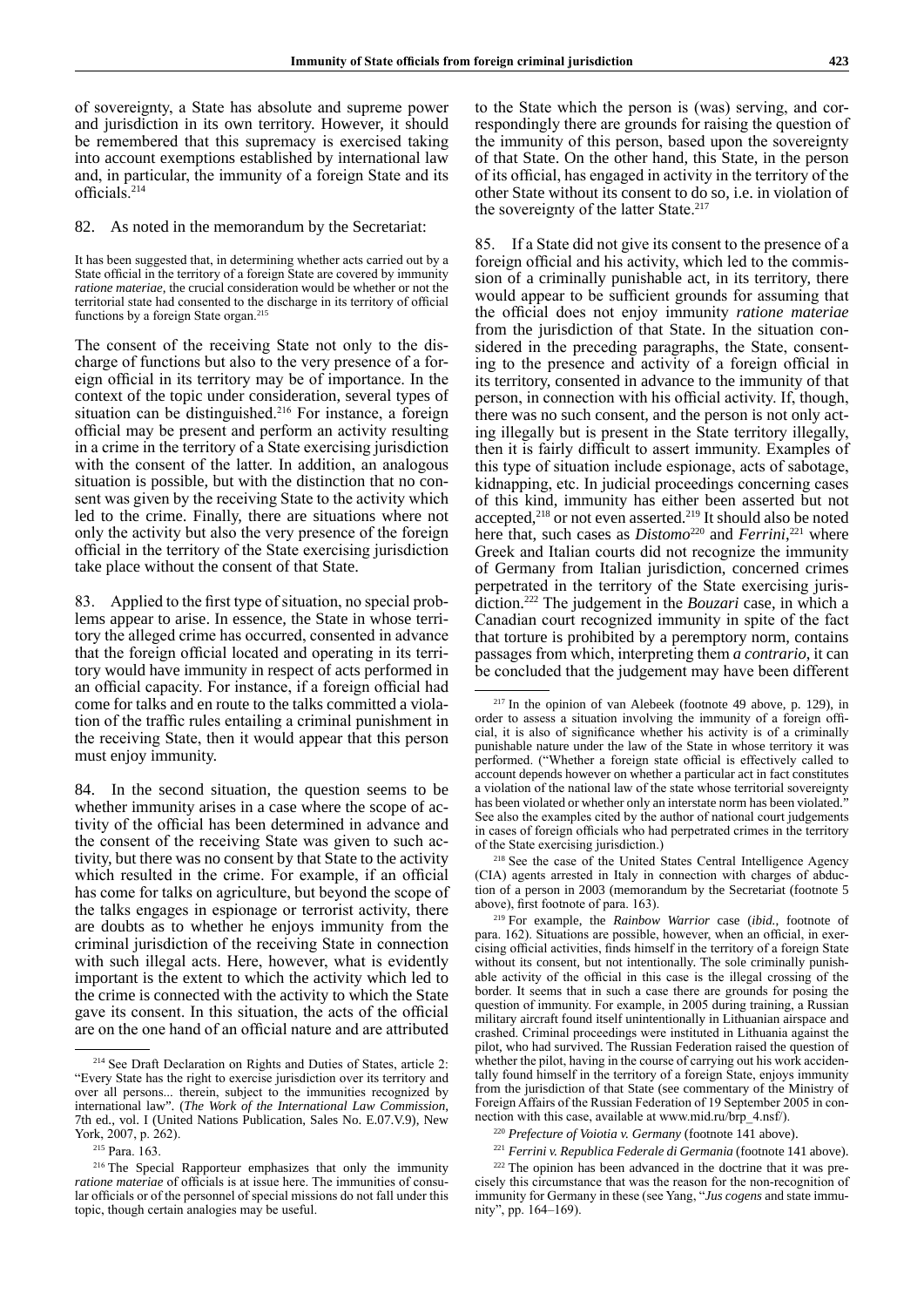of sovereignty, a State has absolute and supreme power and jurisdiction in its own territory. However, it should be remembered that this supremacy is exercised taking into account exemptions established by international law and, in particular, the immunity of a foreign State and its officials.[214]

82. As noted in the memorandum by the Secretariat:

> It has been suggested that, in determining whether acts carried out by a State official in the territory of a foreign State are covered by immunity *ratione materiae*, the crucial consideration would be whether or not the territorial state had consented to the discharge in its territory of official functions by a foreign State organ.[215]

The consent of the receiving State not only to the discharge of functions but also to the very presence of a foreign official in its territory may be of importance. In the context of the topic under consideration, several types of situation can be distinguished.[216] For instance, a foreign official may be present and perform an activity resulting in a crime in the territory of a State exercising jurisdiction with the consent of the latter. In addition, an analogous situation is possible, but with the distinction that no consent was given by the receiving State to the activity which led to the crime. Finally, there are situations where not only the activity but also the very presence of the foreign official in the territory of the State exercising jurisdiction take place without the consent of that State.

83. Applied to the first type of situation, no special problems appear to arise. In essence, the State in whose territory the alleged crime has occurred, consented in advance that the foreign official located and operating in its territory would have immunity in respect of acts performed in an official capacity. For instance, if a foreign official had come for talks and en route to the talks committed a violation of the traffic rules entailing a criminal punishment in the receiving State, then it would appear that this person must enjoy immunity.

84. In the second situation, the question seems to be whether immunity arises in a case where the scope of activity of the official has been determined in advance and the consent of the receiving State was given to such activity, but there was no consent by that State to the activity which resulted in the crime. For example, if an official has come for talks on agriculture, but beyond the scope of the talks engages in espionage or terrorist activity, there are doubts as to whether he enjoys immunity from the criminal jurisdiction of the receiving State in connection with such illegal acts. Here, however, what is evidently important is the extent to which the activity which led to the crime is connected with the activity to which the State gave its consent. In this situation, the acts of the official are on the one hand of an official nature and are attributed to the State which the person is (was) serving, and correspondingly there are grounds for raising the question of the immunity of this person, based upon the sovereignty of that State. On the other hand, this State, in the person of its official, has engaged in activity in the territory of the other State without its consent to do so, i.e. in violation of the sovereignty of the latter State.[217]

85. If a State did not give its consent to the presence of a foreign official and his activity, which led to the commission of a criminally punishable act, in its territory, there would appear to be sufficient grounds for assuming that the official does not enjoy immunity *ratione materiae* from the jurisdiction of that State. In the situation considered in the preceding paragraphs, the State, consenting to the presence and activity of a foreign official in its territory, consented in advance to the immunity of that person, in connection with his official activity. If, though, there was no such consent, and the person is not only acting illegally but is present in the State territory illegally, then it is fairly difficult to assert immunity. Examples of this type of situation include espionage, acts of sabotage, kidnapping, etc. In judicial proceedings concerning cases of this kind, immunity has either been asserted but not accepted,[218] or not even asserted.[219] It should also be noted here that, such cases as *Distomo*[220] and *Ferrini*,[221] where Greek and Italian courts did not recognize the immunity of Germany from Italian jurisdiction, concerned crimes perpetrated in the territory of the State exercising jurisdiction.[222] The judgement in the *Bouzari* case, in which a Canadian court recognized immunity in spite of the fact that torture is prohibited by a peremptory norm, contains passages from which, interpreting them *a contrario*, it can be concluded that the judgement may have been different

---

[214] See Draft Declaration on Rights and Duties of States, article 2: "Every State has the right to exercise jurisdiction over its territory and over all persons... therein, subject to the immunities recognized by international law". (*The Work of the International Law Commission*, 7th ed., vol. I (United Nations Publication, Sales No. E.07.V.9), New York, 2007, p. 262).

[215] Para. 163.

[216] The Special Rapporteur emphasizes that only the immunity *ratione materiae* of officials is at issue here. The immunities of consular officials or of the personnel of special missions do not fall under this topic, though certain analogies may be useful.

[217] In the opinion of van Alebeek (footnote 49 above, p. 129), in order to assess a situation involving the immunity of a foreign official, it is also of significance whether his activity is of a criminally punishable nature under the law of the State in whose territory it was performed. ("Whether a foreign state official is effectively called to account depends however on whether a particular act in fact constitutes a violation of the national law of the state whose territorial sovereignty has been violated or whether only an interstate norm has been violated." See also the examples cited by the author of national court judgements in cases of foreign officials who had perpetrated crimes in the territory of the State exercising jurisdiction.)

[218] See the case of the United States Central Intelligence Agency (CIA) agents arrested in Italy in connection with charges of abduction of a person in 2003 (memorandum by the Secretariat (footnote 5 above), first footnote of para. 163).

[219] For example, the *Rainbow Warrior* case (*ibid.*, footnote of para. 162). Situations are possible, however, when an official, in exercising official activities, finds himself in the territory of a foreign State without its consent, but not intentionally. The sole criminally punishable activity of the official in this case is the illegal crossing of the border. It seems that in such a case there are grounds for posing the question of immunity. For example, in 2005 during training, a Russian military aircraft found itself unintentionally in Lithuanian airspace and crashed. Criminal proceedings were instituted in Lithuania against the pilot, who had survived. The Russian Federation raised the question of whether the pilot, having in the course of carrying out his work accidentally found himself in the territory of a foreign State, enjoys immunity from the jurisdiction of that State (see commentary of the Ministry of Foreign Affairs of the Russian Federation of 19 September 2005 in connection with this case, available at www.mid.ru/brp_4.nsf/).

[220] *Prefecture of Voiotia v. Germany* (footnote 141 above).

[221] *Ferrini v. Republica Federale di Germania* (footnote 141 above).

[222] The opinion has been advanced in the doctrine that it was precisely this circumstance that was the reason for the non-recognition of immunity for Germany in these (see Yang, "*Jus cogens* and state immunity", pp. 164–169).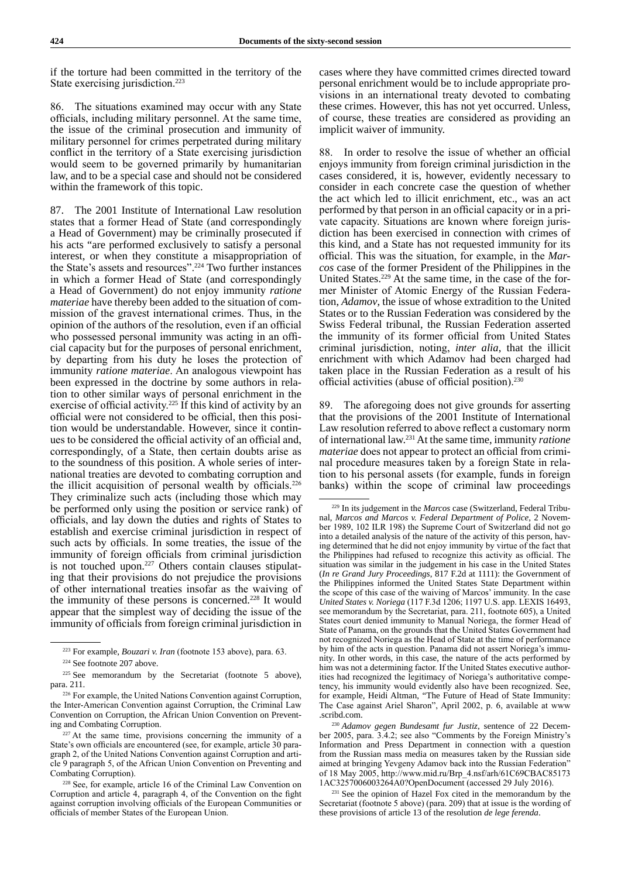if the torture had been committed in the territory of the State exercising jurisdiction.[223]

86. The situations examined may occur with any State officials, including military personnel. At the same time, the issue of the criminal prosecution and immunity of military personnel for crimes perpetrated during military conflict in the territory of a State exercising jurisdiction would seem to be governed primarily by humanitarian law, and to be a special case and should not be considered within the framework of this topic.

87. The 2001 Institute of International Law resolution states that a former Head of State (and correspondingly a Head of Government) may be criminally prosecuted if his acts "are performed exclusively to satisfy a personal interest, or when they constitute a misappropriation of the State's assets and resources".[224] Two further instances in which a former Head of State (and correspondingly a Head of Government) do not enjoy immunity *ratione materiae* have thereby been added to the situation of commission of the gravest international crimes. Thus, in the opinion of the authors of the resolution, even if an official who possessed personal immunity was acting in an official capacity but for the purposes of personal enrichment, by departing from his duty he loses the protection of immunity *ratione materiae*. An analogous viewpoint has been expressed in the doctrine by some authors in relation to other similar ways of personal enrichment in the exercise of official activity.[225] If this kind of activity by an official were not considered to be official, then this position would be understandable. However, since it continues to be considered the official activity of an official and, correspondingly, of a State, then certain doubts arise as to the soundness of this position. A whole series of international treaties are devoted to combating corruption and the illicit acquisition of personal wealth by officials.[226] They criminalize such acts (including those which may be performed only using the position or service rank) of officials, and lay down the duties and rights of States to establish and exercise criminal jurisdiction in respect of such acts by officials. In some treaties, the issue of the immunity of foreign officials from criminal jurisdiction is not touched upon.[227] Others contain clauses stipulating that their provisions do not prejudice the provisions of other international treaties insofar as the waiving of the immunity of these persons is concerned.[228] It would appear that the simplest way of deciding the issue of the immunity of officials from foreign criminal jurisdiction in cases where they have committed crimes directed toward personal enrichment would be to include appropriate provisions in an international treaty devoted to combating these crimes. However, this has not yet occurred. Unless, of course, these treaties are considered as providing an implicit waiver of immunity.

88. In order to resolve the issue of whether an official enjoys immunity from foreign criminal jurisdiction in the cases considered, it is, however, evidently necessary to consider in each concrete case the question of whether the act which led to illicit enrichment, etc., was an act performed by that person in an official capacity or in a private capacity. Situations are known where foreign jurisdiction has been exercised in connection with crimes of this kind, and a State has not requested immunity for its official. This was the situation, for example, in the *Marcos* case of the former President of the Philippines in the United States.[229] At the same time, in the case of the former Minister of Atomic Energy of the Russian Federation, *Adamov*, the issue of whose extradition to the United States or to the Russian Federation was considered by the Swiss Federal tribunal, the Russian Federation asserted the immunity of its former official from United States criminal jurisdiction, noting, *inter alia*, that the illicit enrichment with which Adamov had been charged had taken place in the Russian Federation as a result of his official activities (abuse of official position).[230]

89. The aforegoing does not give grounds for asserting that the provisions of the 2001 Institute of International Law resolution referred to above reflect a customary norm of international law.[231] At the same time, immunity *ratione materiae* does not appear to protect an official from criminal procedure measures taken by a foreign State in relation to his personal assets (for example, funds in foreign banks) within the scope of criminal law proceedings

---

[223] For example, *Bouzari v. Iran* (footnote 153 above), para. 63.

[224] See footnote 207 above.

[225] See memorandum by the Secretariat (footnote 5 above), para. 211.

[226] For example, the United Nations Convention against Corruption, the Inter-American Convention against Corruption, the Criminal Law Convention on Corruption, the African Union Convention on Preventing and Combating Corruption.

[227] At the same time, provisions concerning the immunity of a State's own officials are encountered (see, for example, article 30 paragraph 2, of the United Nations Convention against Corruption and article 9 paragraph 5, of the African Union Convention on Preventing and Combating Corruption).

[228] See, for example, article 16 of the Criminal Law Convention on Corruption and article 4, paragraph 4, of the Convention on the fight against corruption involving officials of the European Communities or officials of member States of the European Union.

[229] In its judgement in the *Marcos* case (Switzerland, Federal Tribunal, *Marcos and Marcos v. Federal Department of Police*, 2 November 1989, 102 ILR 198) the Supreme Court of Switzerland did not go into a detailed analysis of the nature of the activity of this person, having determined that he did not enjoy immunity by virtue of the fact that the Philippines had refused to recognize this activity as official. The situation was similar in the judgement in his case in the United States (*In re Grand Jury Proceedings*, 817 F.2d at 1111): the Government of the Philippines informed the United States State Department within the scope of this case of the waiving of Marcos' immunity. In the case *United States v. Noriega* (117 F.3d 1206; 1197 U.S. app. LEXIS 16493, see memorandum by the Secretariat, para. 211, footnote 605), a United States court denied immunity to Manual Noriega, the former Head of State of Panama, on the grounds that the United States Government had not recognized Noriega as the Head of State at the time of performance by him of the acts in question. Panama did not assert Noriega's immunity. In other words, in this case, the nature of the acts performed by him was not a determining factor. If the United States executive authorities had recognized the legitimacy of Noriega's authoritative competency, his immunity would evidently also have been recognized. See, for example, Heidi Altman, "The Future of Head of State Immunity: The Case against Ariel Sharon", April 2002, p. 6, available at www.scribd.com.

[230] *Adamov gegen Bundesamt fur Justiz*, sentence of 22 December 2005, para. 3.4.2; see also "Comments by the Foreign Ministry's Information and Press Department in connection with a question from the Russian mass media on measures taken by the Russian side aimed at bringing Yevgeny Adamov back into the Russian Federation" of 18 May 2005, http://www.mid.ru/Brp_4.nsf/arh/61C69CBAC851731AC3257006003264A0?OpenDocument (accessed 29 July 2016).

[231] See the opinion of Hazel Fox cited in the memorandum by the Secretariat (footnote 5 above) (para. 209) that at issue is the wording of these provisions of article 13 of the resolution *de lege ferenda*.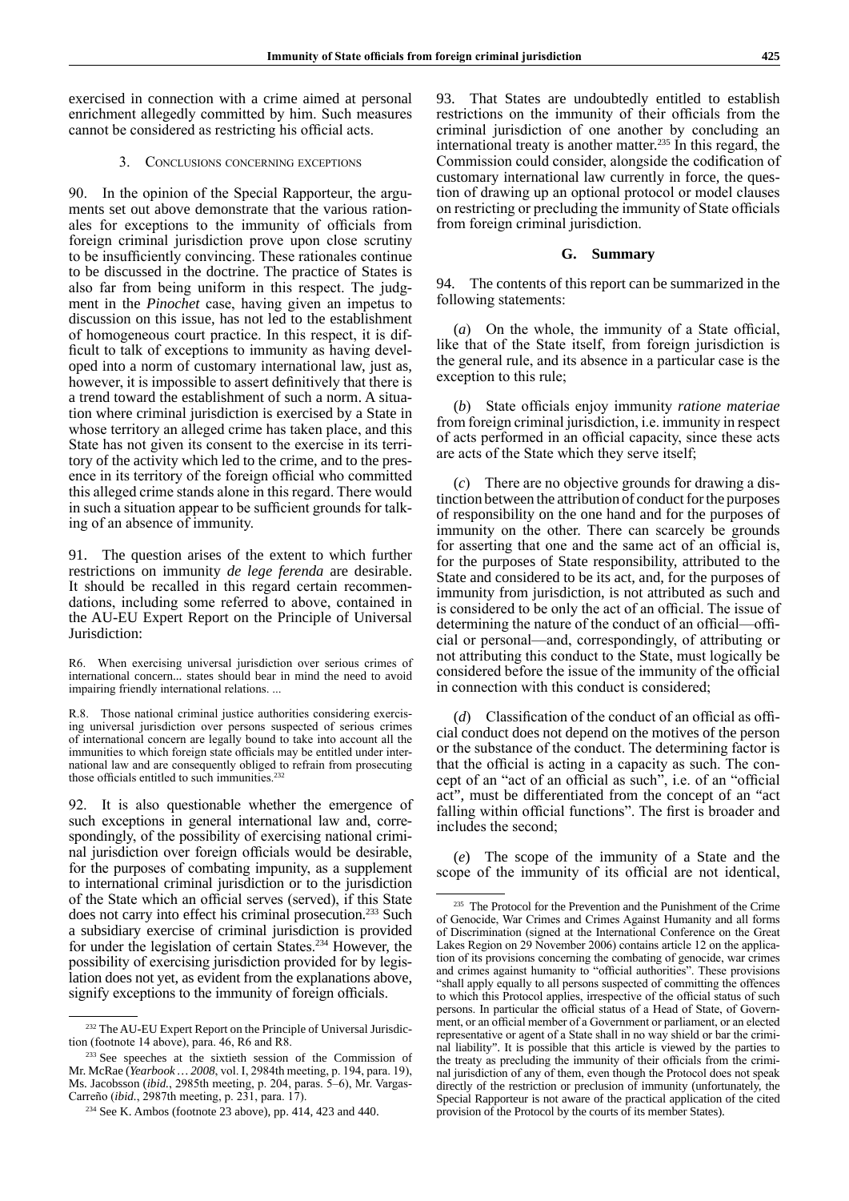exercised in connection with a crime aimed at personal enrichment allegedly committed by him. Such measures cannot be considered as restricting his official acts.

### 3. Conclusions concerning exceptions

90. In the opinion of the Special Rapporteur, the arguments set out above demonstrate that the various rationales for exceptions to the immunity of officials from foreign criminal jurisdiction prove upon close scrutiny to be insufficiently convincing. These rationales continue to be discussed in the doctrine. The practice of States is also far from being uniform in this respect. The judgment in the *Pinochet* case, having given an impetus to discussion on this issue, has not led to the establishment of homogeneous court practice. In this respect, it is difficult to talk of exceptions to immunity as having developed into a norm of customary international law, just as, however, it is impossible to assert definitively that there is a trend toward the establishment of such a norm. A situation where criminal jurisdiction is exercised by a State in whose territory an alleged crime has taken place, and this State has not given its consent to the exercise in its territory of the activity which led to the crime, and to the presence in its territory of the foreign official who committed this alleged crime stands alone in this regard. There would in such a situation appear to be sufficient grounds for talking of an absence of immunity.

91. The question arises of the extent to which further restrictions on immunity *de lege ferenda* are desirable. It should be recalled in this regard certain recommendations, including some referred to above, contained in the AU-EU Expert Report on the Principle of Universal Jurisdiction:

> R6. When exercising universal jurisdiction over serious crimes of international concern... states should bear in mind the need to avoid impairing friendly international relations. ...
>
> R.8. Those national criminal justice authorities considering exercising universal jurisdiction over persons suspected of serious crimes of international concern are legally bound to take into account all the immunities to which foreign state officials may be entitled under international law and are consequently obliged to refrain from prosecuting those officials entitled to such immunities.[232]

92. It is also questionable whether the emergence of such exceptions in general international law and, correspondingly, of the possibility of exercising national criminal jurisdiction over foreign officials would be desirable, for the purposes of combating impunity, as a supplement to international criminal jurisdiction or to the jurisdiction of the State which an official serves (served), if this State does not carry into effect his criminal prosecution.[233] Such a subsidiary exercise of criminal jurisdiction is provided for under the legislation of certain States.[234] However, the possibility of exercising jurisdiction provided for by legislation does not yet, as evident from the explanations above, signify exceptions to the immunity of foreign officials.

93. That States are undoubtedly entitled to establish restrictions on the immunity of their officials from the criminal jurisdiction of one another by concluding an international treaty is another matter.[235] In this regard, the Commission could consider, alongside the codification of customary international law currently in force, the question of drawing up an optional protocol or model clauses on restricting or precluding the immunity of State officials from foreign criminal jurisdiction.

## G. Summary

94. The contents of this report can be summarized in the following statements:

(*a*) On the whole, the immunity of a State official, like that of the State itself, from foreign jurisdiction is the general rule, and its absence in a particular case is the exception to this rule;

(*b*) State officials enjoy immunity *ratione materiae* from foreign criminal jurisdiction, i.e. immunity in respect of acts performed in an official capacity, since these acts are acts of the State which they serve itself;

(*c*) There are no objective grounds for drawing a distinction between the attribution of conduct for the purposes of responsibility on the one hand and for the purposes of immunity on the other. There can scarcely be grounds for asserting that one and the same act of an official is, for the purposes of State responsibility, attributed to the State and considered to be its act, and, for the purposes of immunity from jurisdiction, is not attributed as such and is considered to be only the act of an official. The issue of determining the nature of the conduct of an official—official or personal—and, correspondingly, of attributing or not attributing this conduct to the State, must logically be considered before the issue of the immunity of the official in connection with this conduct is considered;

(*d*) Classification of the conduct of an official as official conduct does not depend on the motives of the person or the substance of the conduct. The determining factor is that the official is acting in a capacity as such. The concept of an "act of an official as such", i.e. of an "official act", must be differentiated from the concept of an "act falling within official functions". The first is broader and includes the second;

(*e*) The scope of the immunity of a State and the scope of the immunity of its official are not identical,

---

[232] The AU-EU Expert Report on the Principle of Universal Jurisdiction (footnote 14 above), para. 46, R6 and R8.

[233] See speeches at the sixtieth session of the Commission of Mr. McRae (*Yearbook … 2008*, vol. I, 2984th meeting, p. 194, para. 19), Ms. Jacobsson (*ibid.*, 2985th meeting, p. 204, paras. 5–6), Mr. Vargas-Carreño (*ibid.*, 2987th meeting, p. 231, para. 17).

[234] See K. Ambos (footnote 23 above), pp. 414, 423 and 440.

[235] The Protocol for the Prevention and the Punishment of the Crime of Genocide, War Crimes and Crimes Against Humanity and all forms of Discrimination (signed at the International Conference on the Great Lakes Region on 29 November 2006) contains article 12 on the application of its provisions concerning the combating of genocide, war crimes and crimes against humanity to "official authorities". These provisions "shall apply equally to all persons suspected of committing the offences to which this Protocol applies, irrespective of the official status of such persons. In particular the official status of a Head of State, of Government, or an official member of a Government or parliament, or an elected representative or agent of a State shall in no way shield or bar the criminal liability". It is possible that this article is viewed by the parties to the treaty as precluding the immunity of their officials from the criminal jurisdiction of any of them, even though the Protocol does not speak directly of the restriction or preclusion of immunity (unfortunately, the Special Rapporteur is not aware of the practical application of the cited provision of the Protocol by the courts of its member States).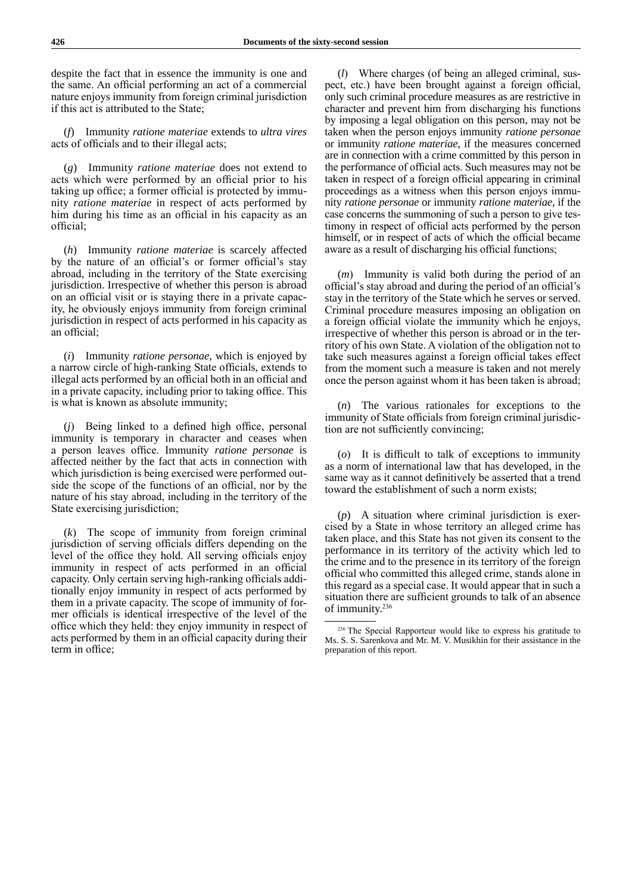despite the fact that in essence the immunity is one and the same. An official performing an act of a commercial nature enjoys immunity from foreign criminal jurisdiction if this act is attributed to the State;

(*f*) Immunity *ratione materiae* extends to *ultra vires* acts of officials and to their illegal acts;

(*g*) Immunity *ratione materiae* does not extend to acts which were performed by an official prior to his taking up office; a former official is protected by immunity *ratione materiae* in respect of acts performed by him during his time as an official in his capacity as an official;

(*h*) Immunity *ratione materiae* is scarcely affected by the nature of an official's or former official's stay abroad, including in the territory of the State exercising jurisdiction. Irrespective of whether this person is abroad on an official visit or is staying there in a private capacity, he obviously enjoys immunity from foreign criminal jurisdiction in respect of acts performed in his capacity as an official;

(*i*) Immunity *ratione personae*, which is enjoyed by a narrow circle of high-ranking State officials, extends to illegal acts performed by an official both in an official and in a private capacity, including prior to taking office. This is what is known as absolute immunity;

(*j*) Being linked to a defined high office, personal immunity is temporary in character and ceases when a person leaves office. Immunity *ratione personae* is affected neither by the fact that acts in connection with which jurisdiction is being exercised were performed outside the scope of the functions of an official, nor by the nature of his stay abroad, including in the territory of the State exercising jurisdiction;

(*k*) The scope of immunity from foreign criminal jurisdiction of serving officials differs depending on the level of the office they hold. All serving officials enjoy immunity in respect of acts performed in an official capacity. Only certain serving high-ranking officials additionally enjoy immunity in respect of acts performed by them in a private capacity. The scope of immunity of former officials is identical irrespective of the level of the office which they held: they enjoy immunity in respect of acts performed by them in an official capacity during their term in office;

(*l*) Where charges (of being an alleged criminal, suspect, etc.) have been brought against a foreign official, only such criminal procedure measures as are restrictive in character and prevent him from discharging his functions by imposing a legal obligation on this person, may not be taken when the person enjoys immunity *ratione personae* or immunity *ratione materiae*, if the measures concerned are in connection with a crime committed by this person in the performance of official acts. Such measures may not be taken in respect of a foreign official appearing in criminal proceedings as a witness when this person enjoys immunity *ratione personae* or immunity *ratione materiae*, if the case concerns the summoning of such a person to give testimony in respect of official acts performed by the person himself, or in respect of acts of which the official became aware as a result of discharging his official functions;

(*m*) Immunity is valid both during the period of an official's stay abroad and during the period of an official's stay in the territory of the State which he serves or served. Criminal procedure measures imposing an obligation on a foreign official violate the immunity which he enjoys, irrespective of whether this person is abroad or in the territory of his own State. A violation of the obligation not to take such measures against a foreign official takes effect from the moment such a measure is taken and not merely once the person against whom it has been taken is abroad;

(*n*) The various rationales for exceptions to the immunity of State officials from foreign criminal jurisdiction are not sufficiently convincing;

(*o*) It is difficult to talk of exceptions to immunity as a norm of international law that has developed, in the same way as it cannot definitively be asserted that a trend toward the establishment of such a norm exists;

(*p*) A situation where criminal jurisdiction is exercised by a State in whose territory an alleged crime has taken place, and this State has not given its consent to the performance in its territory of the activity which led to the crime and to the presence in its territory of the foreign official who committed this alleged crime, stands alone in this regard as a special case. It would appear that in such a situation there are sufficient grounds to talk of an absence of immunity.[236]

[236] The Special Rapporteur would like to express his gratitude to Ms. S. S. Sarenkova and Mr. M. V. Musikhin for their assistance in the preparation of this report.